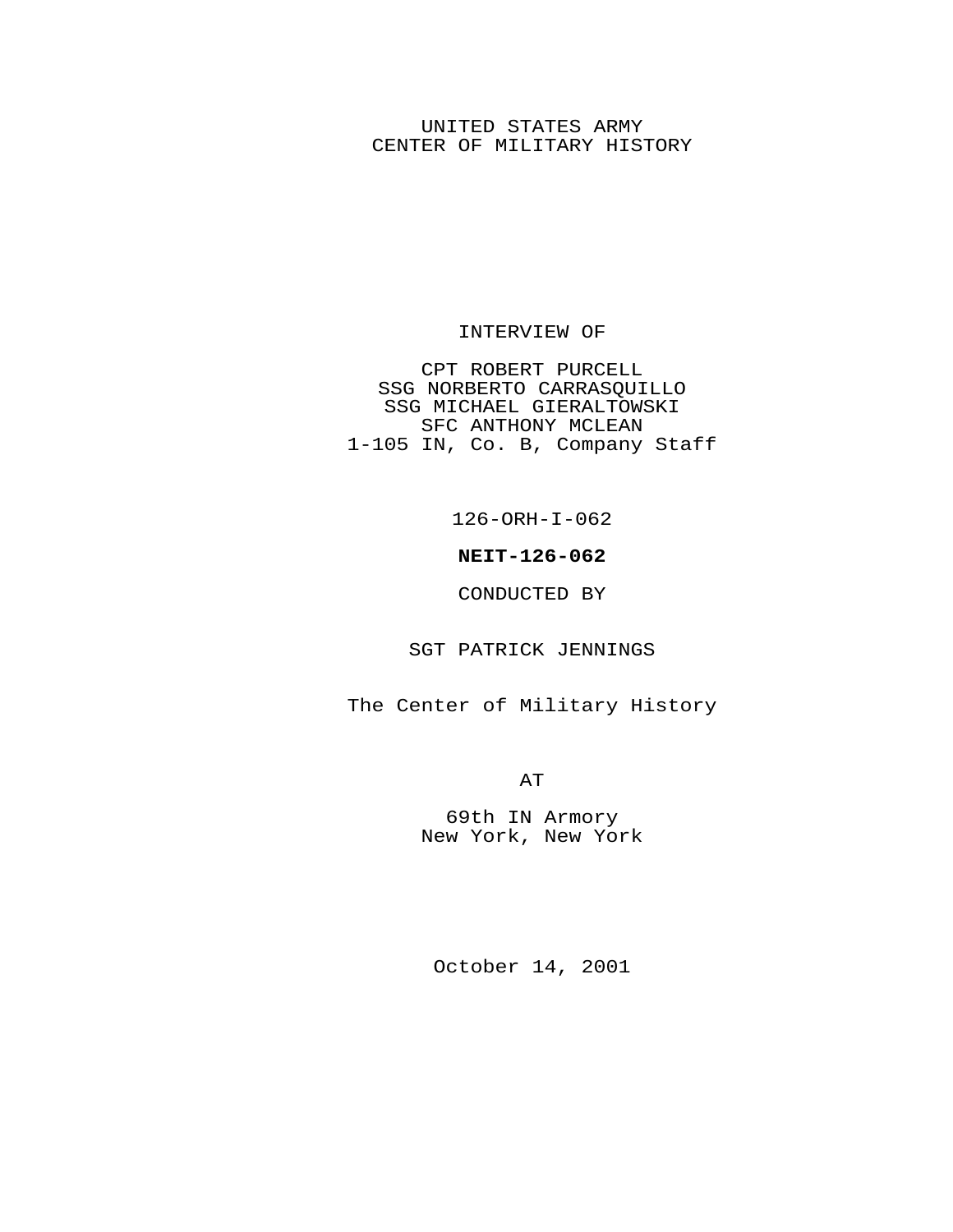UNITED STATES ARMY
CENTER OF MILITARY HISTORY

INTERVIEW OF

CPT ROBERT PURCELL
SSG NORBERTO CARRASQUILLO
SSG MICHAEL GIERALTOWSKI
SFC ANTHONY MCLEAN
1-105 IN, Co. B, Company Staff

126-ORH-I-062

**NEIT-126-062**

CONDUCTED BY

SGT PATRICK JENNINGS

The Center of Military History

AT

69th IN Armory
New York, New York

October 14, 2001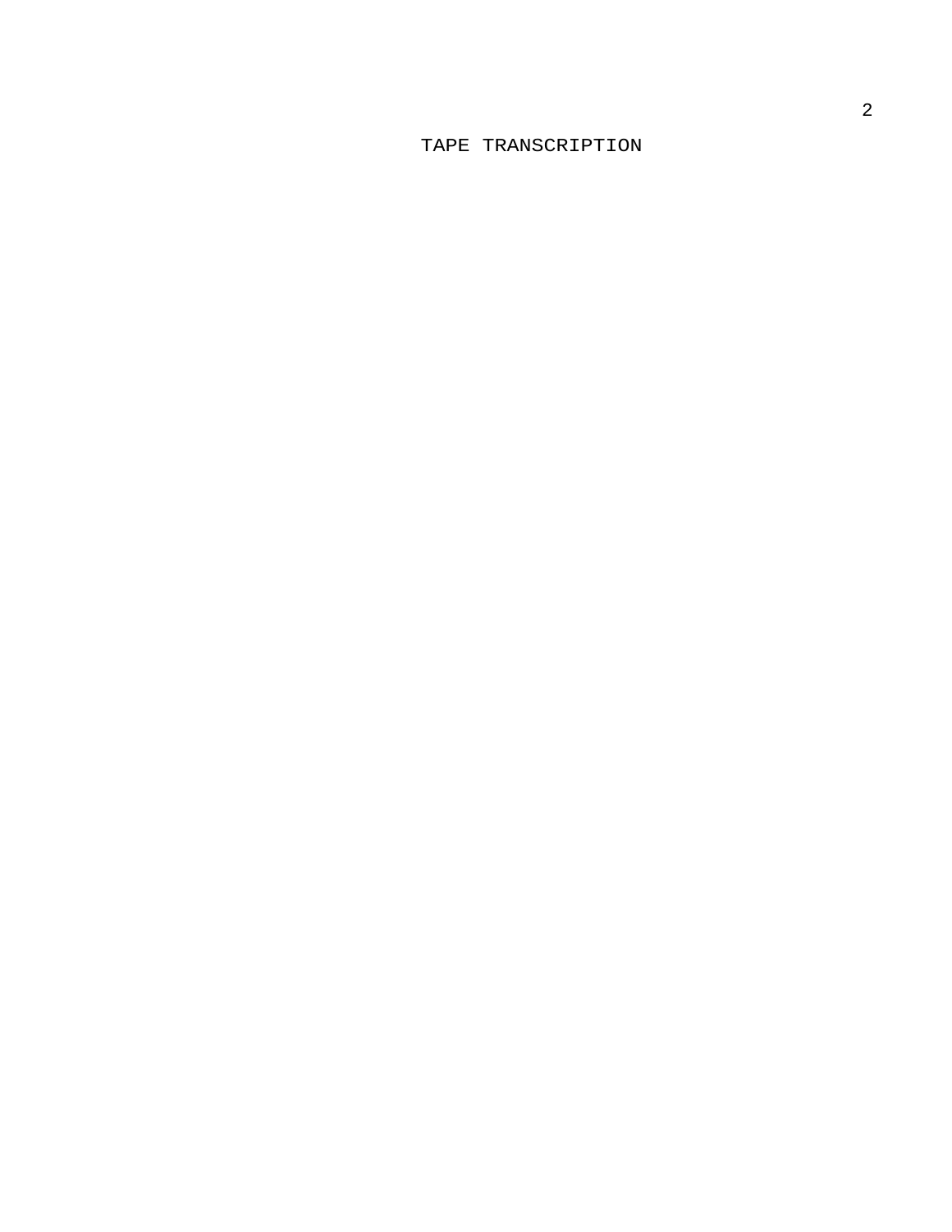# TAPE TRANSCRIPTION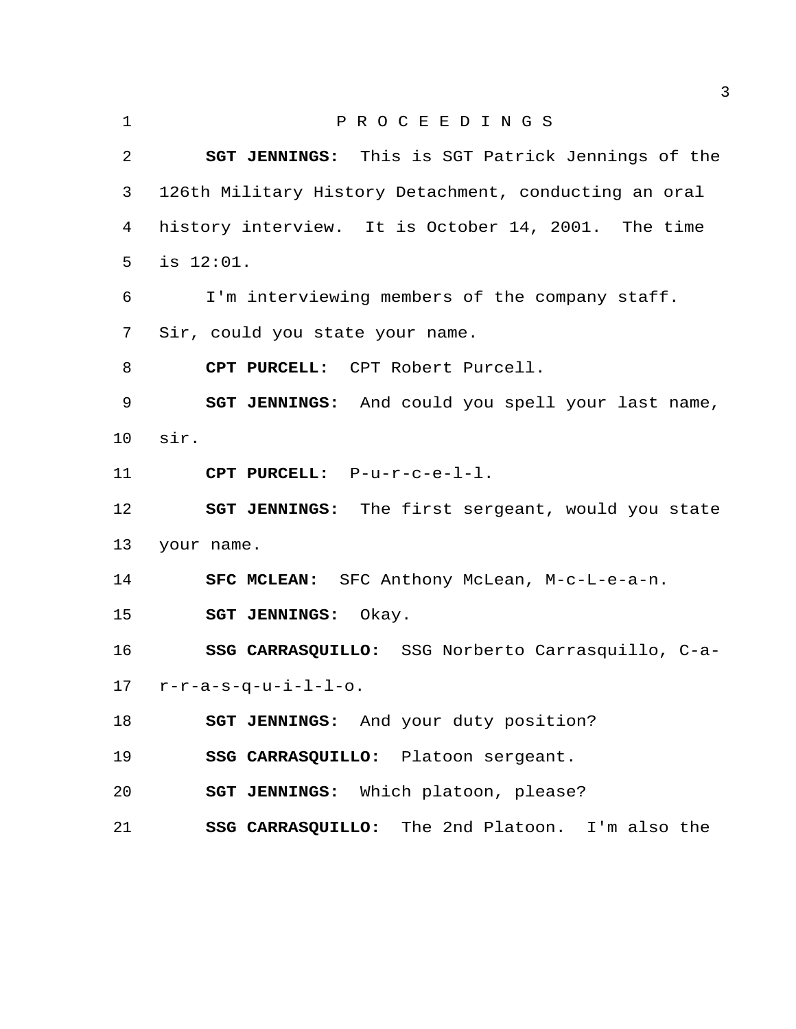P R O C E E D I N G S

**SGT JENNINGS:** This is SGT Patrick Jennings of the 126th Military History Detachment, conducting an oral history interview. It is October 14, 2001. The time is 12:01.

I'm interviewing members of the company staff. Sir, could you state your name.

**CPT PURCELL:** CPT Robert Purcell.

**SGT JENNINGS:** And could you spell your last name, sir.

**CPT PURCELL:** P-u-r-c-e-l-l.

**SGT JENNINGS:** The first sergeant, would you state your name.

**SFC MCLEAN:** SFC Anthony McLean, M-c-L-e-a-n.

**SGT JENNINGS:** Okay.

**SSG CARRASQUILLO:** SSG Norberto Carrasquillo, C-a-r-r-a-s-q-u-i-l-l-o.

**SGT JENNINGS:** And your duty position?

**SSG CARRASQUILLO:** Platoon sergeant.

**SGT JENNINGS:** Which platoon, please?

**SSG CARRASQUILLO:** The 2nd Platoon. I'm also the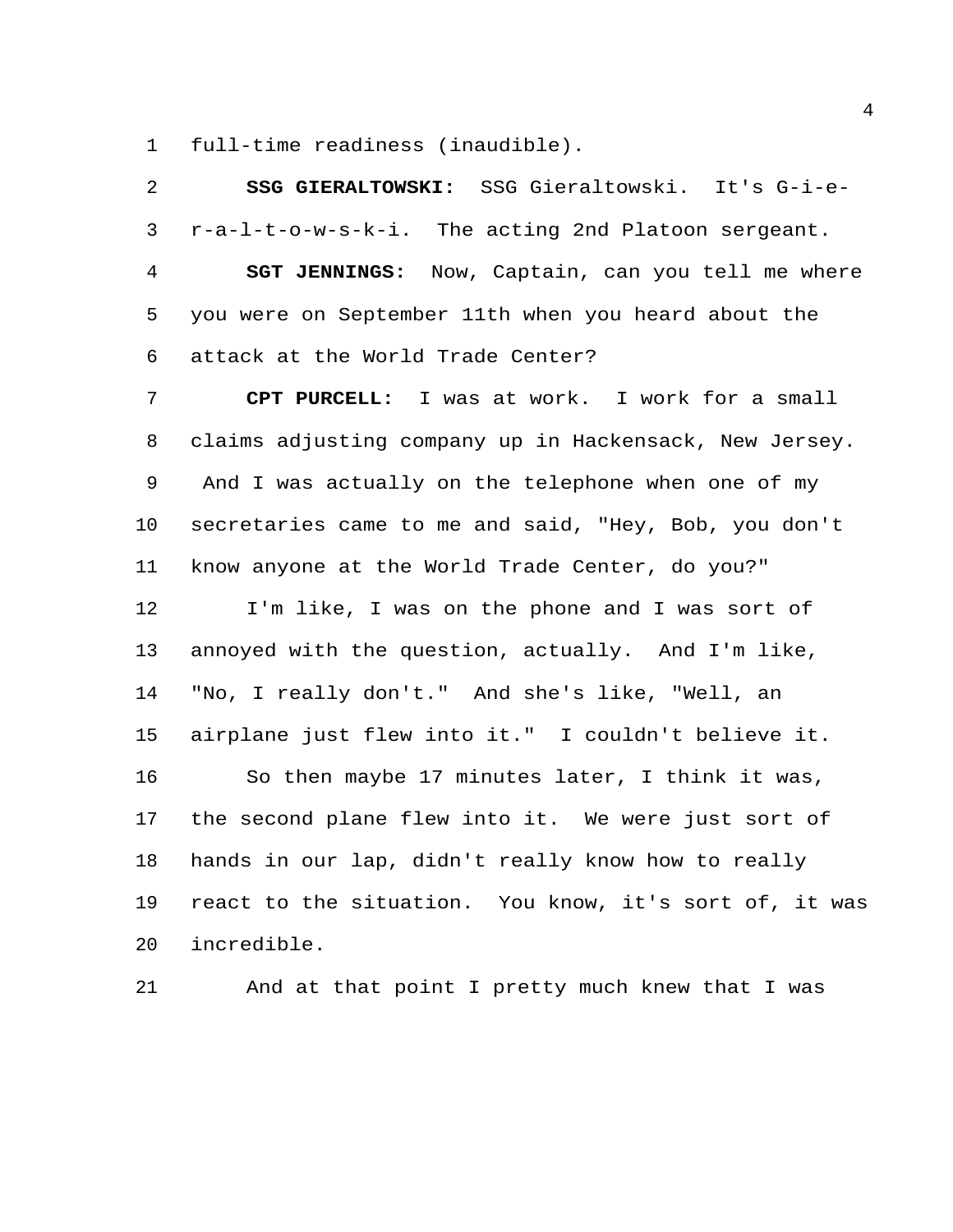full-time readiness (inaudible).

**SSG GIERALTOWSKI:** SSG Gieraltowski. It's G-i-e-r-a-l-t-o-w-s-k-i. The acting 2nd Platoon sergeant.

**SGT JENNINGS:** Now, Captain, can you tell me where you were on September 11th when you heard about the attack at the World Trade Center?

**CPT PURCELL:** I was at work. I work for a small claims adjusting company up in Hackensack, New Jersey. And I was actually on the telephone when one of my secretaries came to me and said, "Hey, Bob, you don't know anyone at the World Trade Center, do you?"

I'm like, I was on the phone and I was sort of annoyed with the question, actually. And I'm like, "No, I really don't." And she's like, "Well, an airplane just flew into it." I couldn't believe it.

So then maybe 17 minutes later, I think it was, the second plane flew into it. We were just sort of hands in our lap, didn't really know how to really react to the situation. You know, it's sort of, it was incredible.

And at that point I pretty much knew that I was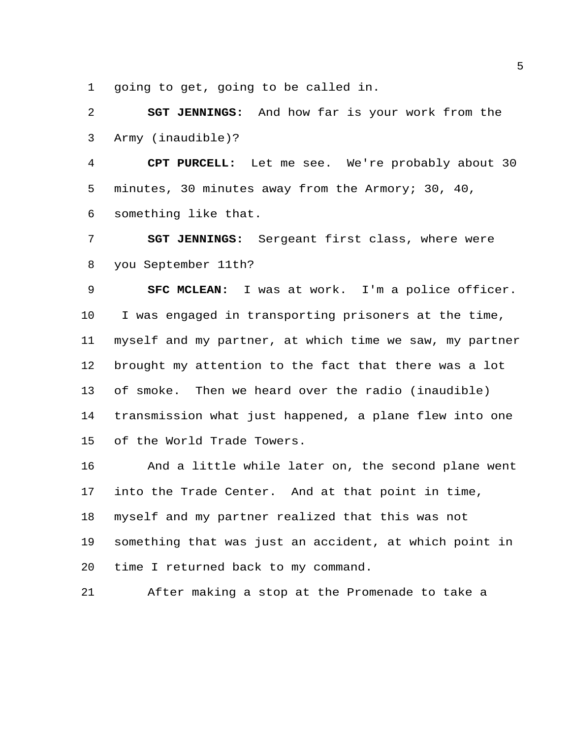going to get, going to be called in.

**SGT JENNINGS:** And how far is your work from the Army (inaudible)?

**CPT PURCELL:** Let me see. We're probably about 30 minutes, 30 minutes away from the Armory; 30, 40, something like that.

**SGT JENNINGS:** Sergeant first class, where were you September 11th?

**SFC MCLEAN:** I was at work. I'm a police officer. I was engaged in transporting prisoners at the time, myself and my partner, at which time we saw, my partner brought my attention to the fact that there was a lot of smoke. Then we heard over the radio (inaudible) transmission what just happened, a plane flew into one of the World Trade Towers.

And a little while later on, the second plane went into the Trade Center. And at that point in time, myself and my partner realized that this was not something that was just an accident, at which point in time I returned back to my command.

After making a stop at the Promenade to take a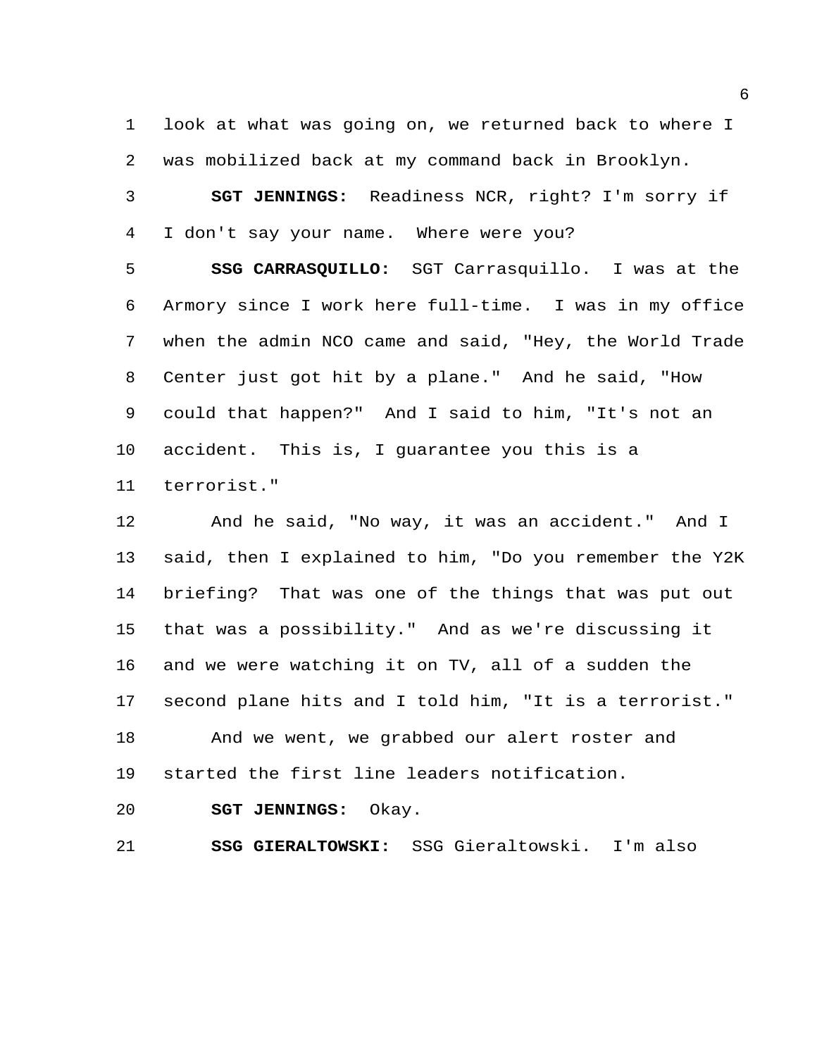look at what was going on, we returned back to where I was mobilized back at my command back in Brooklyn.

**SGT JENNINGS:** Readiness NCR, right? I'm sorry if I don't say your name. Where were you?

**SSG CARRASQUILLO:** SGT Carrasquillo. I was at the Armory since I work here full-time. I was in my office when the admin NCO came and said, "Hey, the World Trade Center just got hit by a plane." And he said, "How could that happen?" And I said to him, "It's not an accident. This is, I guarantee you this is a terrorist."

And he said, "No way, it was an accident." And I said, then I explained to him, "Do you remember the Y2K briefing? That was one of the things that was put out that was a possibility." And as we're discussing it and we were watching it on TV, all of a sudden the second plane hits and I told him, "It is a terrorist."

And we went, we grabbed our alert roster and started the first line leaders notification.

**SGT JENNINGS:** Okay.

**SSG GIERALTOWSKI:** SSG Gieraltowski. I'm also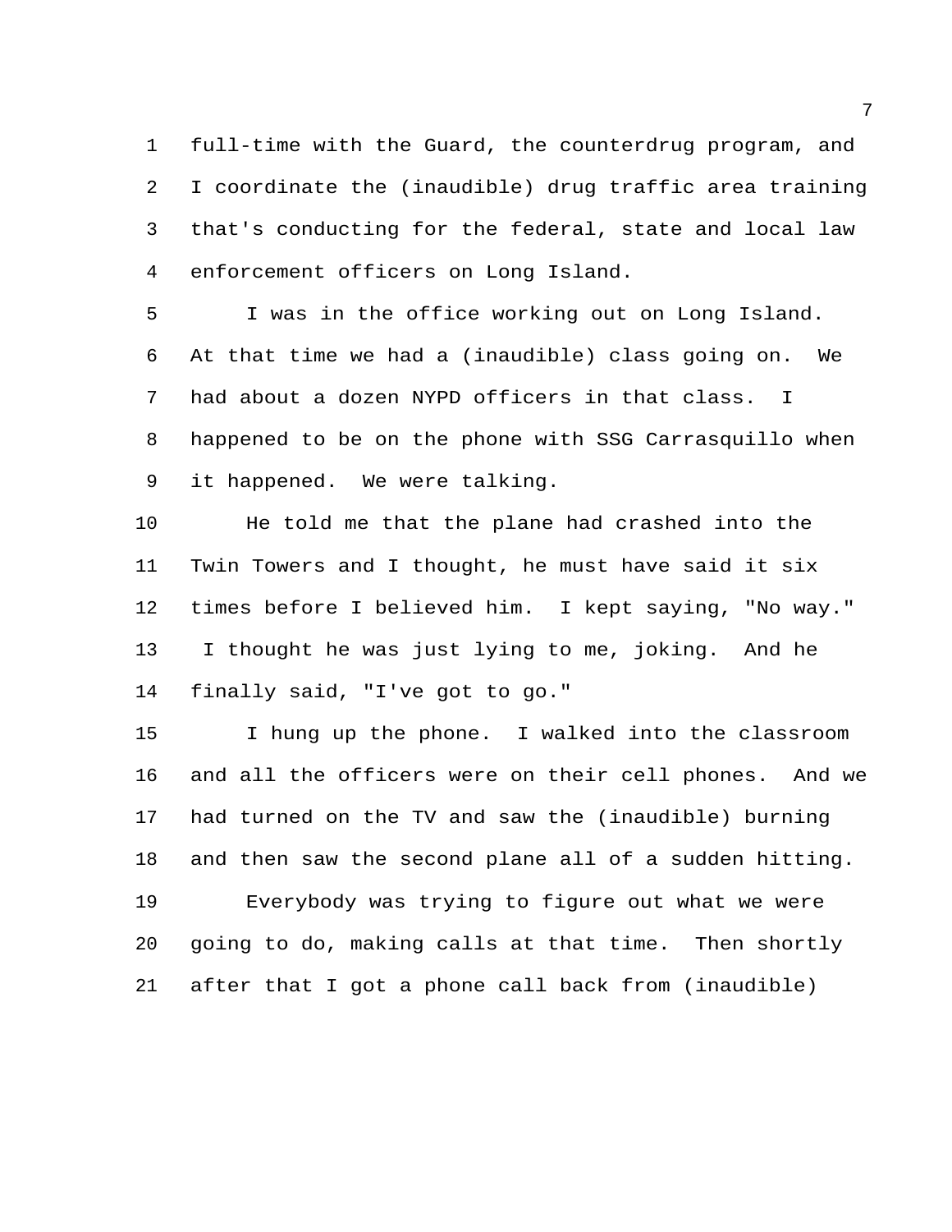full-time with the Guard, the counterdrug program, and I coordinate the (inaudible) drug traffic area training that's conducting for the federal, state and local law enforcement officers on Long Island.

I was in the office working out on Long Island. At that time we had a (inaudible) class going on. We had about a dozen NYPD officers in that class. I happened to be on the phone with SSG Carrasquillo when it happened. We were talking.

He told me that the plane had crashed into the Twin Towers and I thought, he must have said it six times before I believed him. I kept saying, "No way." I thought he was just lying to me, joking. And he finally said, "I've got to go."

I hung up the phone. I walked into the classroom and all the officers were on their cell phones. And we had turned on the TV and saw the (inaudible) burning and then saw the second plane all of a sudden hitting.

Everybody was trying to figure out what we were going to do, making calls at that time. Then shortly after that I got a phone call back from (inaudible)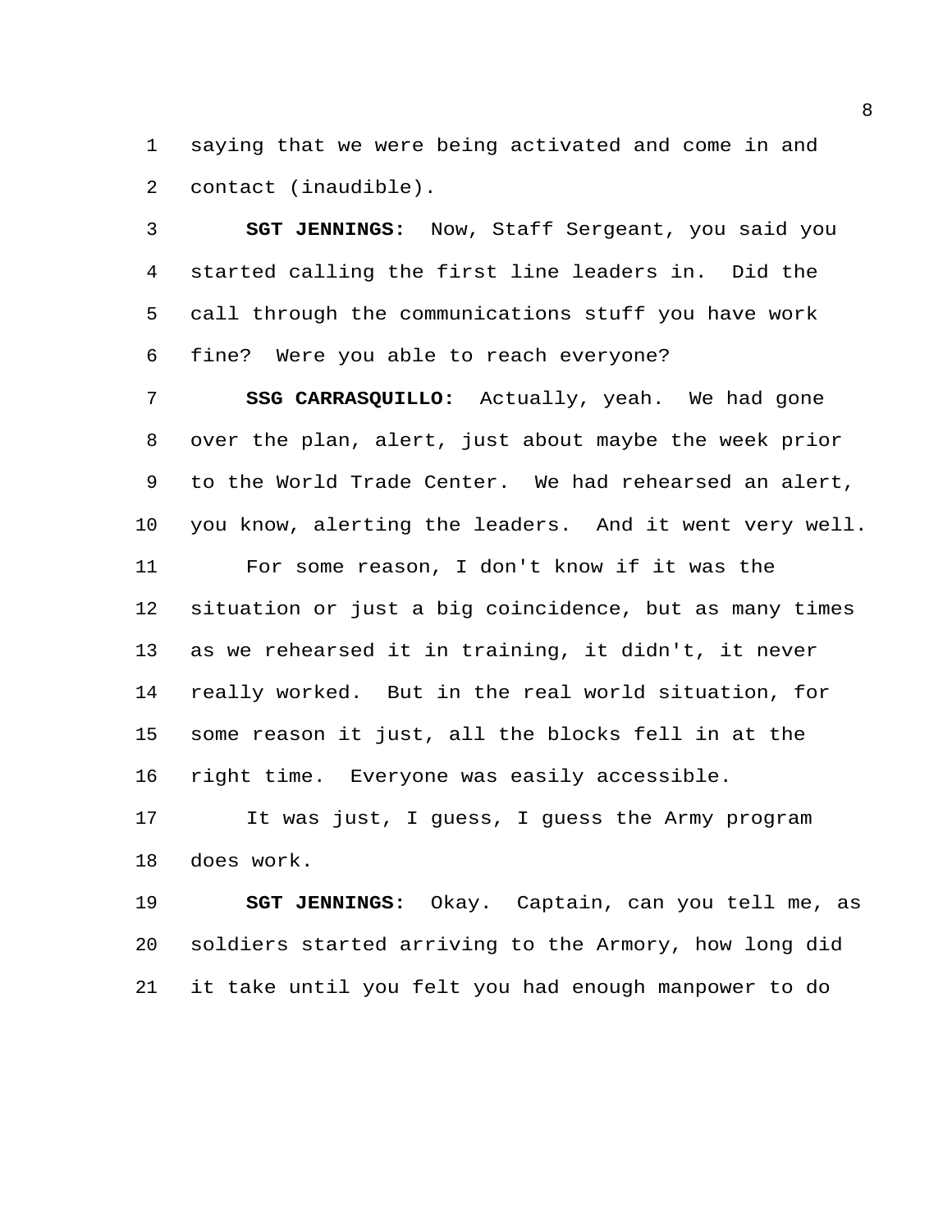saying that we were being activated and come in and contact (inaudible).

**SGT JENNINGS:** Now, Staff Sergeant, you said you started calling the first line leaders in. Did the call through the communications stuff you have work fine? Were you able to reach everyone?

**SSG CARRASQUILLO:** Actually, yeah. We had gone over the plan, alert, just about maybe the week prior to the World Trade Center. We had rehearsed an alert, you know, alerting the leaders. And it went very well.

For some reason, I don't know if it was the situation or just a big coincidence, but as many times as we rehearsed it in training, it didn't, it never really worked. But in the real world situation, for some reason it just, all the blocks fell in at the right time. Everyone was easily accessible.

It was just, I guess, I guess the Army program does work.

**SGT JENNINGS:** Okay. Captain, can you tell me, as soldiers started arriving to the Armory, how long did it take until you felt you had enough manpower to do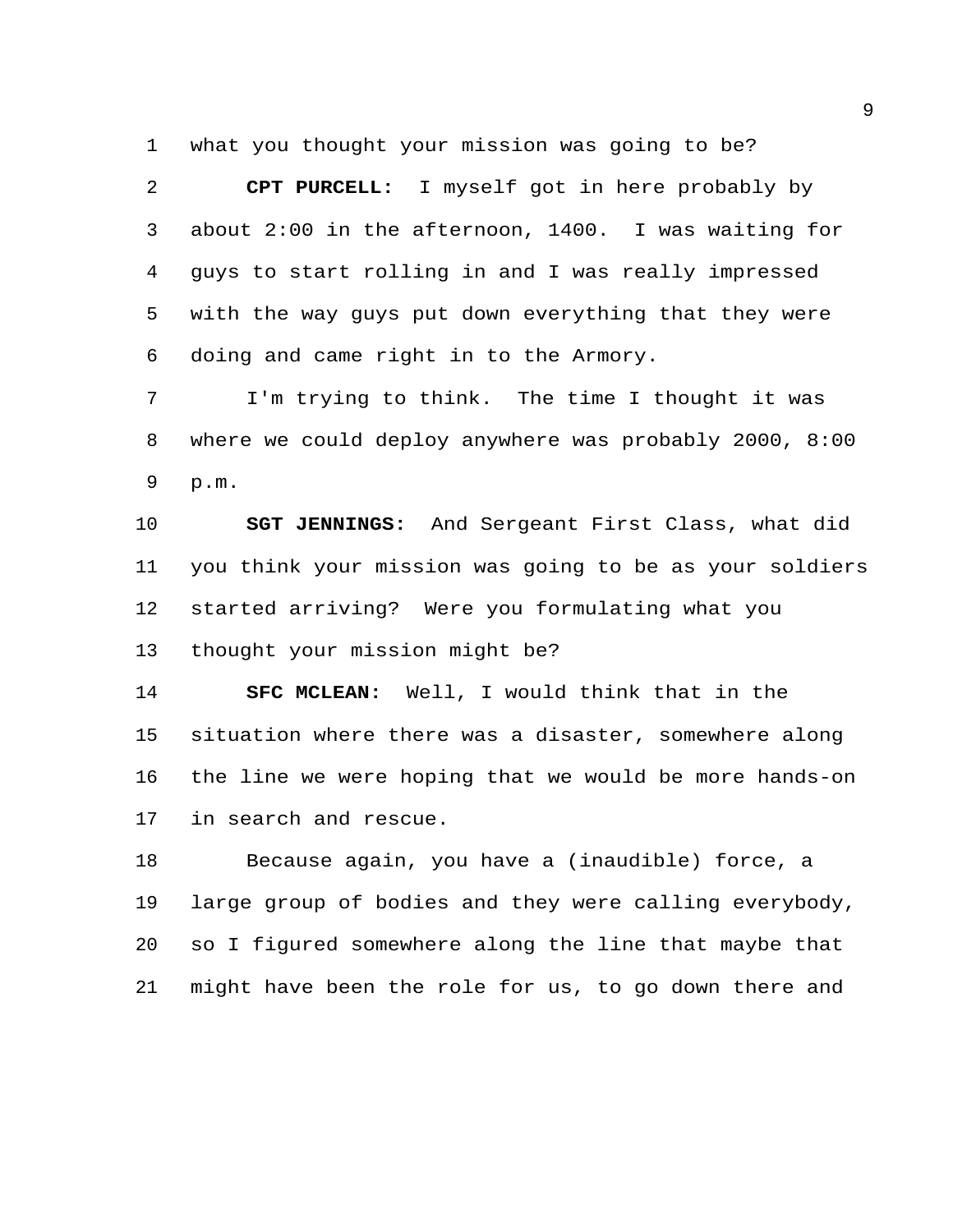what you thought your mission was going to be?

**CPT PURCELL:** I myself got in here probably by about 2:00 in the afternoon, 1400. I was waiting for guys to start rolling in and I was really impressed with the way guys put down everything that they were doing and came right in to the Armory.

I'm trying to think. The time I thought it was where we could deploy anywhere was probably 2000, 8:00 p.m.

**SGT JENNINGS:** And Sergeant First Class, what did you think your mission was going to be as your soldiers started arriving? Were you formulating what you thought your mission might be?

**SFC MCLEAN:** Well, I would think that in the situation where there was a disaster, somewhere along the line we were hoping that we would be more hands-on in search and rescue.

Because again, you have a (inaudible) force, a large group of bodies and they were calling everybody, so I figured somewhere along the line that maybe that might have been the role for us, to go down there and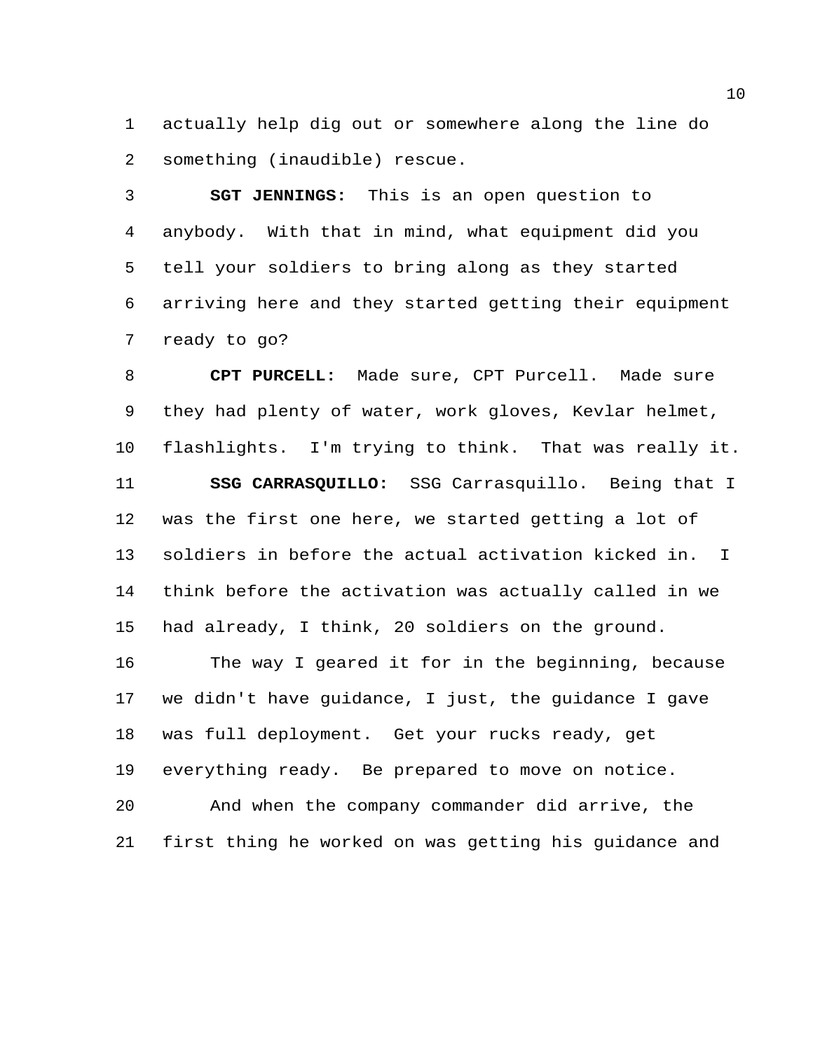actually help dig out or somewhere along the line do something (inaudible) rescue.

**SGT JENNINGS:** This is an open question to anybody. With that in mind, what equipment did you tell your soldiers to bring along as they started arriving here and they started getting their equipment ready to go?

**CPT PURCELL:** Made sure, CPT Purcell. Made sure they had plenty of water, work gloves, Kevlar helmet, flashlights. I'm trying to think. That was really it.

**SSG CARRASQUILLO:** SSG Carrasquillo. Being that I was the first one here, we started getting a lot of soldiers in before the actual activation kicked in. I think before the activation was actually called in we had already, I think, 20 soldiers on the ground.

The way I geared it for in the beginning, because we didn't have guidance, I just, the guidance I gave was full deployment. Get your rucks ready, get everything ready. Be prepared to move on notice.

And when the company commander did arrive, the first thing he worked on was getting his guidance and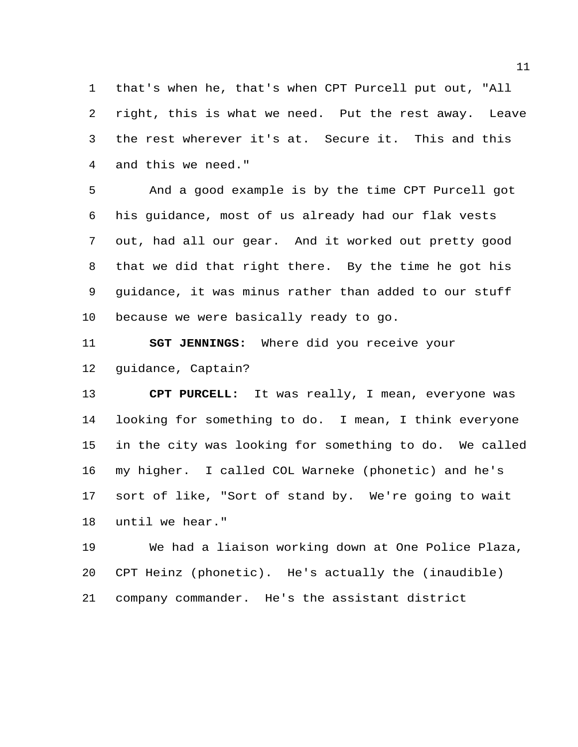that's when he, that's when CPT Purcell put out, "All right, this is what we need. Put the rest away. Leave the rest wherever it's at. Secure it. This and this and this we need."

And a good example is by the time CPT Purcell got his guidance, most of us already had our flak vests out, had all our gear. And it worked out pretty good that we did that right there. By the time he got his guidance, it was minus rather than added to our stuff because we were basically ready to go.

**SGT JENNINGS:** Where did you receive your guidance, Captain?

**CPT PURCELL:** It was really, I mean, everyone was looking for something to do. I mean, I think everyone in the city was looking for something to do. We called my higher. I called COL Warneke (phonetic) and he's sort of like, "Sort of stand by. We're going to wait until we hear."

We had a liaison working down at One Police Plaza, CPT Heinz (phonetic). He's actually the (inaudible) company commander. He's the assistant district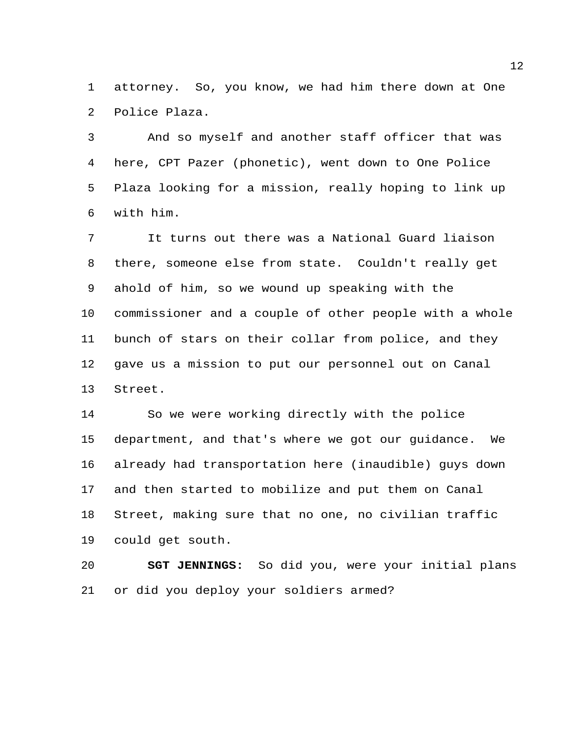attorney. So, you know, we had him there down at One Police Plaza.

And so myself and another staff officer that was here, CPT Pazer (phonetic), went down to One Police Plaza looking for a mission, really hoping to link up with him.

It turns out there was a National Guard liaison there, someone else from state. Couldn't really get ahold of him, so we wound up speaking with the commissioner and a couple of other people with a whole bunch of stars on their collar from police, and they gave us a mission to put our personnel out on Canal Street.

So we were working directly with the police department, and that's where we got our guidance. We already had transportation here (inaudible) guys down and then started to mobilize and put them on Canal Street, making sure that no one, no civilian traffic could get south.

**SGT JENNINGS:** So did you, were your initial plans or did you deploy your soldiers armed?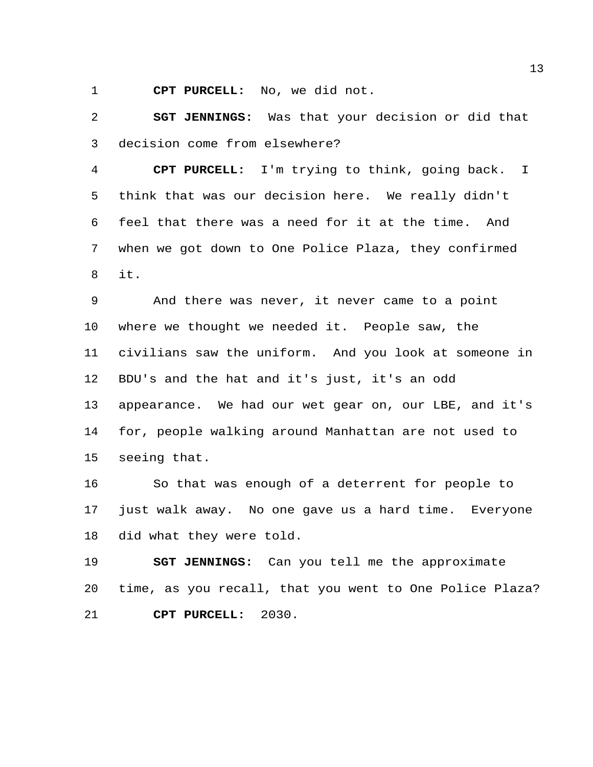**CPT PURCELL:** No, we did not.

**SGT JENNINGS:** Was that your decision or did that decision come from elsewhere?

**CPT PURCELL:** I'm trying to think, going back. I think that was our decision here. We really didn't feel that there was a need for it at the time. And when we got down to One Police Plaza, they confirmed it.

And there was never, it never came to a point where we thought we needed it. People saw, the civilians saw the uniform. And you look at someone in BDU's and the hat and it's just, it's an odd appearance. We had our wet gear on, our LBE, and it's for, people walking around Manhattan are not used to seeing that.

So that was enough of a deterrent for people to just walk away. No one gave us a hard time. Everyone did what they were told.

**SGT JENNINGS:** Can you tell me the approximate time, as you recall, that you went to One Police Plaza?

**CPT PURCELL:** 2030.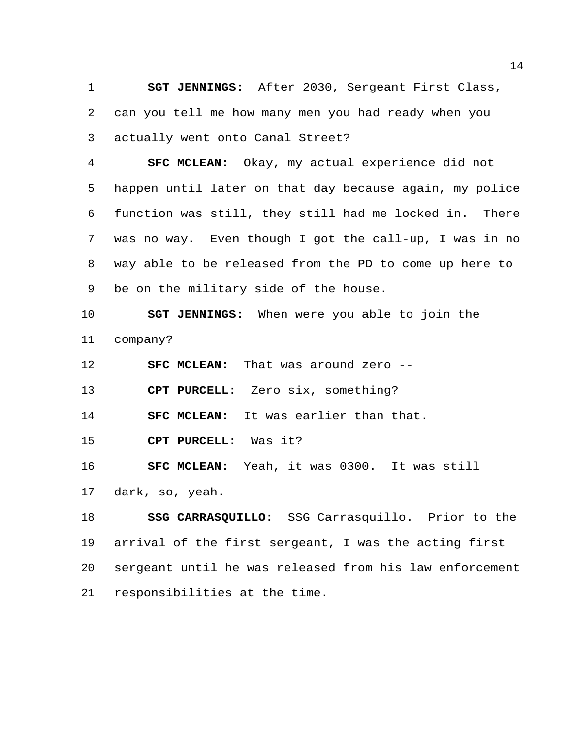**SGT JENNINGS:** After 2030, Sergeant First Class, can you tell me how many men you had ready when you actually went onto Canal Street?

**SFC MCLEAN:** Okay, my actual experience did not happen until later on that day because again, my police function was still, they still had me locked in. There was no way. Even though I got the call-up, I was in no way able to be released from the PD to come up here to be on the military side of the house.

**SGT JENNINGS:** When were you able to join the company?

**SFC MCLEAN:** That was around zero --

**CPT PURCELL:** Zero six, something?

**SFC MCLEAN:** It was earlier than that.

**CPT PURCELL:** Was it?

**SFC MCLEAN:** Yeah, it was 0300. It was still dark, so, yeah.

**SSG CARRASQUILLO:** SSG Carrasquillo. Prior to the arrival of the first sergeant, I was the acting first sergeant until he was released from his law enforcement responsibilities at the time.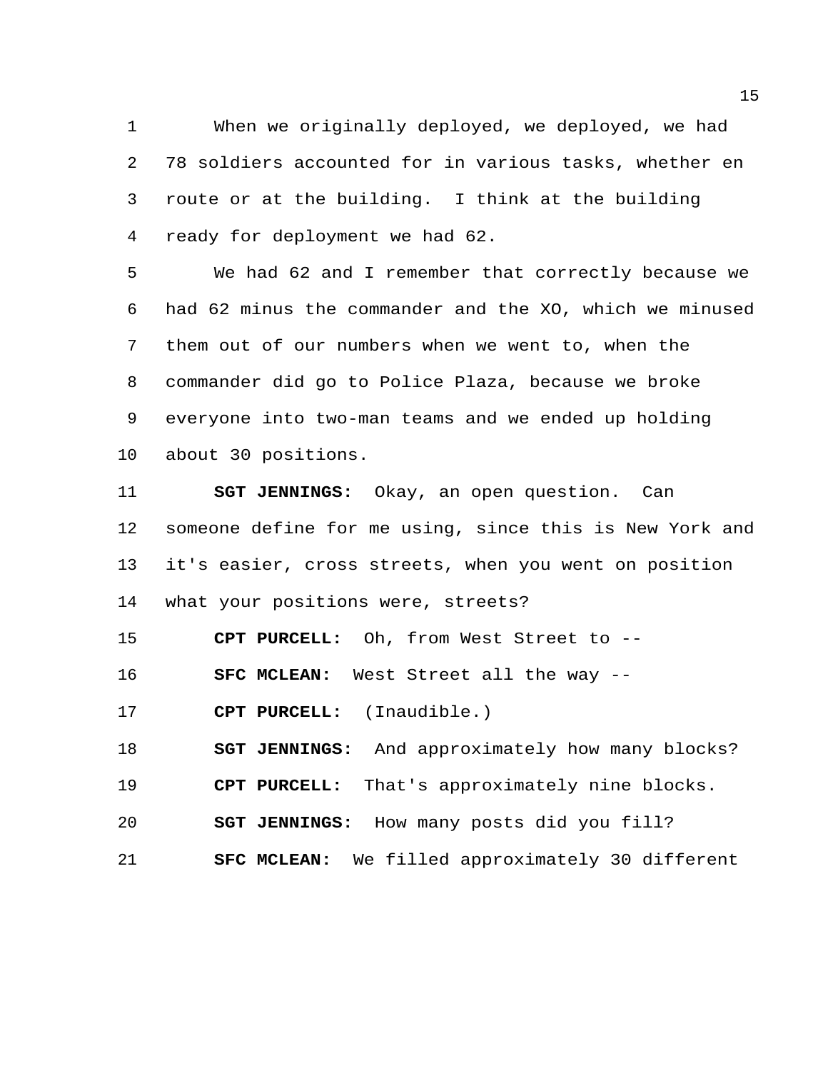When we originally deployed, we deployed, we had 78 soldiers accounted for in various tasks, whether en route or at the building. I think at the building ready for deployment we had 62.

We had 62 and I remember that correctly because we had 62 minus the commander and the XO, which we minused them out of our numbers when we went to, when the commander did go to Police Plaza, because we broke everyone into two-man teams and we ended up holding about 30 positions.

**SGT JENNINGS:** Okay, an open question. Can someone define for me using, since this is New York and it's easier, cross streets, when you went on position what your positions were, streets?

**CPT PURCELL:** Oh, from West Street to --

**SFC MCLEAN:** West Street all the way --

**CPT PURCELL:** (Inaudible.)

**SGT JENNINGS:** And approximately how many blocks?

**CPT PURCELL:** That's approximately nine blocks.

**SGT JENNINGS:** How many posts did you fill?

**SFC MCLEAN:** We filled approximately 30 different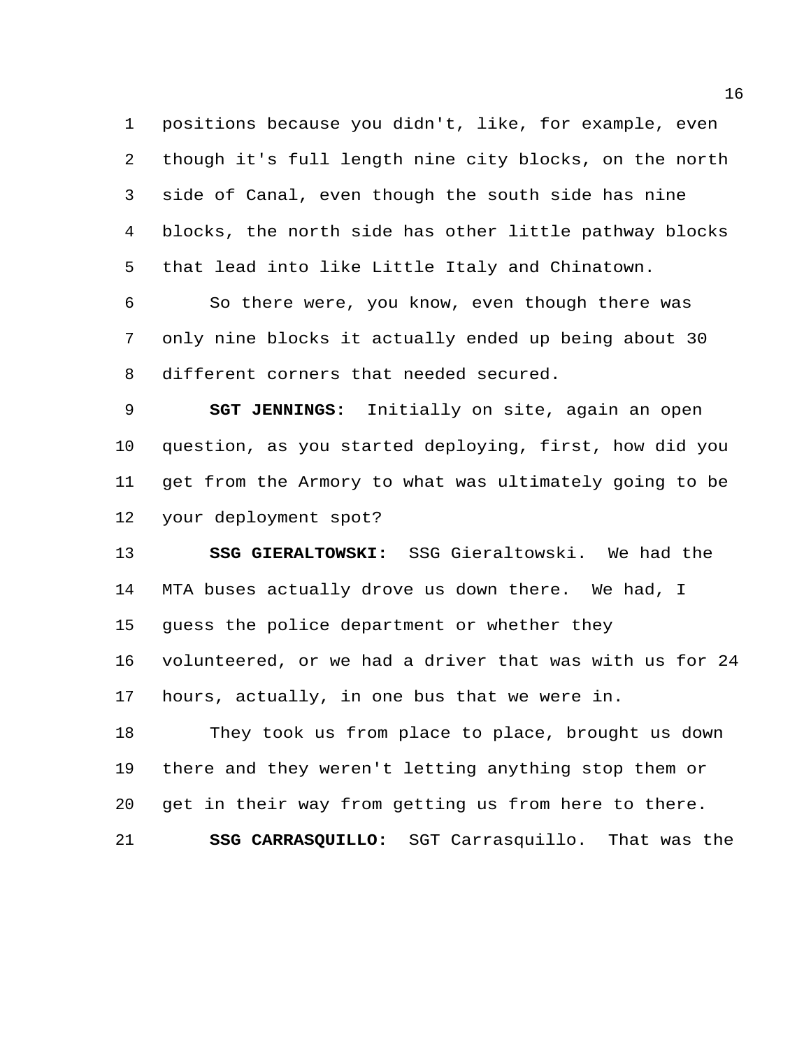positions because you didn't, like, for example, even though it's full length nine city blocks, on the north side of Canal, even though the south side has nine blocks, the north side has other little pathway blocks that lead into like Little Italy and Chinatown.

So there were, you know, even though there was only nine blocks it actually ended up being about 30 different corners that needed secured.

**SGT JENNINGS:** Initially on site, again an open question, as you started deploying, first, how did you get from the Armory to what was ultimately going to be your deployment spot?

**SSG GIERALTOWSKI:** SSG Gieraltowski. We had the MTA buses actually drove us down there. We had, I guess the police department or whether they volunteered, or we had a driver that was with us for 24 hours, actually, in one bus that we were in.

They took us from place to place, brought us down there and they weren't letting anything stop them or get in their way from getting us from here to there.

**SSG CARRASQUILLO:** SGT Carrasquillo. That was the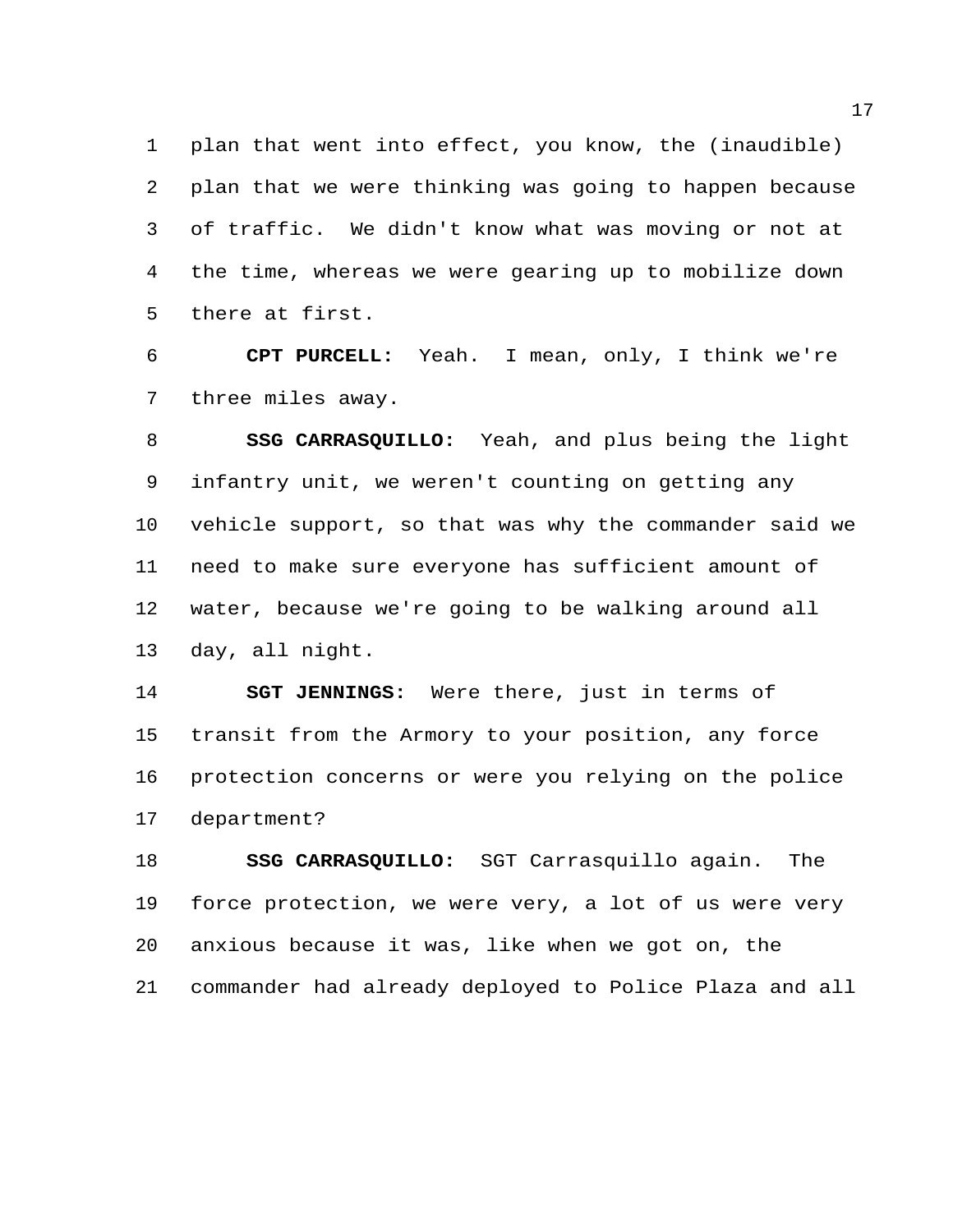plan that went into effect, you know, the (inaudible) plan that we were thinking was going to happen because of traffic. We didn't know what was moving or not at the time, whereas we were gearing up to mobilize down there at first.

**CPT PURCELL:** Yeah. I mean, only, I think we're three miles away.

**SSG CARRASQUILLO:** Yeah, and plus being the light infantry unit, we weren't counting on getting any vehicle support, so that was why the commander said we need to make sure everyone has sufficient amount of water, because we're going to be walking around all day, all night.

**SGT JENNINGS:** Were there, just in terms of transit from the Armory to your position, any force protection concerns or were you relying on the police department?

**SSG CARRASQUILLO:** SGT Carrasquillo again. The force protection, we were very, a lot of us were very anxious because it was, like when we got on, the commander had already deployed to Police Plaza and all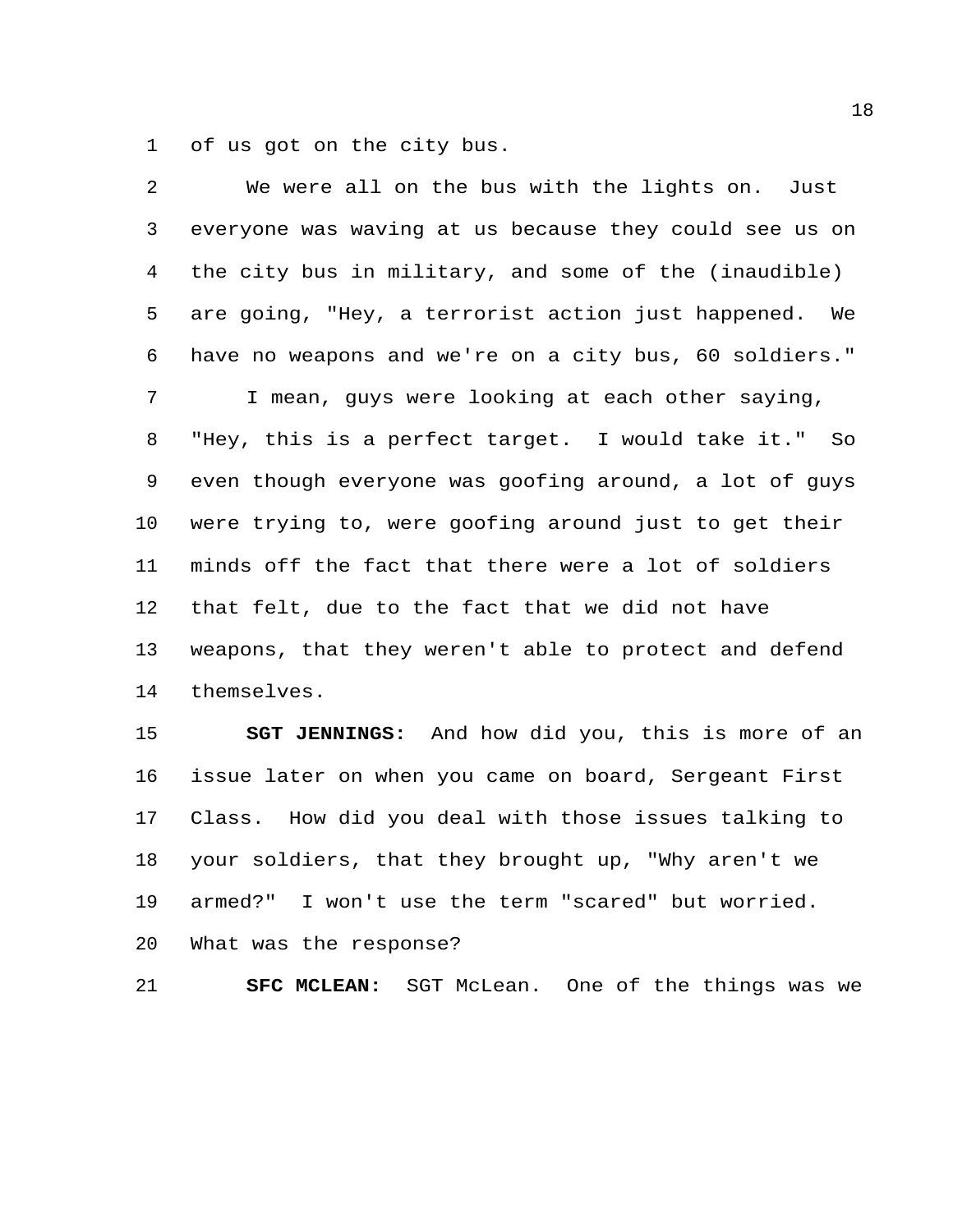of us got on the city bus.

We were all on the bus with the lights on. Just everyone was waving at us because they could see us on the city bus in military, and some of the (inaudible) are going, "Hey, a terrorist action just happened. We have no weapons and we're on a city bus, 60 soldiers."

I mean, guys were looking at each other saying, "Hey, this is a perfect target. I would take it." So even though everyone was goofing around, a lot of guys were trying to, were goofing around just to get their minds off the fact that there were a lot of soldiers that felt, due to the fact that we did not have weapons, that they weren't able to protect and defend themselves.

**SGT JENNINGS:** And how did you, this is more of an issue later on when you came on board, Sergeant First Class. How did you deal with those issues talking to your soldiers, that they brought up, "Why aren't we armed?" I won't use the term "scared" but worried. What was the response?

**SFC MCLEAN:** SGT McLean. One of the things was we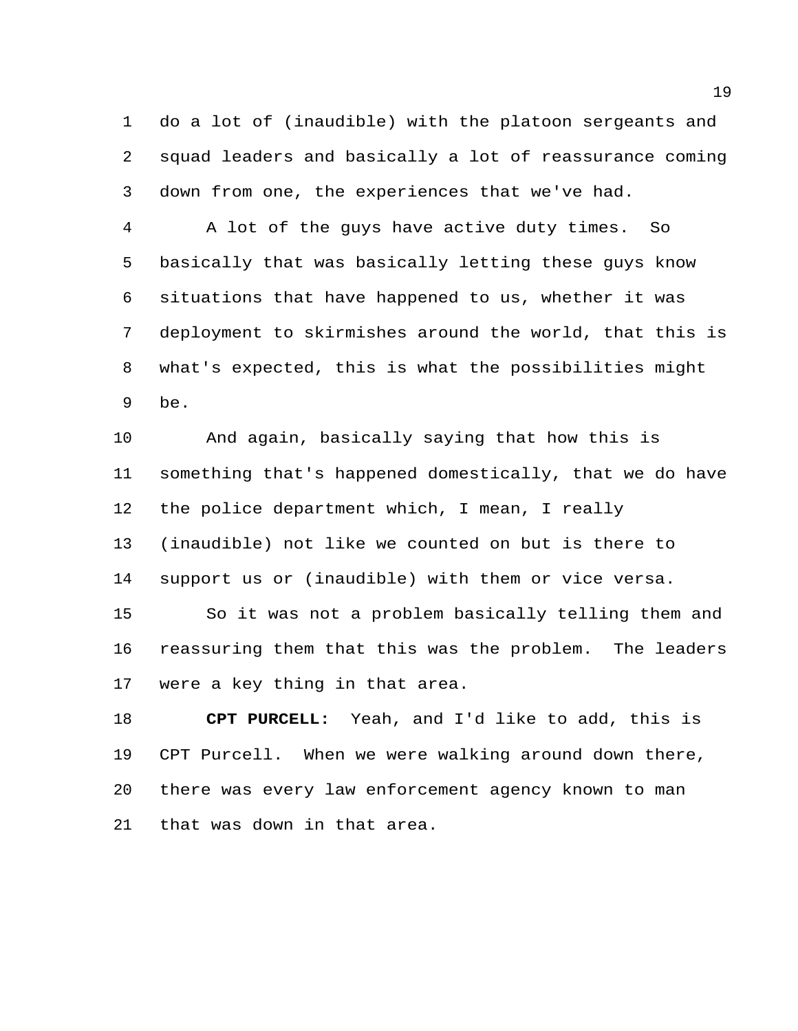do a lot of (inaudible) with the platoon sergeants and squad leaders and basically a lot of reassurance coming down from one, the experiences that we've had.

A lot of the guys have active duty times. So basically that was basically letting these guys know situations that have happened to us, whether it was deployment to skirmishes around the world, that this is what's expected, this is what the possibilities might be.

And again, basically saying that how this is something that's happened domestically, that we do have the police department which, I mean, I really (inaudible) not like we counted on but is there to support us or (inaudible) with them or vice versa.

So it was not a problem basically telling them and reassuring them that this was the problem. The leaders were a key thing in that area.

**CPT PURCELL:** Yeah, and I'd like to add, this is CPT Purcell. When we were walking around down there, there was every law enforcement agency known to man that was down in that area.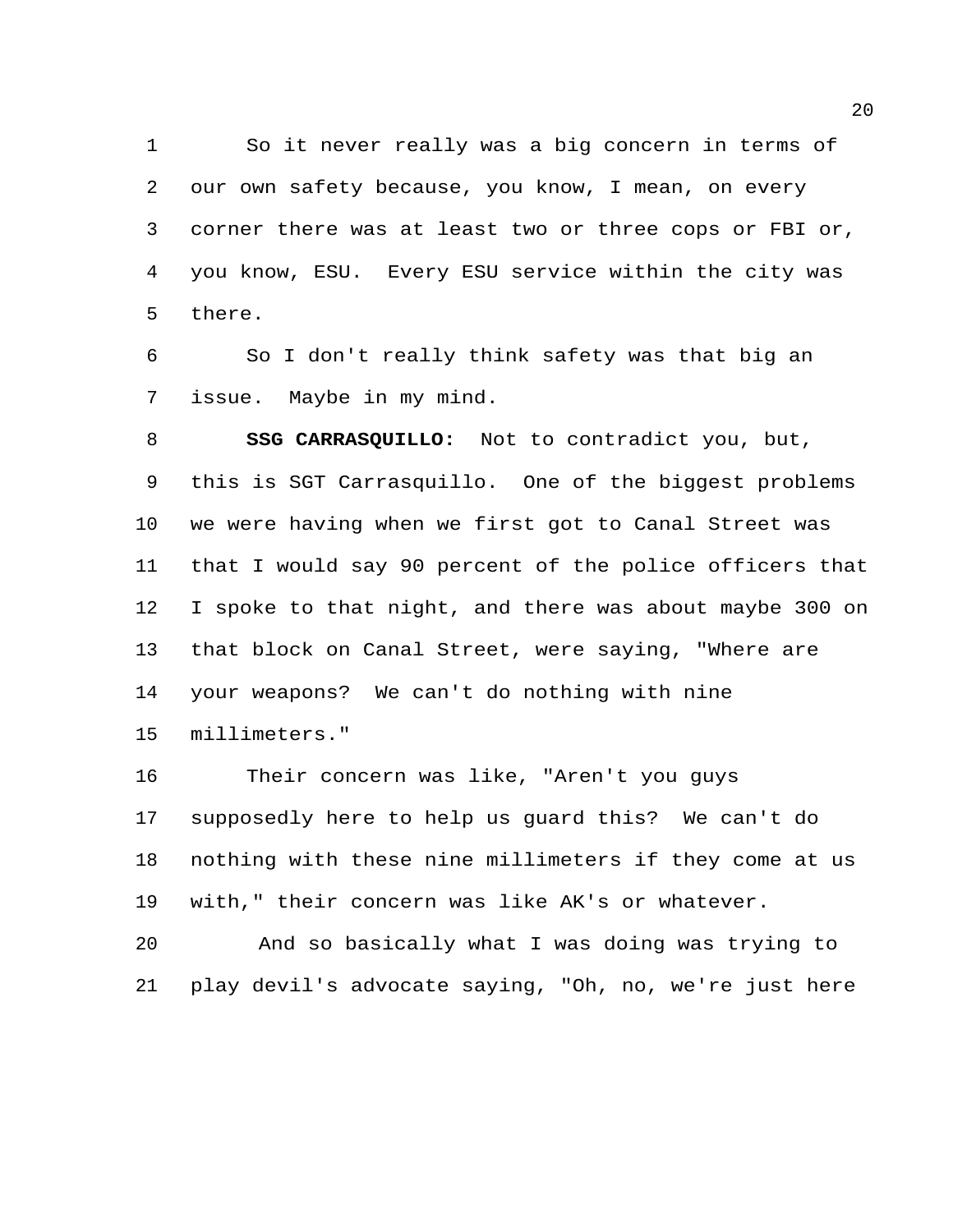So it never really was a big concern in terms of our own safety because, you know, I mean, on every corner there was at least two or three cops or FBI or, you know, ESU. Every ESU service within the city was there.

So I don't really think safety was that big an issue. Maybe in my mind.

**SSG CARRASQUILLO:** Not to contradict you, but, this is SGT Carrasquillo. One of the biggest problems we were having when we first got to Canal Street was that I would say 90 percent of the police officers that I spoke to that night, and there was about maybe 300 on that block on Canal Street, were saying, "Where are your weapons? We can't do nothing with nine millimeters."

Their concern was like, "Aren't you guys supposedly here to help us guard this? We can't do nothing with these nine millimeters if they come at us with," their concern was like AK's or whatever.

And so basically what I was doing was trying to play devil's advocate saying, "Oh, no, we're just here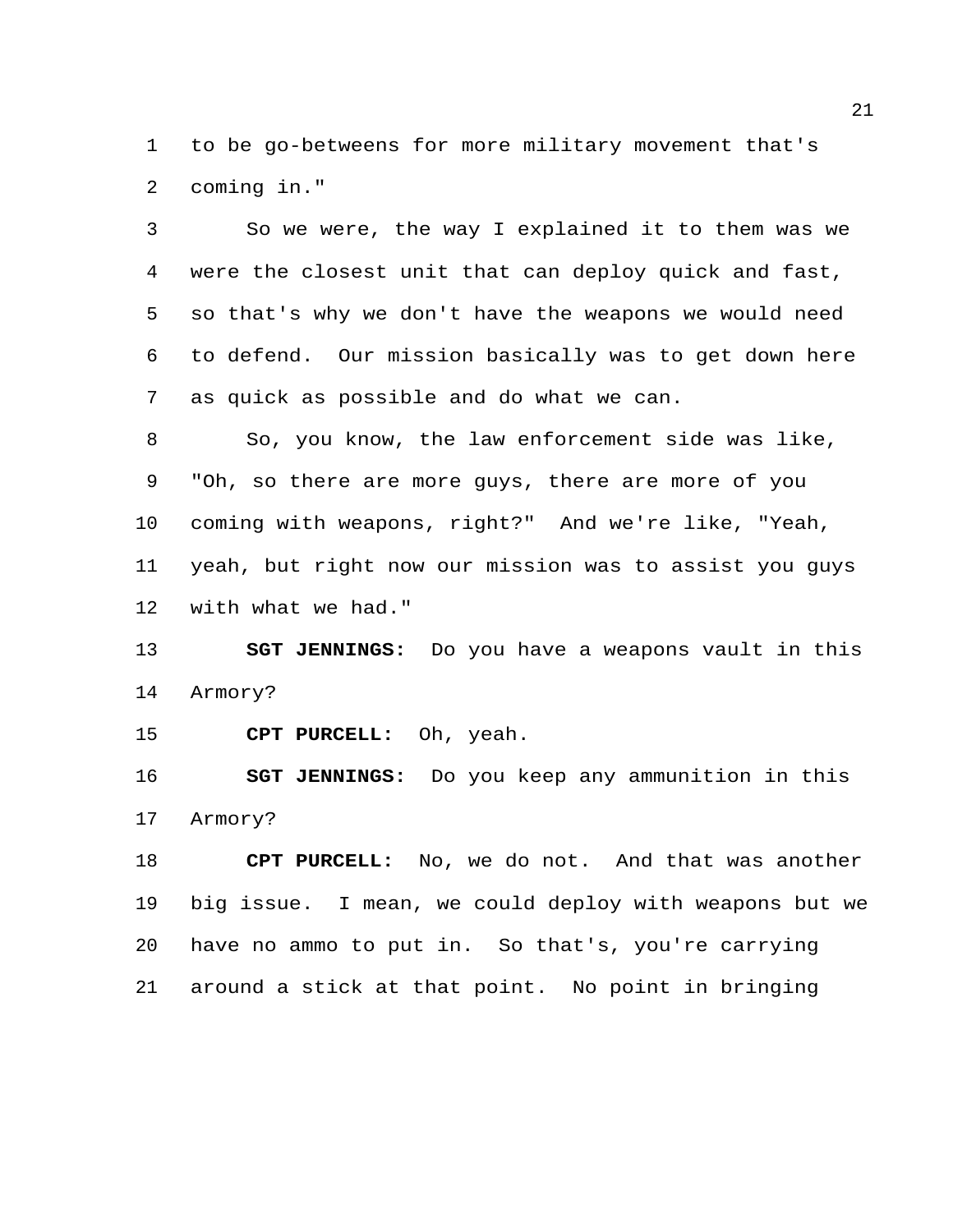to be go-betweens for more military movement that's coming in."

So we were, the way I explained it to them was we were the closest unit that can deploy quick and fast, so that's why we don't have the weapons we would need to defend. Our mission basically was to get down here as quick as possible and do what we can.

So, you know, the law enforcement side was like, "Oh, so there are more guys, there are more of you coming with weapons, right?" And we're like, "Yeah, yeah, but right now our mission was to assist you guys with what we had."

**SGT JENNINGS:** Do you have a weapons vault in this Armory?

**CPT PURCELL:** Oh, yeah.

**SGT JENNINGS:** Do you keep any ammunition in this Armory?

**CPT PURCELL:** No, we do not. And that was another big issue. I mean, we could deploy with weapons but we have no ammo to put in. So that's, you're carrying around a stick at that point. No point in bringing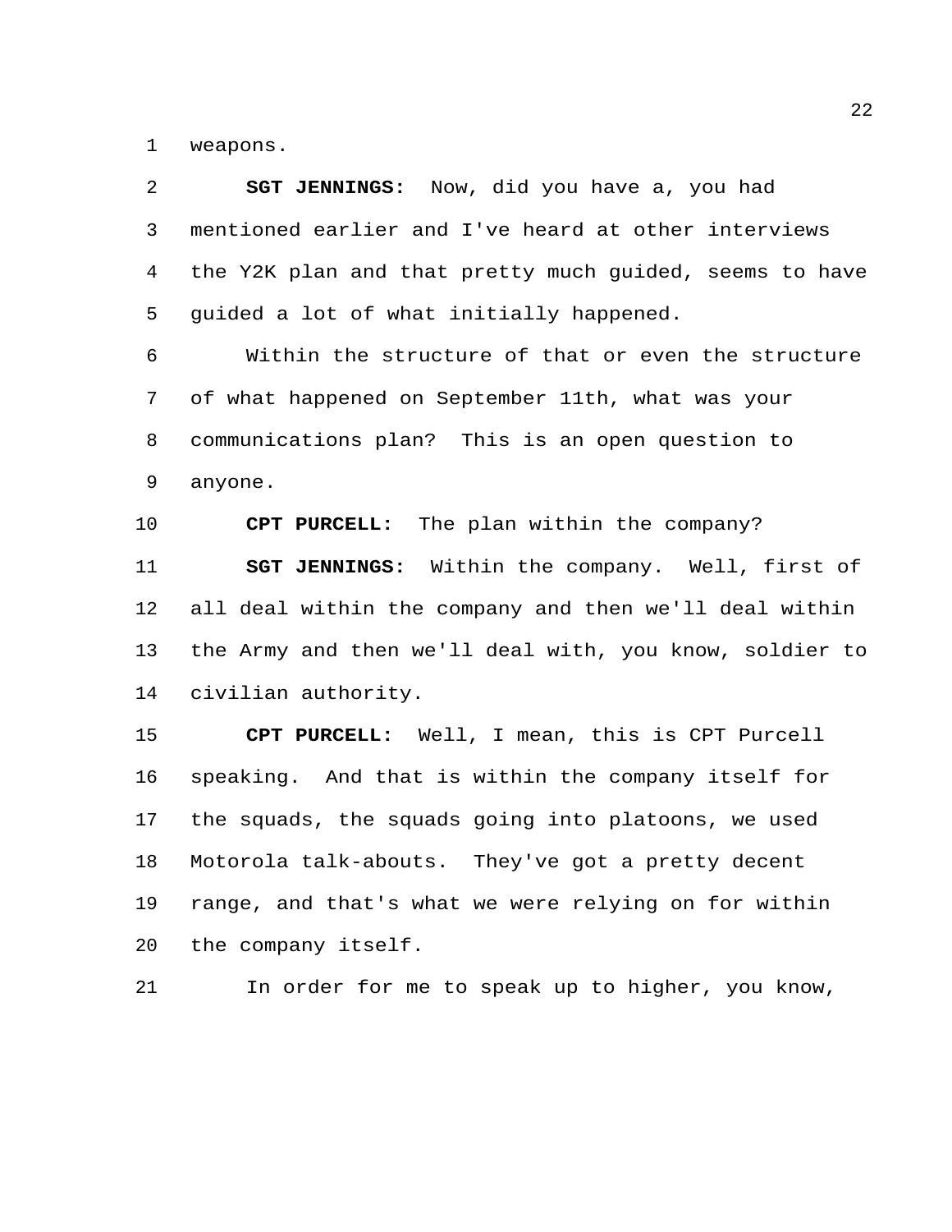weapons.

**SGT JENNINGS:** Now, did you have a, you had mentioned earlier and I've heard at other interviews the Y2K plan and that pretty much guided, seems to have guided a lot of what initially happened.

Within the structure of that or even the structure of what happened on September 11th, what was your communications plan? This is an open question to anyone.

**CPT PURCELL:** The plan within the company?

**SGT JENNINGS:** Within the company. Well, first of all deal within the company and then we'll deal within the Army and then we'll deal with, you know, soldier to civilian authority.

**CPT PURCELL:** Well, I mean, this is CPT Purcell speaking. And that is within the company itself for the squads, the squads going into platoons, we used Motorola talk-abouts. They've got a pretty decent range, and that's what we were relying on for within the company itself.

In order for me to speak up to higher, you know,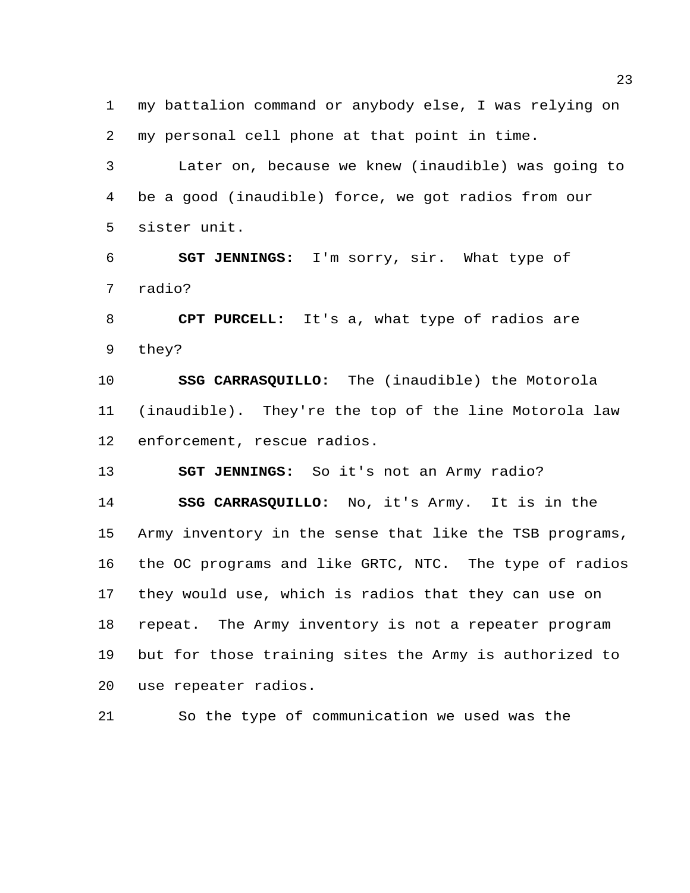my battalion command or anybody else, I was relying on my personal cell phone at that point in time.

Later on, because we knew (inaudible) was going to be a good (inaudible) force, we got radios from our sister unit.

**SGT JENNINGS:** I'm sorry, sir. What type of radio?

**CPT PURCELL:** It's a, what type of radios are they?

**SSG CARRASQUILLO:** The (inaudible) the Motorola (inaudible). They're the top of the line Motorola law enforcement, rescue radios.

**SGT JENNINGS:** So it's not an Army radio?

**SSG CARRASQUILLO:** No, it's Army. It is in the Army inventory in the sense that like the TSB programs, the OC programs and like GRTC, NTC. The type of radios they would use, which is radios that they can use on repeat. The Army inventory is not a repeater program but for those training sites the Army is authorized to use repeater radios.

So the type of communication we used was the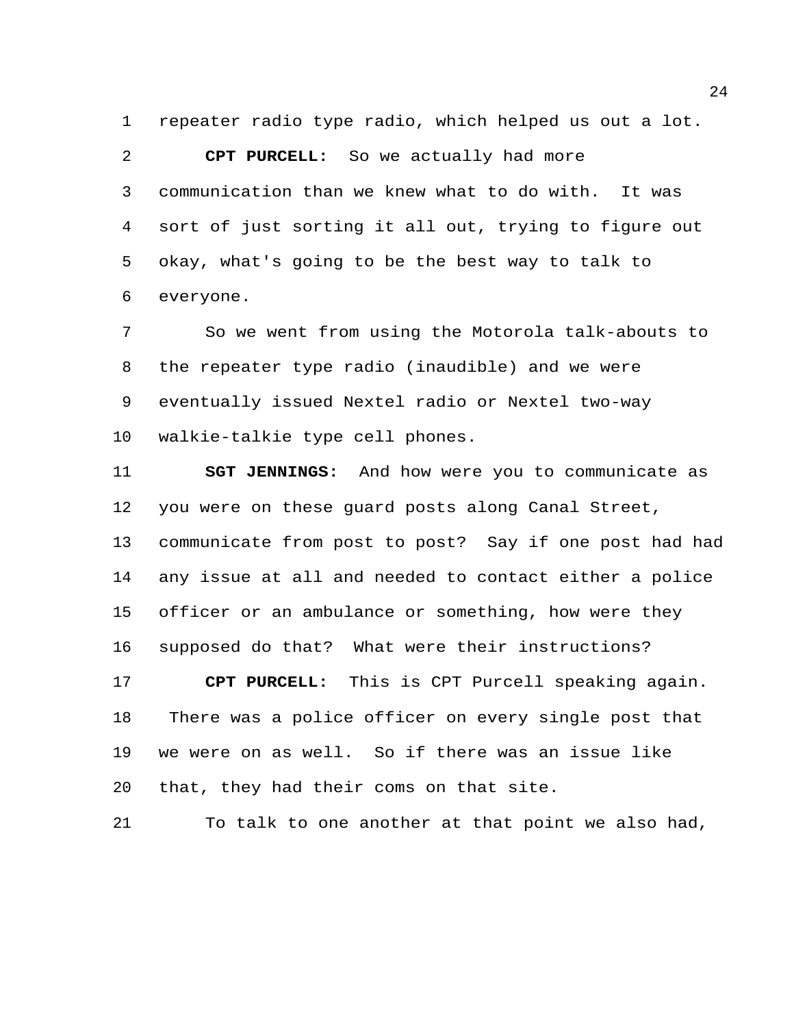repeater radio type radio, which helped us out a lot.

**CPT PURCELL:** So we actually had more communication than we knew what to do with. It was sort of just sorting it all out, trying to figure out okay, what's going to be the best way to talk to everyone.

So we went from using the Motorola talk-abouts to the repeater type radio (inaudible) and we were eventually issued Nextel radio or Nextel two-way walkie-talkie type cell phones.

**SGT JENNINGS:** And how were you to communicate as you were on these guard posts along Canal Street, communicate from post to post? Say if one post had had any issue at all and needed to contact either a police officer or an ambulance or something, how were they supposed do that? What were their instructions?

**CPT PURCELL:** This is CPT Purcell speaking again. There was a police officer on every single post that we were on as well. So if there was an issue like that, they had their coms on that site.

To talk to one another at that point we also had,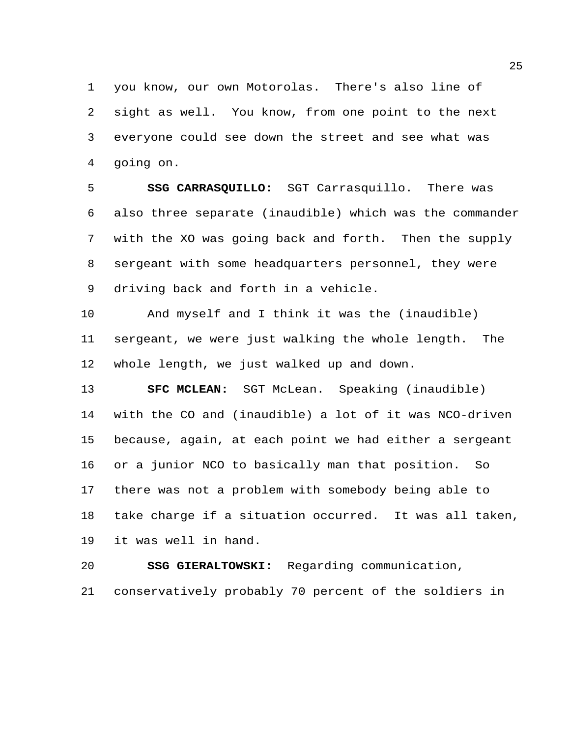you know, our own Motorolas. There's also line of sight as well. You know, from one point to the next everyone could see down the street and see what was going on.

**SSG CARRASQUILLO:** SGT Carrasquillo. There was also three separate (inaudible) which was the commander with the XO was going back and forth. Then the supply sergeant with some headquarters personnel, they were driving back and forth in a vehicle.

And myself and I think it was the (inaudible) sergeant, we were just walking the whole length. The whole length, we just walked up and down.

**SFC MCLEAN:** SGT McLean. Speaking (inaudible) with the CO and (inaudible) a lot of it was NCO-driven because, again, at each point we had either a sergeant or a junior NCO to basically man that position. So there was not a problem with somebody being able to take charge if a situation occurred. It was all taken, it was well in hand.

**SSG GIERALTOWSKI:** Regarding communication, conservatively probably 70 percent of the soldiers in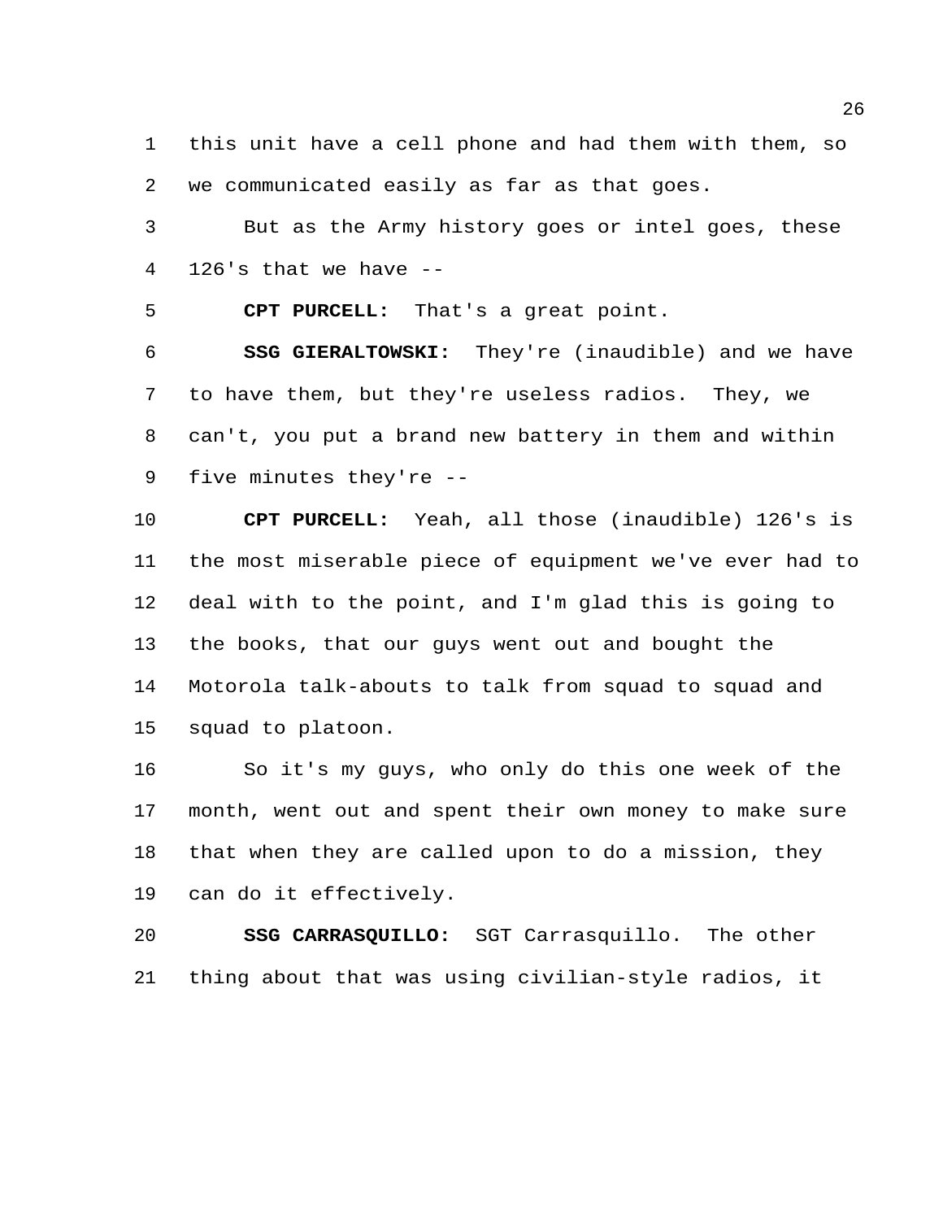this unit have a cell phone and had them with them, so we communicated easily as far as that goes.

But as the Army history goes or intel goes, these 126's that we have --

**CPT PURCELL:** That's a great point.

**SSG GIERALTOWSKI:** They're (inaudible) and we have to have them, but they're useless radios. They, we can't, you put a brand new battery in them and within five minutes they're --

**CPT PURCELL:** Yeah, all those (inaudible) 126's is the most miserable piece of equipment we've ever had to deal with to the point, and I'm glad this is going to the books, that our guys went out and bought the Motorola talk-abouts to talk from squad to squad and squad to platoon.

So it's my guys, who only do this one week of the month, went out and spent their own money to make sure that when they are called upon to do a mission, they can do it effectively.

**SSG CARRASQUILLO:** SGT Carrasquillo. The other thing about that was using civilian-style radios, it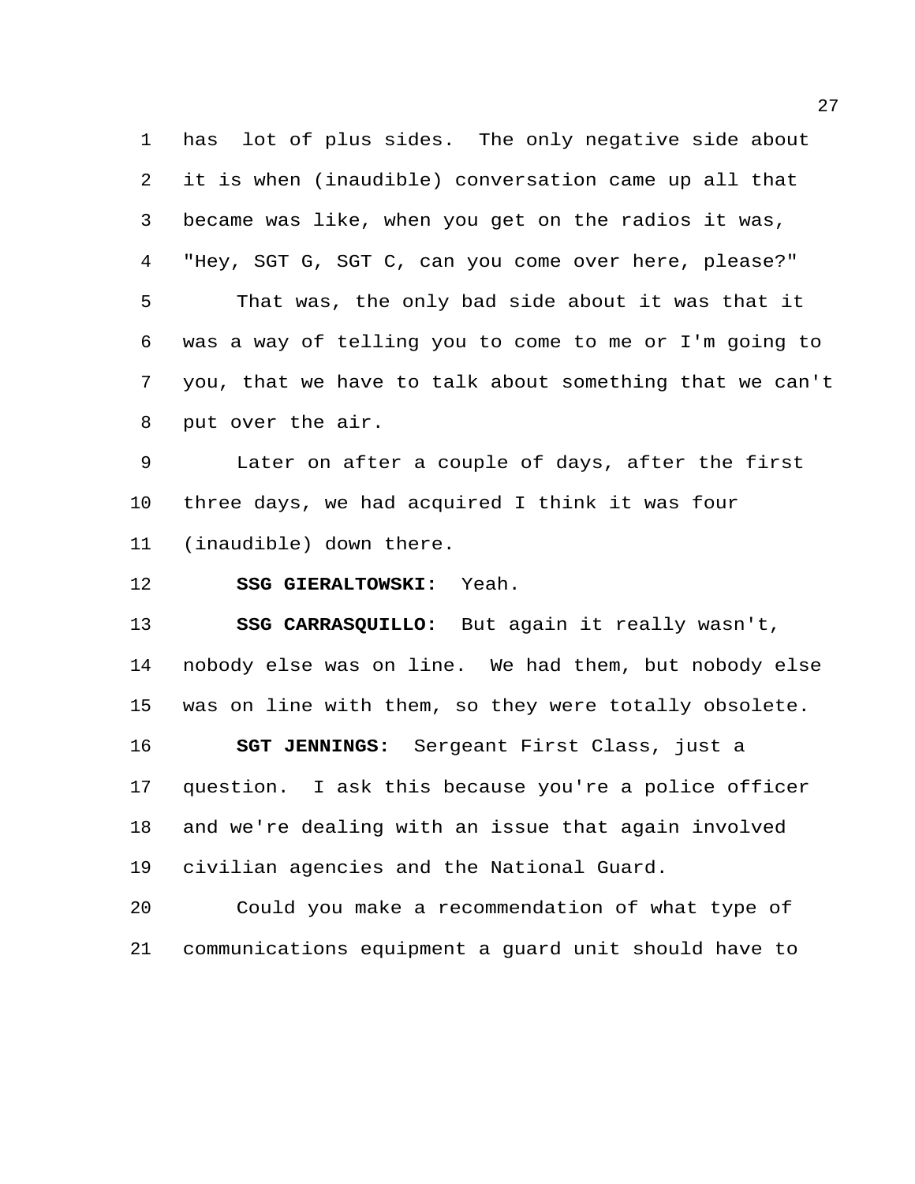has lot of plus sides. The only negative side about it is when (inaudible) conversation came up all that became was like, when you get on the radios it was, "Hey, SGT G, SGT C, can you come over here, please?"

That was, the only bad side about it was that it was a way of telling you to come to me or I'm going to you, that we have to talk about something that we can't put over the air.

Later on after a couple of days, after the first three days, we had acquired I think it was four (inaudible) down there.

**SSG GIERALTOWSKI:** Yeah.

**SSG CARRASQUILLO:** But again it really wasn't, nobody else was on line. We had them, but nobody else was on line with them, so they were totally obsolete.

**SGT JENNINGS:** Sergeant First Class, just a question. I ask this because you're a police officer and we're dealing with an issue that again involved civilian agencies and the National Guard.

Could you make a recommendation of what type of communications equipment a guard unit should have to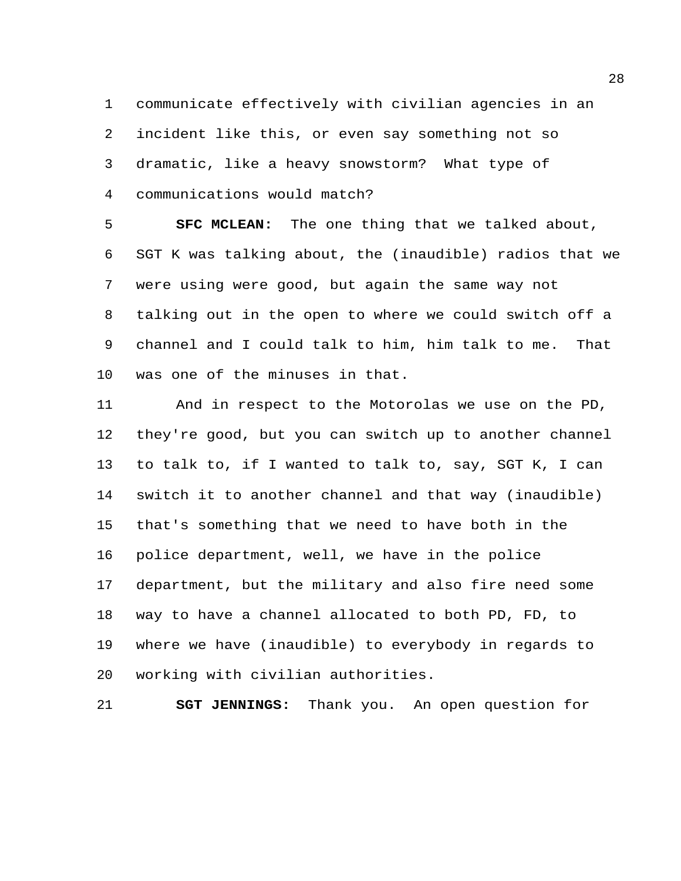communicate effectively with civilian agencies in an incident like this, or even say something not so dramatic, like a heavy snowstorm? What type of communications would match?

**SFC MCLEAN:** The one thing that we talked about, SGT K was talking about, the (inaudible) radios that we were using were good, but again the same way not talking out in the open to where we could switch off a channel and I could talk to him, him talk to me. That was one of the minuses in that.

And in respect to the Motorolas we use on the PD, they're good, but you can switch up to another channel to talk to, if I wanted to talk to, say, SGT K, I can switch it to another channel and that way (inaudible) that's something that we need to have both in the police department, well, we have in the police department, but the military and also fire need some way to have a channel allocated to both PD, FD, to where we have (inaudible) to everybody in regards to working with civilian authorities.

**SGT JENNINGS:** Thank you. An open question for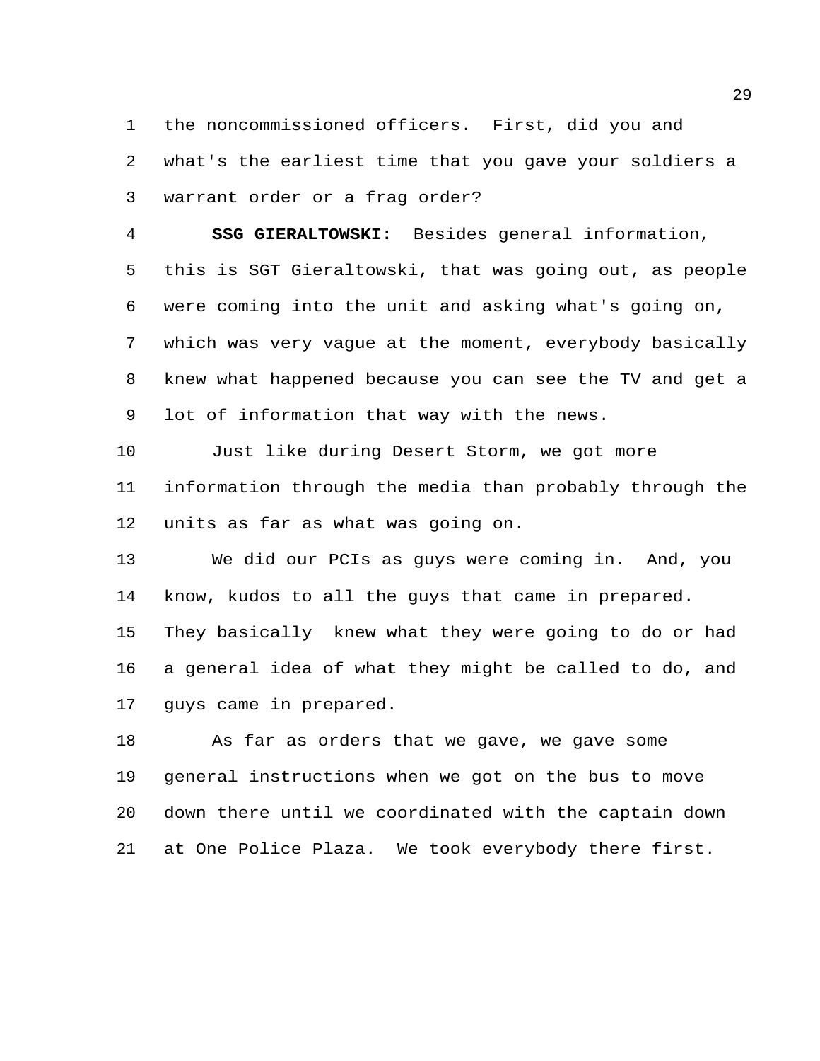the noncommissioned officers. First, did you and what's the earliest time that you gave your soldiers a warrant order or a frag order?

**SSG GIERALTOWSKI:** Besides general information, this is SGT Gieraltowski, that was going out, as people were coming into the unit and asking what's going on, which was very vague at the moment, everybody basically knew what happened because you can see the TV and get a lot of information that way with the news.

Just like during Desert Storm, we got more information through the media than probably through the units as far as what was going on.

We did our PCIs as guys were coming in. And, you know, kudos to all the guys that came in prepared. They basically knew what they were going to do or had a general idea of what they might be called to do, and guys came in prepared.

As far as orders that we gave, we gave some general instructions when we got on the bus to move down there until we coordinated with the captain down at One Police Plaza. We took everybody there first.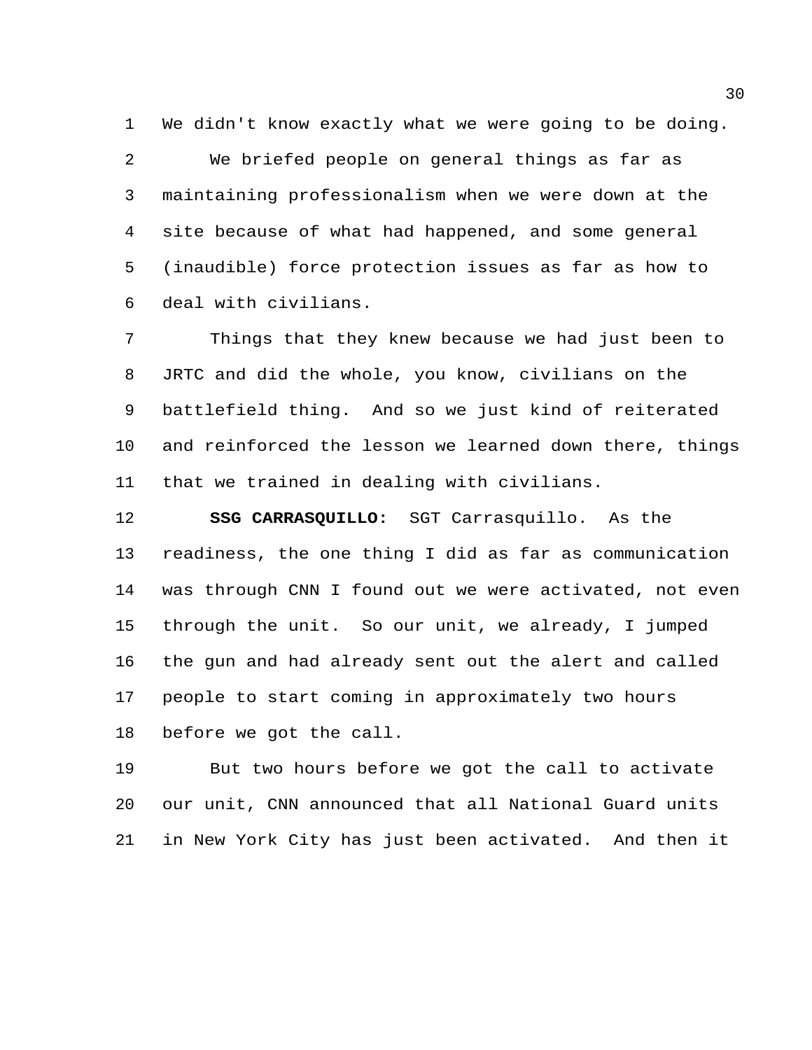We didn't know exactly what we were going to be doing.

We briefed people on general things as far as maintaining professionalism when we were down at the site because of what had happened, and some general (inaudible) force protection issues as far as how to deal with civilians.

Things that they knew because we had just been to JRTC and did the whole, you know, civilians on the battlefield thing. And so we just kind of reiterated and reinforced the lesson we learned down there, things that we trained in dealing with civilians.

**SSG CARRASQUILLO:** SGT Carrasquillo. As the readiness, the one thing I did as far as communication was through CNN I found out we were activated, not even through the unit. So our unit, we already, I jumped the gun and had already sent out the alert and called people to start coming in approximately two hours before we got the call.

But two hours before we got the call to activate our unit, CNN announced that all National Guard units in New York City has just been activated. And then it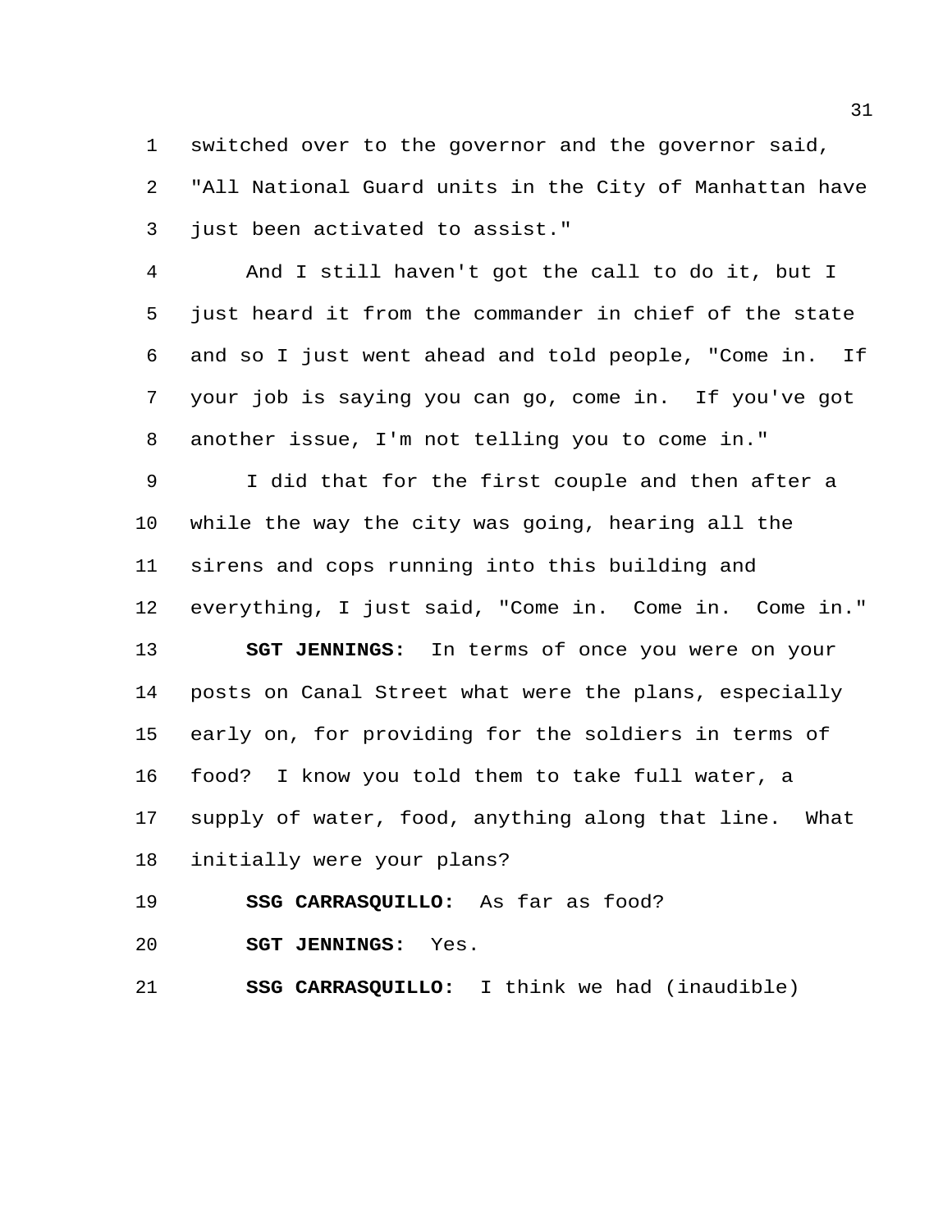switched over to the governor and the governor said, "All National Guard units in the City of Manhattan have just been activated to assist."

And I still haven't got the call to do it, but I just heard it from the commander in chief of the state and so I just went ahead and told people, "Come in. If your job is saying you can go, come in. If you've got another issue, I'm not telling you to come in."

I did that for the first couple and then after a while the way the city was going, hearing all the sirens and cops running into this building and everything, I just said, "Come in. Come in. Come in."

**SGT JENNINGS:** In terms of once you were on your posts on Canal Street what were the plans, especially early on, for providing for the soldiers in terms of food? I know you told them to take full water, a supply of water, food, anything along that line. What initially were your plans?

**SSG CARRASQUILLO:** As far as food?

**SGT JENNINGS:** Yes.

**SSG CARRASQUILLO:** I think we had (inaudible)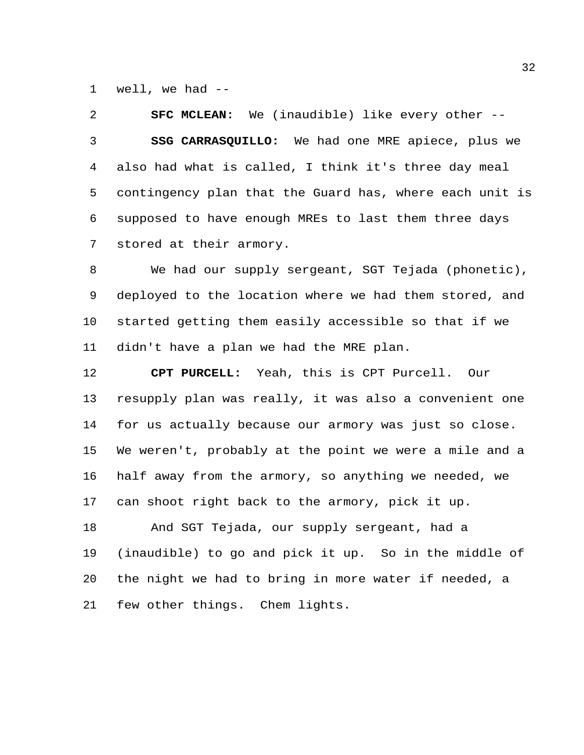well, we had --

**SFC MCLEAN:** We (inaudible) like every other --

**SSG CARRASQUILLO:** We had one MRE apiece, plus we also had what is called, I think it's three day meal contingency plan that the Guard has, where each unit is supposed to have enough MREs to last them three days stored at their armory.

We had our supply sergeant, SGT Tejada (phonetic), deployed to the location where we had them stored, and started getting them easily accessible so that if we didn't have a plan we had the MRE plan.

**CPT PURCELL:** Yeah, this is CPT Purcell. Our resupply plan was really, it was also a convenient one for us actually because our armory was just so close. We weren't, probably at the point we were a mile and a half away from the armory, so anything we needed, we can shoot right back to the armory, pick it up.

And SGT Tejada, our supply sergeant, had a (inaudible) to go and pick it up. So in the middle of the night we had to bring in more water if needed, a few other things. Chem lights.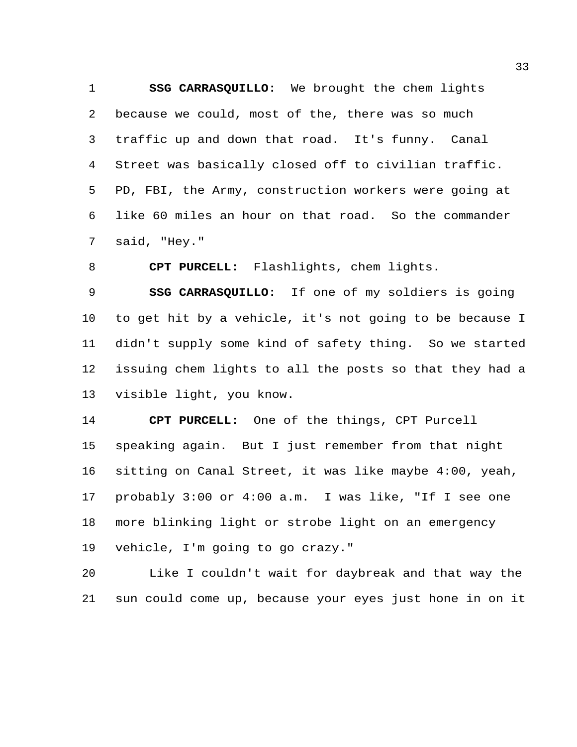**SSG CARRASQUILLO:** We brought the chem lights because we could, most of the, there was so much traffic up and down that road. It's funny. Canal Street was basically closed off to civilian traffic. PD, FBI, the Army, construction workers were going at like 60 miles an hour on that road. So the commander said, "Hey."

**CPT PURCELL:** Flashlights, chem lights.

**SSG CARRASQUILLO:** If one of my soldiers is going to get hit by a vehicle, it's not going to be because I didn't supply some kind of safety thing. So we started issuing chem lights to all the posts so that they had a visible light, you know.

**CPT PURCELL:** One of the things, CPT Purcell speaking again. But I just remember from that night sitting on Canal Street, it was like maybe 4:00, yeah, probably 3:00 or 4:00 a.m. I was like, "If I see one more blinking light or strobe light on an emergency vehicle, I'm going to go crazy."

Like I couldn't wait for daybreak and that way the sun could come up, because your eyes just hone in on it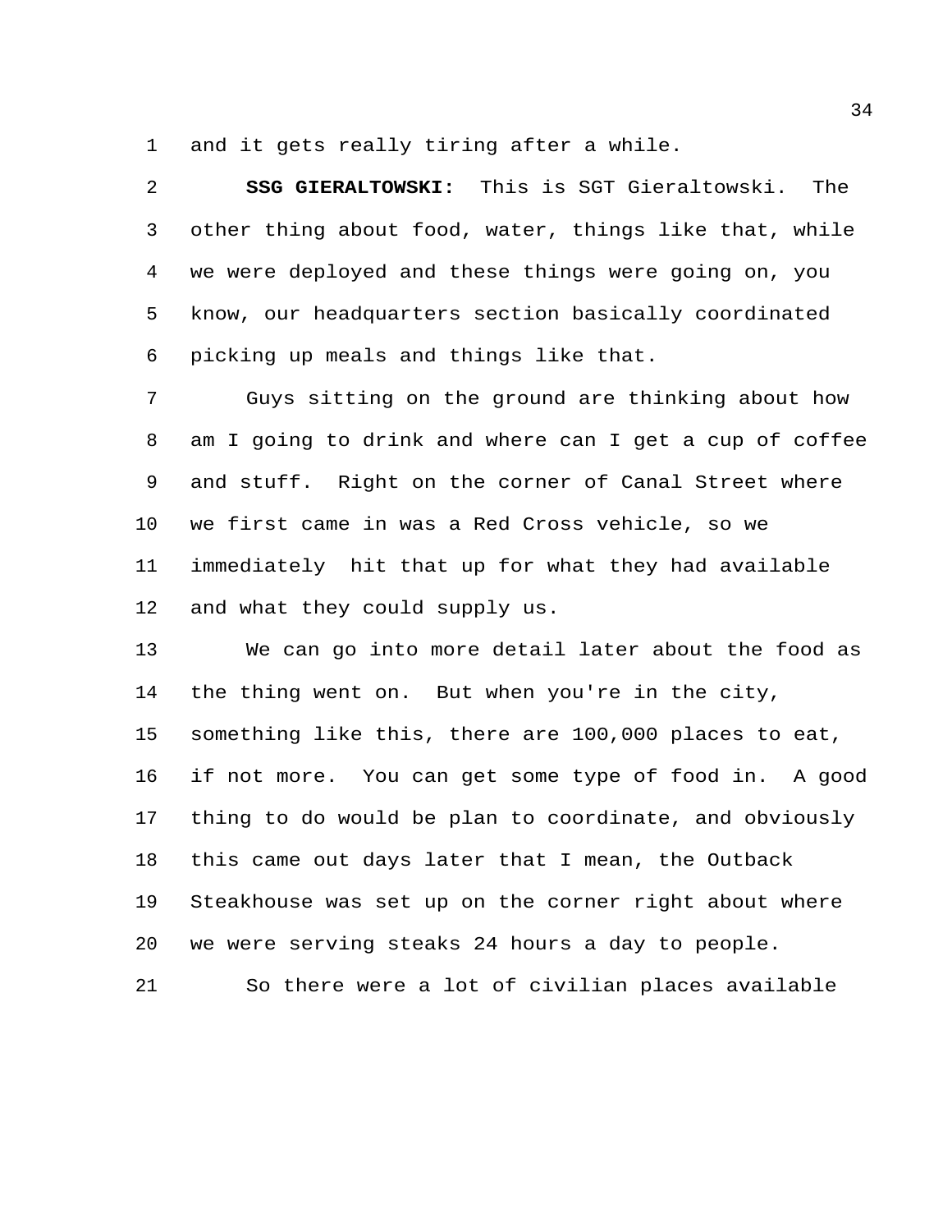and it gets really tiring after a while.

**SSG GIERALTOWSKI:** This is SGT Gieraltowski. The other thing about food, water, things like that, while we were deployed and these things were going on, you know, our headquarters section basically coordinated picking up meals and things like that.

Guys sitting on the ground are thinking about how am I going to drink and where can I get a cup of coffee and stuff. Right on the corner of Canal Street where we first came in was a Red Cross vehicle, so we immediately hit that up for what they had available and what they could supply us.

We can go into more detail later about the food as the thing went on. But when you're in the city, something like this, there are 100,000 places to eat, if not more. You can get some type of food in. A good thing to do would be plan to coordinate, and obviously this came out days later that I mean, the Outback Steakhouse was set up on the corner right about where we were serving steaks 24 hours a day to people.

So there were a lot of civilian places available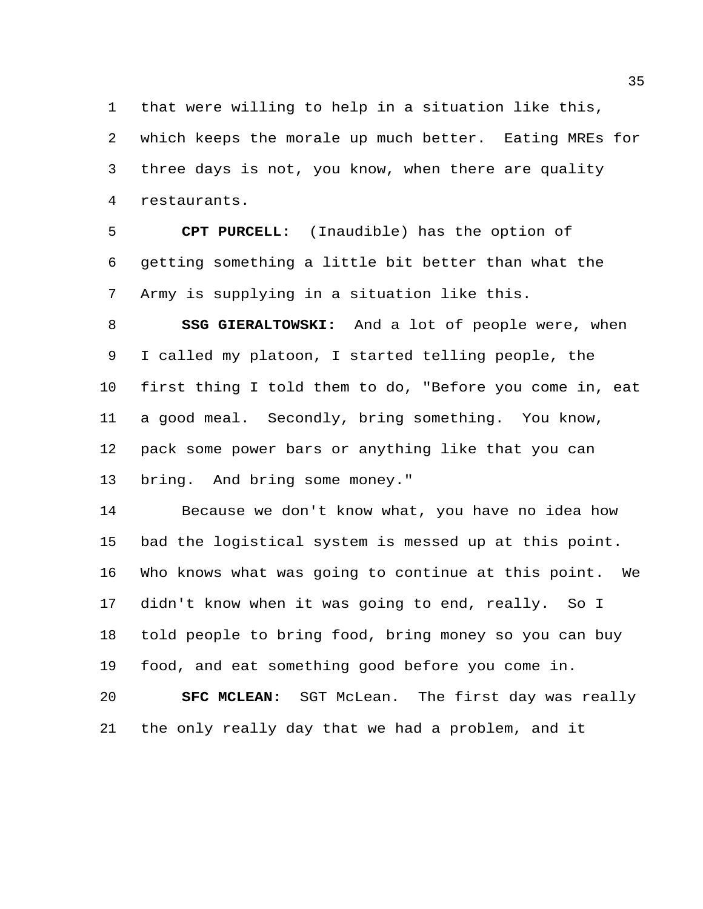that were willing to help in a situation like this, which keeps the morale up much better. Eating MREs for three days is not, you know, when there are quality restaurants.

**CPT PURCELL:** (Inaudible) has the option of getting something a little bit better than what the Army is supplying in a situation like this.

**SSG GIERALTOWSKI:** And a lot of people were, when I called my platoon, I started telling people, the first thing I told them to do, "Before you come in, eat a good meal. Secondly, bring something. You know, pack some power bars or anything like that you can bring. And bring some money."

Because we don't know what, you have no idea how bad the logistical system is messed up at this point. Who knows what was going to continue at this point. We didn't know when it was going to end, really. So I told people to bring food, bring money so you can buy food, and eat something good before you come in.

**SFC MCLEAN:** SGT McLean. The first day was really the only really day that we had a problem, and it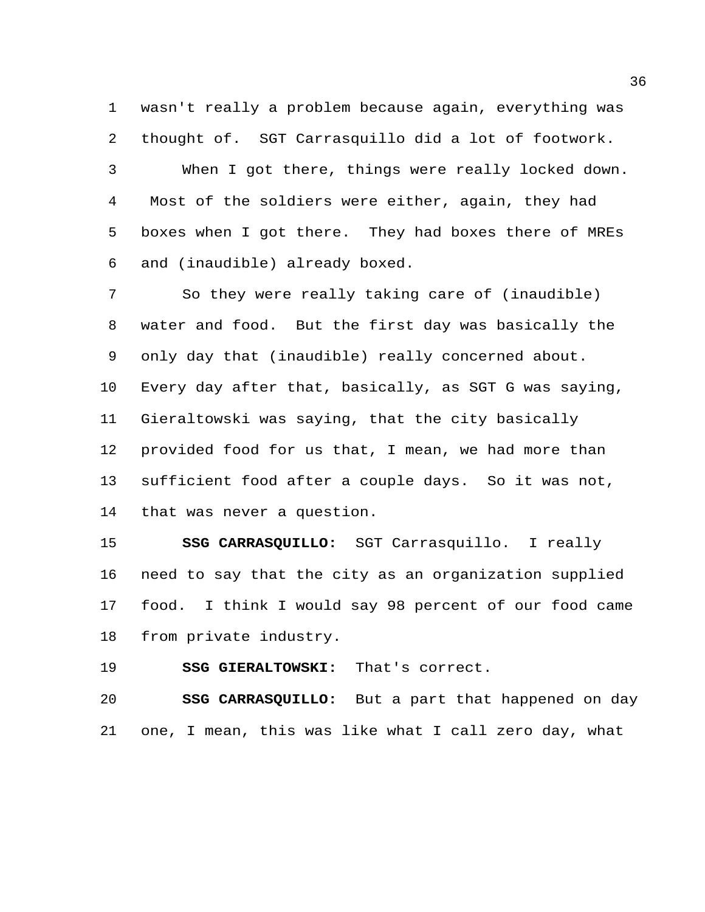wasn't really a problem because again, everything was thought of. SGT Carrasquillo did a lot of footwork.

When I got there, things were really locked down. Most of the soldiers were either, again, they had boxes when I got there. They had boxes there of MREs and (inaudible) already boxed.

So they were really taking care of (inaudible) water and food. But the first day was basically the only day that (inaudible) really concerned about. Every day after that, basically, as SGT G was saying, Gieraltowski was saying, that the city basically provided food for us that, I mean, we had more than sufficient food after a couple days. So it was not, that was never a question.

**SSG CARRASQUILLO:** SGT Carrasquillo. I really need to say that the city as an organization supplied food. I think I would say 98 percent of our food came from private industry.

**SSG GIERALTOWSKI:** That's correct.

**SSG CARRASQUILLO:** But a part that happened on day one, I mean, this was like what I call zero day, what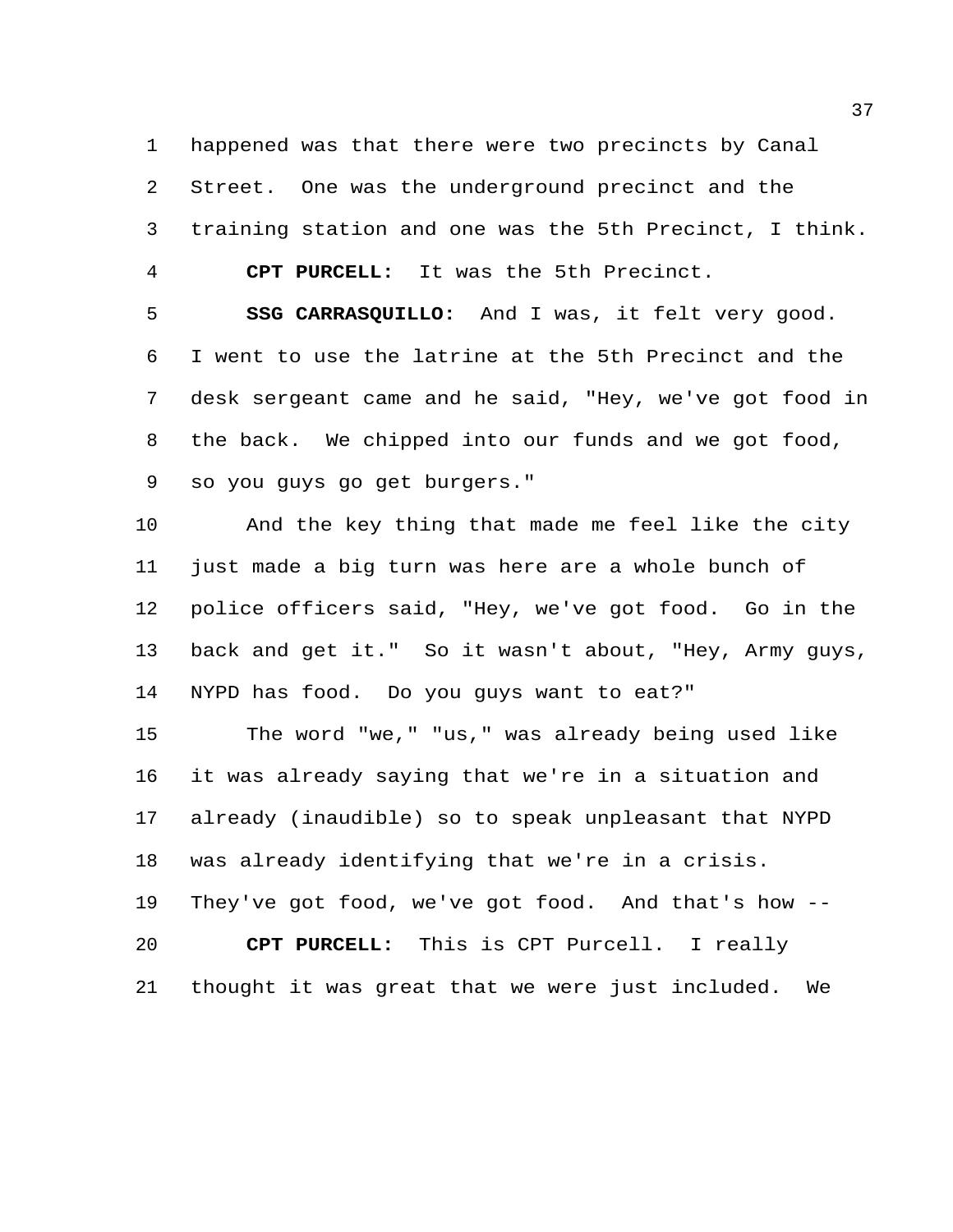happened was that there were two precincts by Canal Street. One was the underground precinct and the training station and one was the 5th Precinct, I think.

**CPT PURCELL:** It was the 5th Precinct.

**SSG CARRASQUILLO:** And I was, it felt very good. I went to use the latrine at the 5th Precinct and the desk sergeant came and he said, "Hey, we've got food in the back. We chipped into our funds and we got food, so you guys go get burgers."

And the key thing that made me feel like the city just made a big turn was here are a whole bunch of police officers said, "Hey, we've got food. Go in the back and get it." So it wasn't about, "Hey, Army guys, NYPD has food. Do you guys want to eat?"

The word "we," "us," was already being used like it was already saying that we're in a situation and already (inaudible) so to speak unpleasant that NYPD was already identifying that we're in a crisis. They've got food, we've got food. And that's how --

**CPT PURCELL:** This is CPT Purcell. I really thought it was great that we were just included. We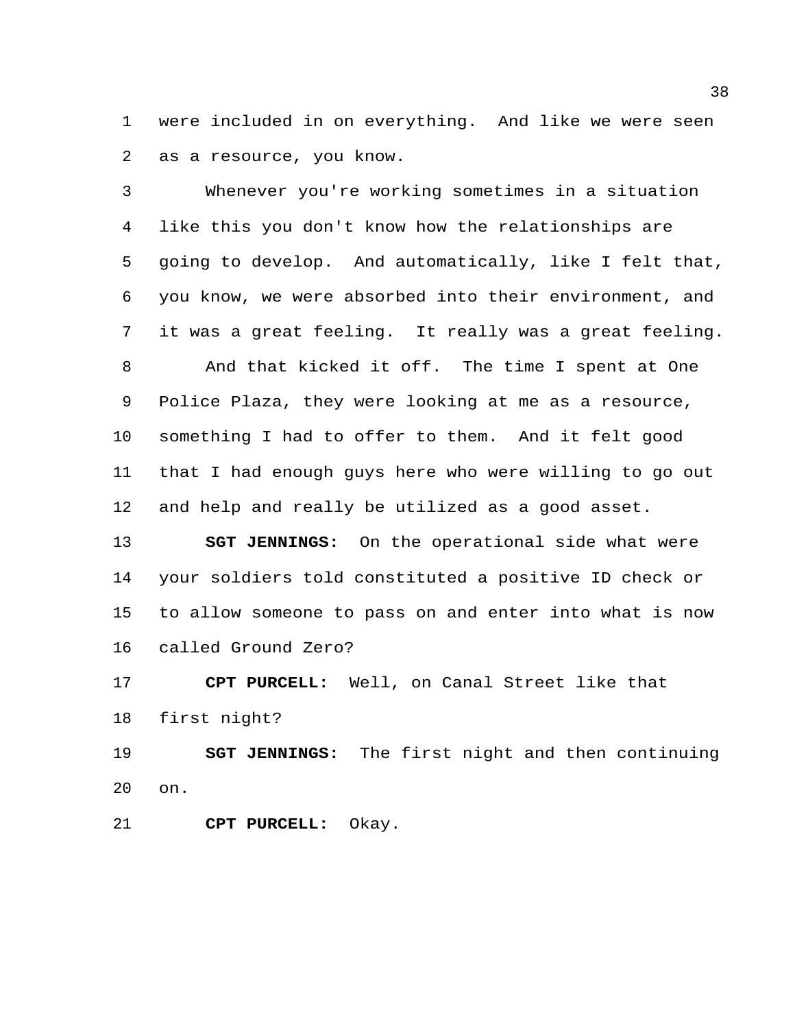were included in on everything. And like we were seen as a resource, you know.

Whenever you're working sometimes in a situation like this you don't know how the relationships are going to develop. And automatically, like I felt that, you know, we were absorbed into their environment, and it was a great feeling. It really was a great feeling.

And that kicked it off. The time I spent at One Police Plaza, they were looking at me as a resource, something I had to offer to them. And it felt good that I had enough guys here who were willing to go out and help and really be utilized as a good asset.

**SGT JENNINGS:** On the operational side what were your soldiers told constituted a positive ID check or to allow someone to pass on and enter into what is now called Ground Zero?

**CPT PURCELL:** Well, on Canal Street like that first night?

**SGT JENNINGS:** The first night and then continuing on.

**CPT PURCELL:** Okay.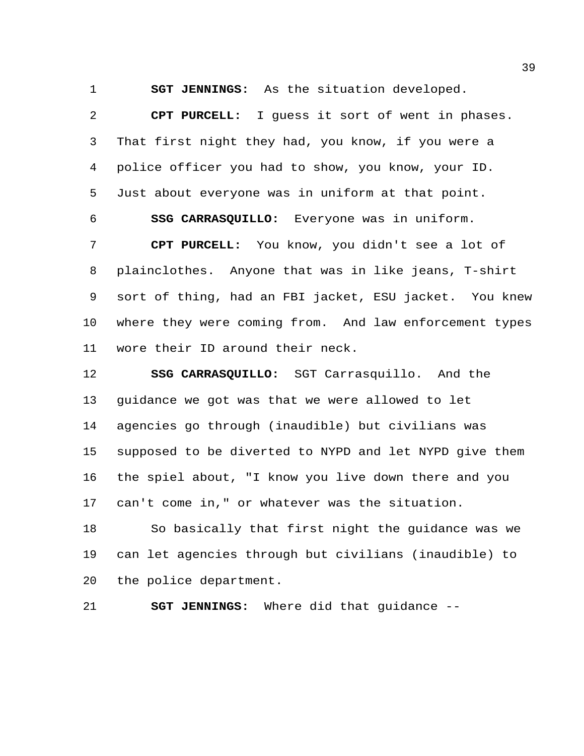**SGT JENNINGS:** As the situation developed.

**CPT PURCELL:** I guess it sort of went in phases. That first night they had, you know, if you were a police officer you had to show, you know, your ID. Just about everyone was in uniform at that point.

**SSG CARRASQUILLO:** Everyone was in uniform.

**CPT PURCELL:** You know, you didn't see a lot of plainclothes. Anyone that was in like jeans, T-shirt sort of thing, had an FBI jacket, ESU jacket. You knew where they were coming from. And law enforcement types wore their ID around their neck.

**SSG CARRASQUILLO:** SGT Carrasquillo. And the guidance we got was that we were allowed to let agencies go through (inaudible) but civilians was supposed to be diverted to NYPD and let NYPD give them the spiel about, "I know you live down there and you can't come in," or whatever was the situation.

So basically that first night the guidance was we can let agencies through but civilians (inaudible) to the police department.

**SGT JENNINGS:** Where did that guidance --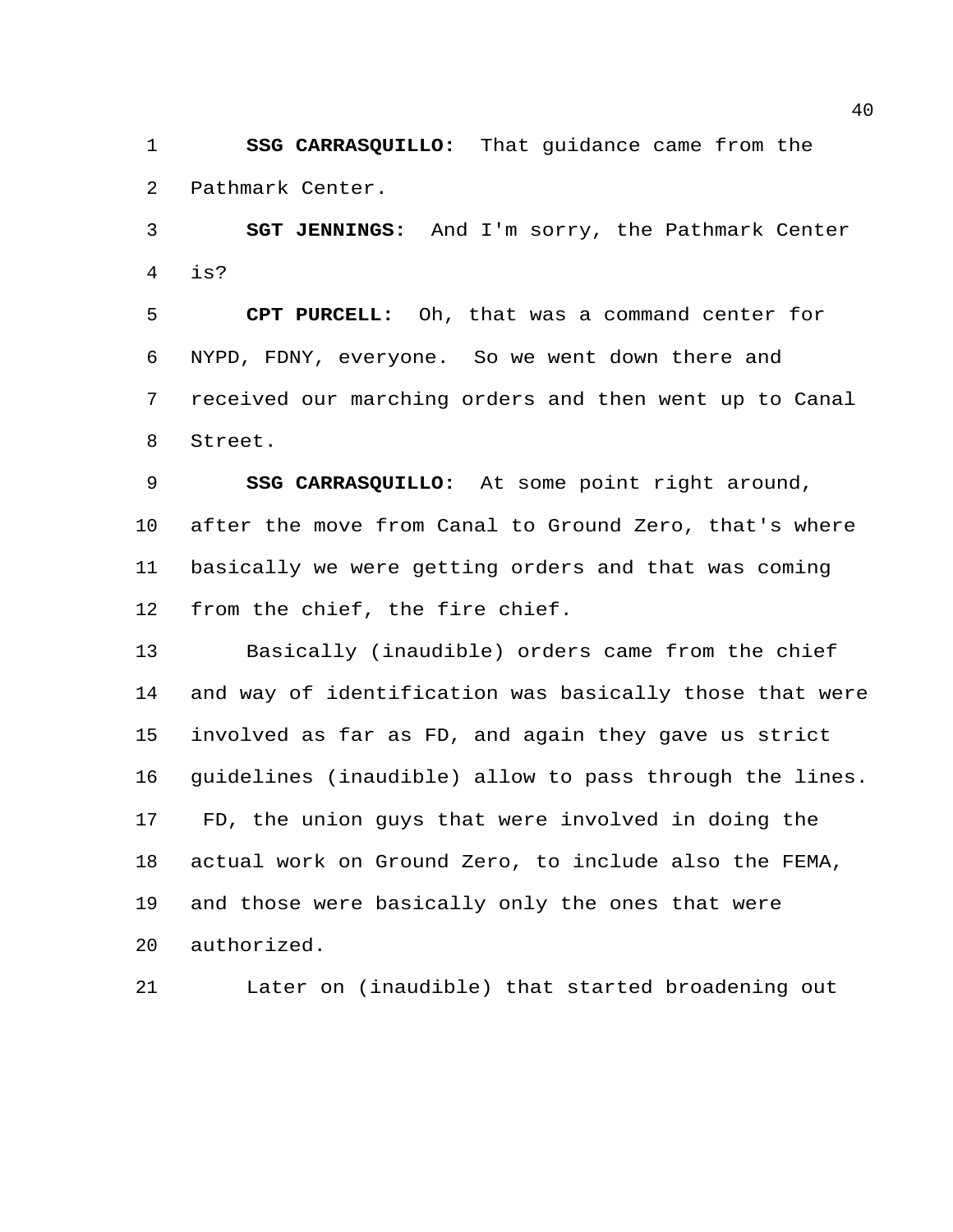**SSG CARRASQUILLO:** That guidance came from the Pathmark Center.

**SGT JENNINGS:** And I'm sorry, the Pathmark Center is?

**CPT PURCELL:** Oh, that was a command center for NYPD, FDNY, everyone. So we went down there and received our marching orders and then went up to Canal Street.

**SSG CARRASQUILLO:** At some point right around, after the move from Canal to Ground Zero, that's where basically we were getting orders and that was coming from the chief, the fire chief.

Basically (inaudible) orders came from the chief and way of identification was basically those that were involved as far as FD, and again they gave us strict guidelines (inaudible) allow to pass through the lines. FD, the union guys that were involved in doing the actual work on Ground Zero, to include also the FEMA, and those were basically only the ones that were authorized.

Later on (inaudible) that started broadening out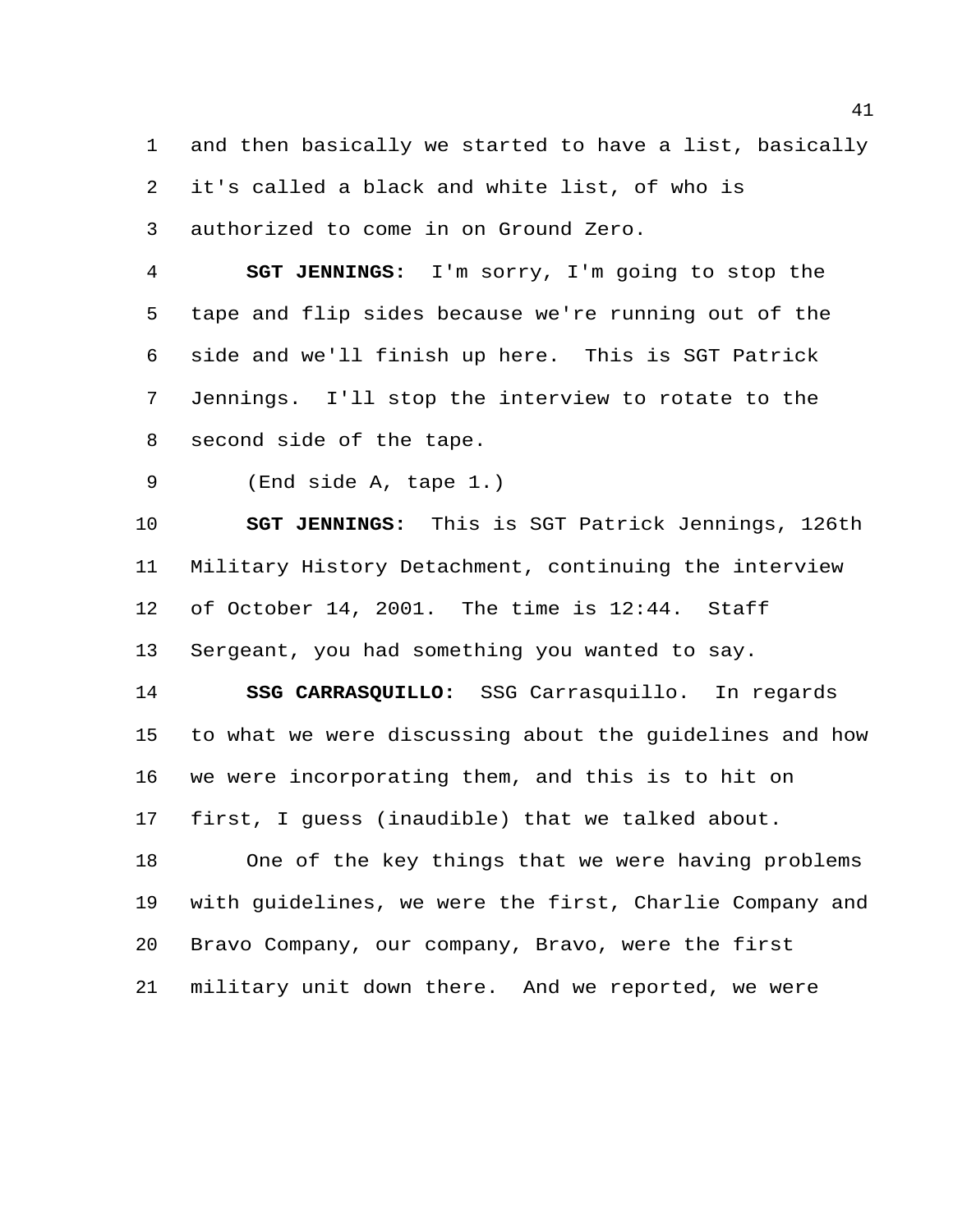and then basically we started to have a list, basically it's called a black and white list, of who is authorized to come in on Ground Zero.

**SGT JENNINGS:** I'm sorry, I'm going to stop the tape and flip sides because we're running out of the side and we'll finish up here. This is SGT Patrick Jennings. I'll stop the interview to rotate to the second side of the tape.

(End side A, tape 1.)

**SGT JENNINGS:** This is SGT Patrick Jennings, 126th Military History Detachment, continuing the interview of October 14, 2001. The time is 12:44. Staff Sergeant, you had something you wanted to say.

**SSG CARRASQUILLO:** SSG Carrasquillo. In regards to what we were discussing about the guidelines and how we were incorporating them, and this is to hit on first, I guess (inaudible) that we talked about.

One of the key things that we were having problems with guidelines, we were the first, Charlie Company and Bravo Company, our company, Bravo, were the first military unit down there. And we reported, we were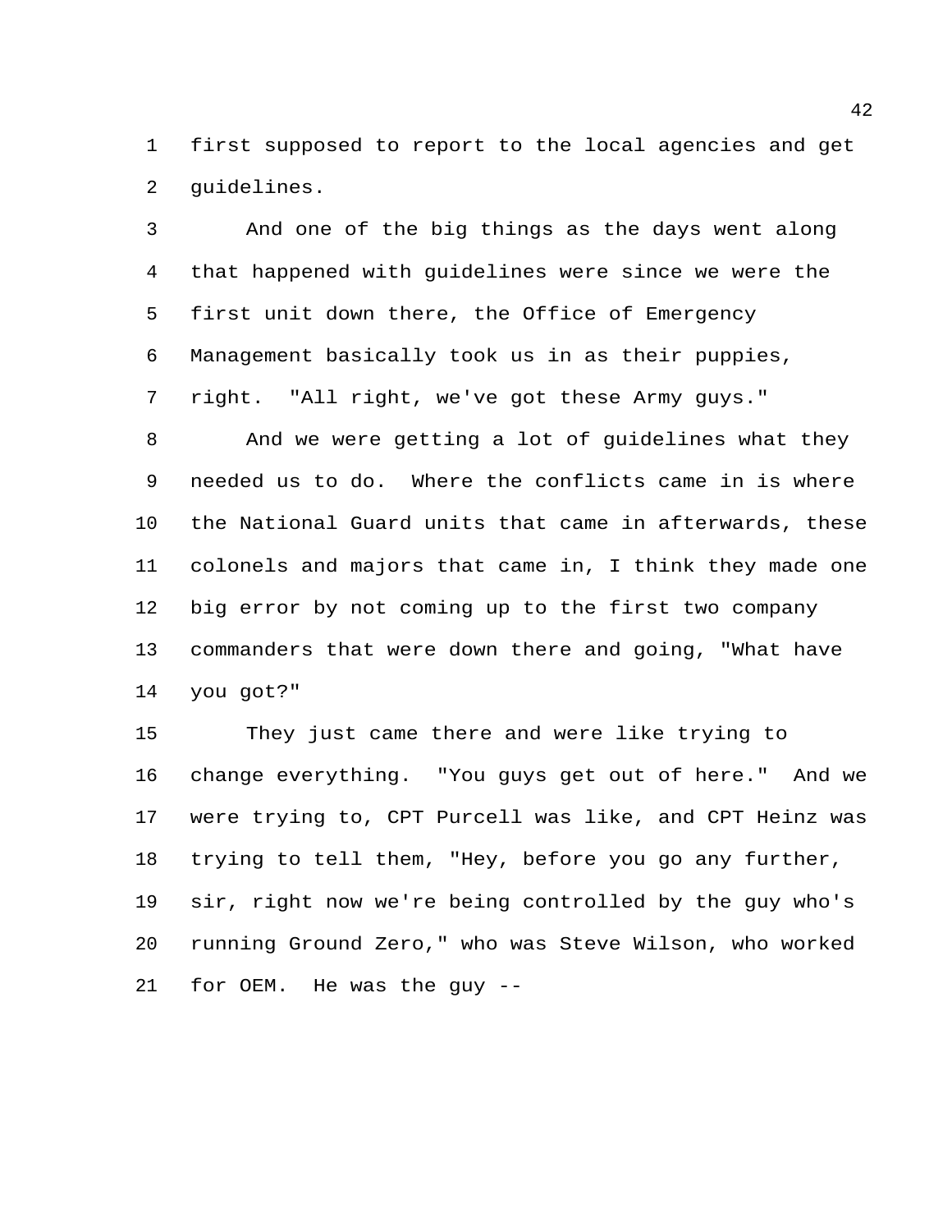first supposed to report to the local agencies and get guidelines.

And one of the big things as the days went along that happened with guidelines were since we were the first unit down there, the Office of Emergency Management basically took us in as their puppies, right. "All right, we've got these Army guys."

And we were getting a lot of guidelines what they needed us to do. Where the conflicts came in is where the National Guard units that came in afterwards, these colonels and majors that came in, I think they made one big error by not coming up to the first two company commanders that were down there and going, "What have you got?"

They just came there and were like trying to change everything. "You guys get out of here." And we were trying to, CPT Purcell was like, and CPT Heinz was trying to tell them, "Hey, before you go any further, sir, right now we're being controlled by the guy who's running Ground Zero," who was Steve Wilson, who worked for OEM. He was the guy --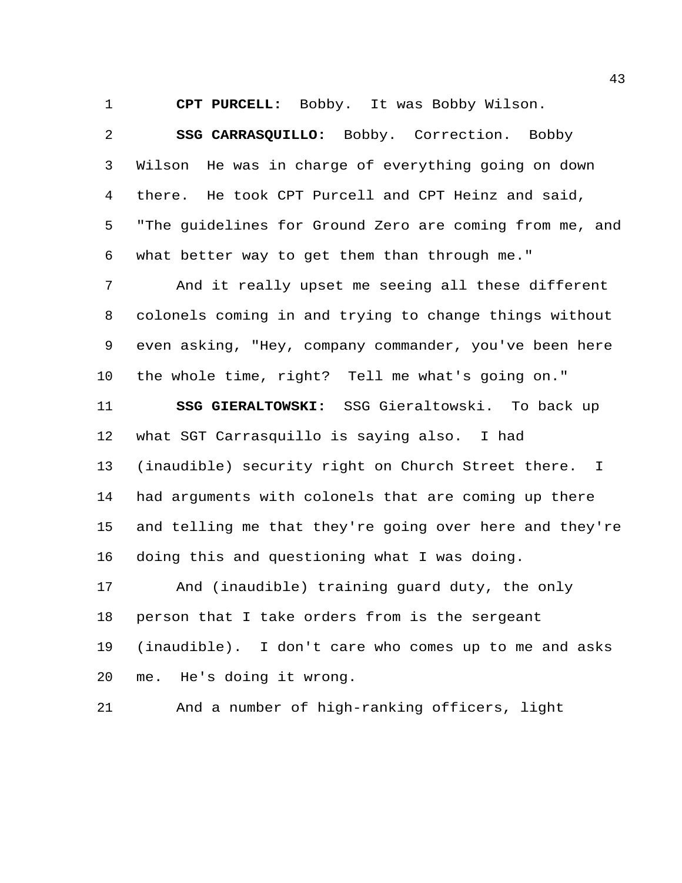**CPT PURCELL:** Bobby. It was Bobby Wilson.

**SSG CARRASQUILLO:** Bobby. Correction. Bobby Wilson He was in charge of everything going on down there. He took CPT Purcell and CPT Heinz and said, "The guidelines for Ground Zero are coming from me, and what better way to get them than through me."

And it really upset me seeing all these different colonels coming in and trying to change things without even asking, "Hey, company commander, you've been here the whole time, right? Tell me what's going on."

**SSG GIERALTOWSKI:** SSG Gieraltowski. To back up what SGT Carrasquillo is saying also. I had (inaudible) security right on Church Street there. I had arguments with colonels that are coming up there and telling me that they're going over here and they're doing this and questioning what I was doing.

And (inaudible) training guard duty, the only person that I take orders from is the sergeant (inaudible). I don't care who comes up to me and asks me. He's doing it wrong.

And a number of high-ranking officers, light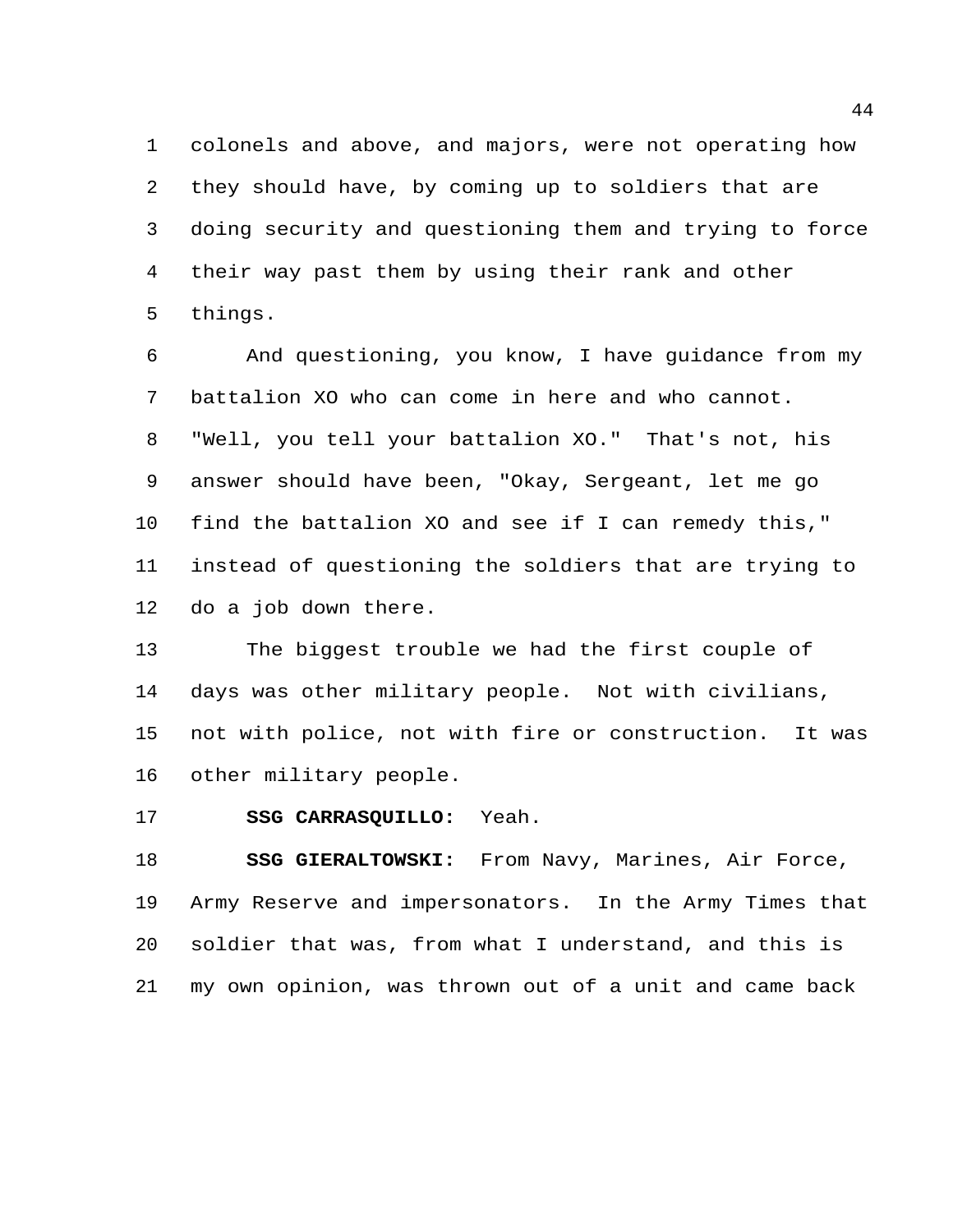colonels and above, and majors, were not operating how they should have, by coming up to soldiers that are doing security and questioning them and trying to force their way past them by using their rank and other things.

And questioning, you know, I have guidance from my battalion XO who can come in here and who cannot. "Well, you tell your battalion XO." That's not, his answer should have been, "Okay, Sergeant, let me go find the battalion XO and see if I can remedy this," instead of questioning the soldiers that are trying to do a job down there.

The biggest trouble we had the first couple of days was other military people. Not with civilians, not with police, not with fire or construction. It was other military people.

**SSG CARRASQUILLO:** Yeah.

**SSG GIERALTOWSKI:** From Navy, Marines, Air Force, Army Reserve and impersonators. In the Army Times that soldier that was, from what I understand, and this is my own opinion, was thrown out of a unit and came back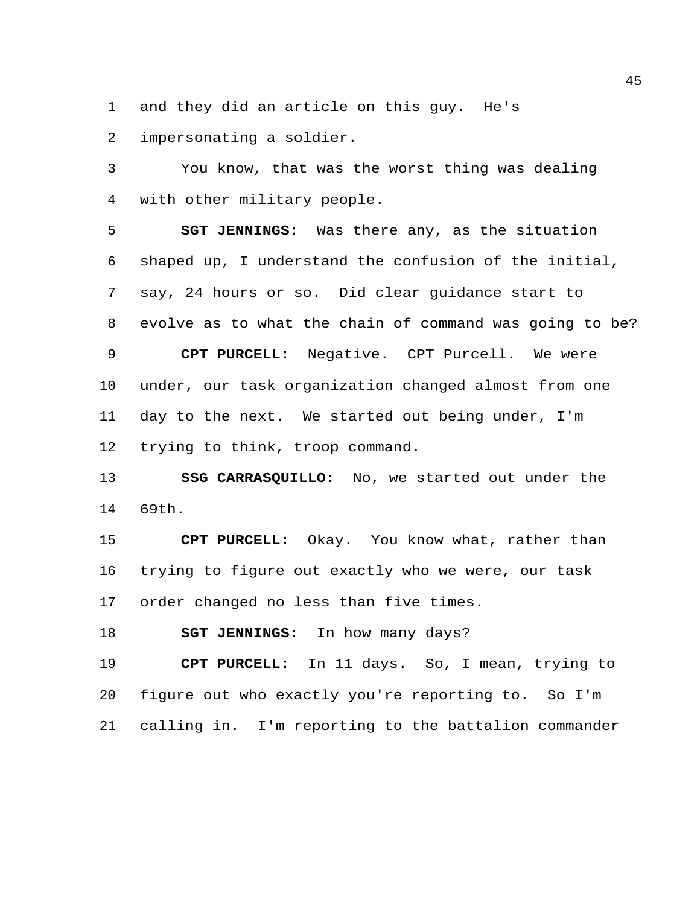and they did an article on this guy. He's impersonating a soldier.

You know, that was the worst thing was dealing with other military people.

**SGT JENNINGS:** Was there any, as the situation shaped up, I understand the confusion of the initial, say, 24 hours or so. Did clear guidance start to evolve as to what the chain of command was going to be?

**CPT PURCELL:** Negative. CPT Purcell. We were under, our task organization changed almost from one day to the next. We started out being under, I'm trying to think, troop command.

**SSG CARRASQUILLO:** No, we started out under the 69th.

**CPT PURCELL:** Okay. You know what, rather than trying to figure out exactly who we were, our task order changed no less than five times.

**SGT JENNINGS:** In how many days?

**CPT PURCELL:** In 11 days. So, I mean, trying to figure out who exactly you're reporting to. So I'm calling in. I'm reporting to the battalion commander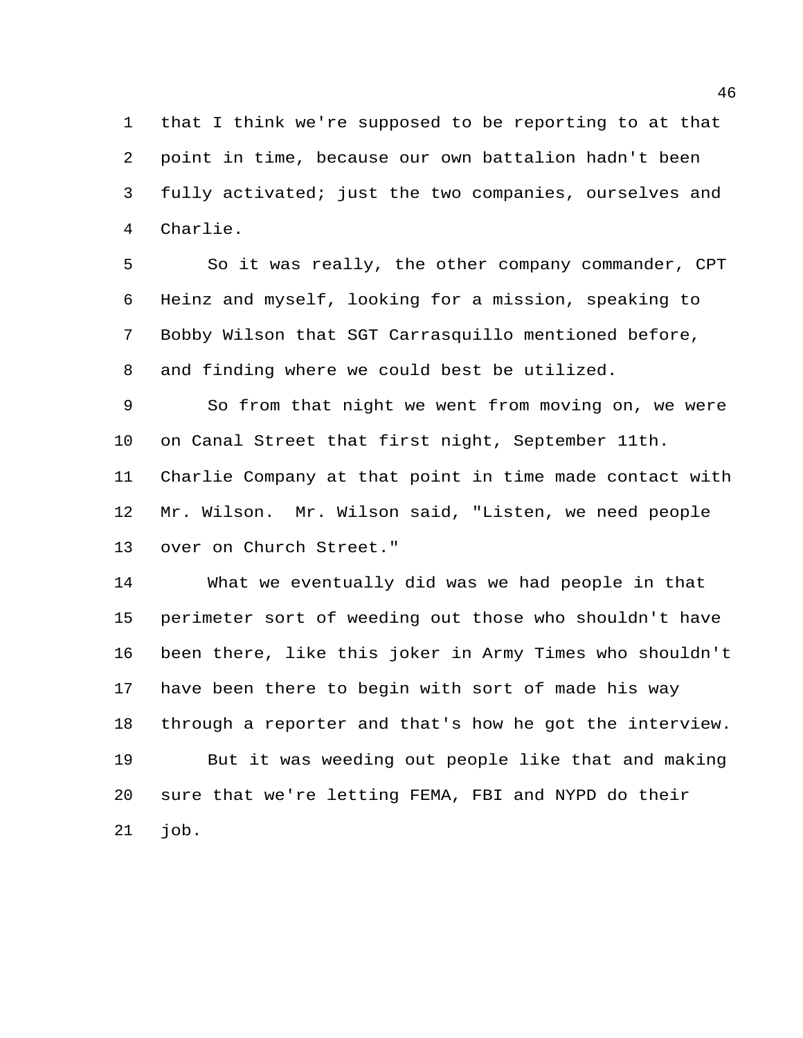that I think we're supposed to be reporting to at that point in time, because our own battalion hadn't been fully activated; just the two companies, ourselves and Charlie.

So it was really, the other company commander, CPT Heinz and myself, looking for a mission, speaking to Bobby Wilson that SGT Carrasquillo mentioned before, and finding where we could best be utilized.

So from that night we went from moving on, we were on Canal Street that first night, September 11th. Charlie Company at that point in time made contact with Mr. Wilson. Mr. Wilson said, "Listen, we need people over on Church Street."

What we eventually did was we had people in that perimeter sort of weeding out those who shouldn't have been there, like this joker in Army Times who shouldn't have been there to begin with sort of made his way through a reporter and that's how he got the interview.

But it was weeding out people like that and making sure that we're letting FEMA, FBI and NYPD do their job.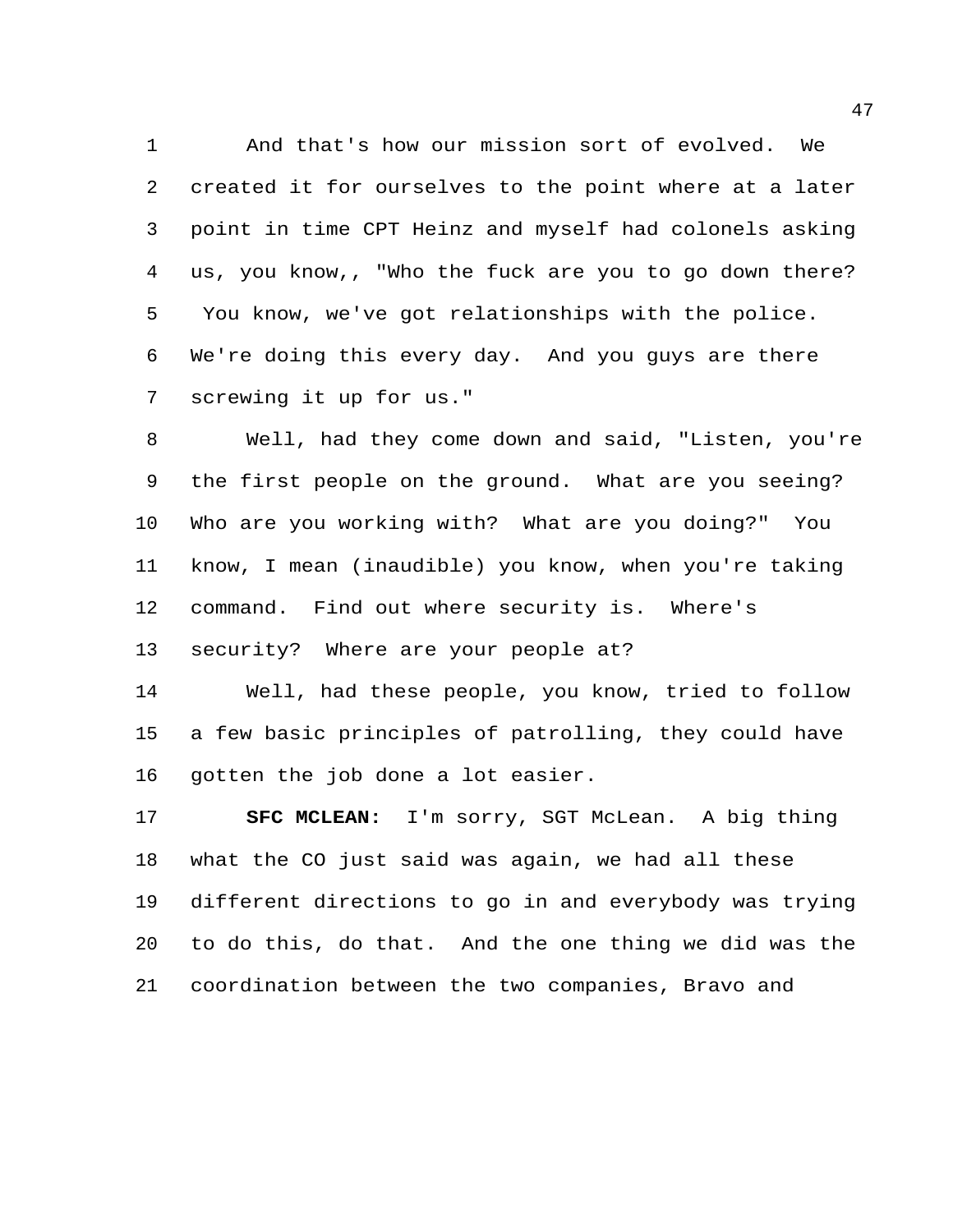And that's how our mission sort of evolved. We created it for ourselves to the point where at a later point in time CPT Heinz and myself had colonels asking us, you know,, "Who the fuck are you to go down there? You know, we've got relationships with the police. We're doing this every day. And you guys are there screwing it up for us."

Well, had they come down and said, "Listen, you're the first people on the ground. What are you seeing? Who are you working with? What are you doing?" You know, I mean (inaudible) you know, when you're taking command. Find out where security is. Where's security? Where are your people at?

Well, had these people, you know, tried to follow a few basic principles of patrolling, they could have gotten the job done a lot easier.

**SFC MCLEAN:** I'm sorry, SGT McLean. A big thing what the CO just said was again, we had all these different directions to go in and everybody was trying to do this, do that. And the one thing we did was the coordination between the two companies, Bravo and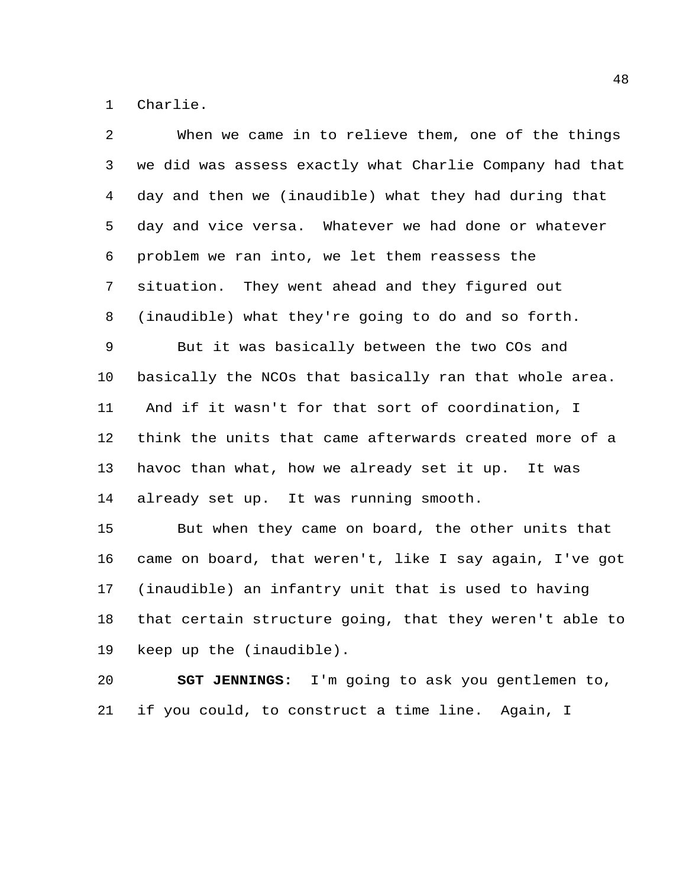Charlie.

When we came in to relieve them, one of the things we did was assess exactly what Charlie Company had that day and then we (inaudible) what they had during that day and vice versa. Whatever we had done or whatever problem we ran into, we let them reassess the situation. They went ahead and they figured out (inaudible) what they're going to do and so forth.

But it was basically between the two COs and basically the NCOs that basically ran that whole area. And if it wasn't for that sort of coordination, I think the units that came afterwards created more of a havoc than what, how we already set it up. It was already set up. It was running smooth.

But when they came on board, the other units that came on board, that weren't, like I say again, I've got (inaudible) an infantry unit that is used to having that certain structure going, that they weren't able to keep up the (inaudible).

**SGT JENNINGS:** I'm going to ask you gentlemen to, if you could, to construct a time line. Again, I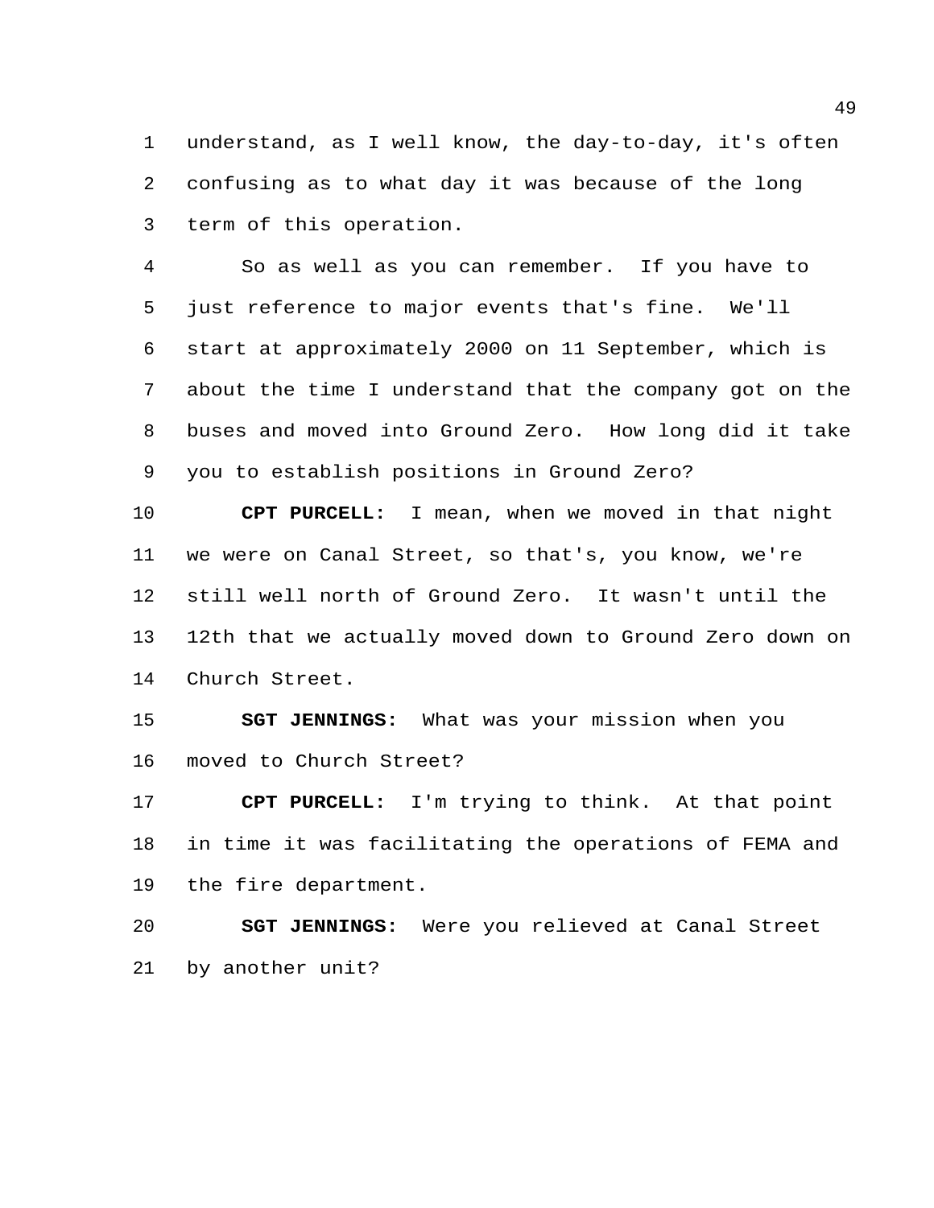understand, as I well know, the day-to-day, it's often confusing as to what day it was because of the long term of this operation.

So as well as you can remember. If you have to just reference to major events that's fine. We'll start at approximately 2000 on 11 September, which is about the time I understand that the company got on the buses and moved into Ground Zero. How long did it take you to establish positions in Ground Zero?

**CPT PURCELL:** I mean, when we moved in that night we were on Canal Street, so that's, you know, we're still well north of Ground Zero. It wasn't until the 12th that we actually moved down to Ground Zero down on Church Street.

**SGT JENNINGS:** What was your mission when you moved to Church Street?

**CPT PURCELL:** I'm trying to think. At that point in time it was facilitating the operations of FEMA and the fire department.

**SGT JENNINGS:** Were you relieved at Canal Street by another unit?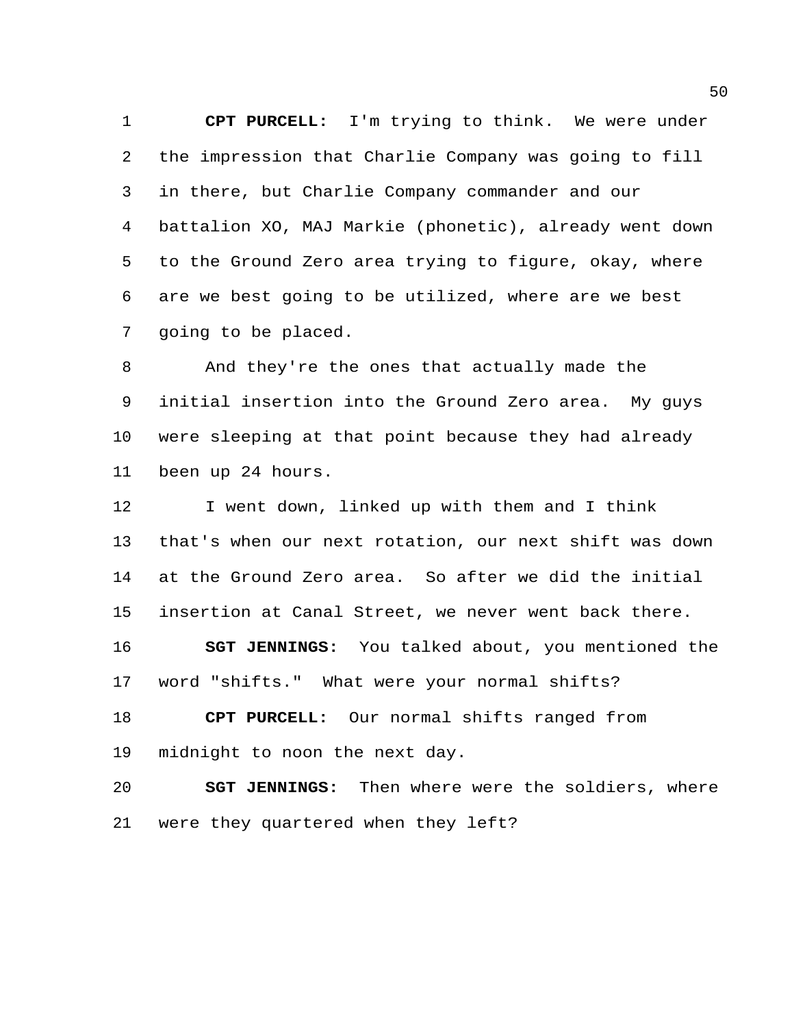**CPT PURCELL:** I'm trying to think. We were under the impression that Charlie Company was going to fill in there, but Charlie Company commander and our battalion XO, MAJ Markie (phonetic), already went down to the Ground Zero area trying to figure, okay, where are we best going to be utilized, where are we best going to be placed.

And they're the ones that actually made the initial insertion into the Ground Zero area. My guys were sleeping at that point because they had already been up 24 hours.

I went down, linked up with them and I think that's when our next rotation, our next shift was down at the Ground Zero area. So after we did the initial insertion at Canal Street, we never went back there.

**SGT JENNINGS:** You talked about, you mentioned the word "shifts." What were your normal shifts?

**CPT PURCELL:** Our normal shifts ranged from midnight to noon the next day.

**SGT JENNINGS:** Then where were the soldiers, where were they quartered when they left?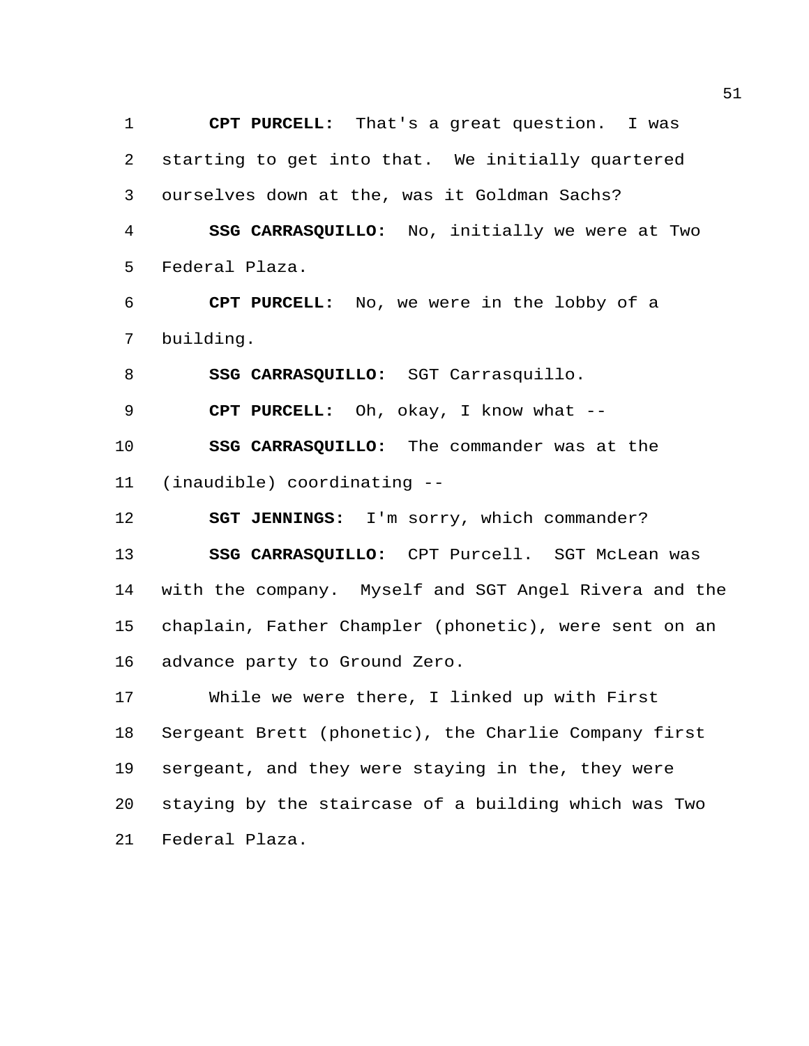**CPT PURCELL:** That's a great question. I was starting to get into that. We initially quartered ourselves down at the, was it Goldman Sachs?

**SSG CARRASQUILLO:** No, initially we were at Two Federal Plaza.

**CPT PURCELL:** No, we were in the lobby of a building.

**SSG CARRASQUILLO:** SGT Carrasquillo.

**CPT PURCELL:** Oh, okay, I know what --

**SSG CARRASQUILLO:** The commander was at the (inaudible) coordinating --

**SGT JENNINGS:** I'm sorry, which commander?

**SSG CARRASQUILLO:** CPT Purcell. SGT McLean was with the company. Myself and SGT Angel Rivera and the chaplain, Father Champler (phonetic), were sent on an advance party to Ground Zero.

While we were there, I linked up with First Sergeant Brett (phonetic), the Charlie Company first sergeant, and they were staying in the, they were staying by the staircase of a building which was Two Federal Plaza.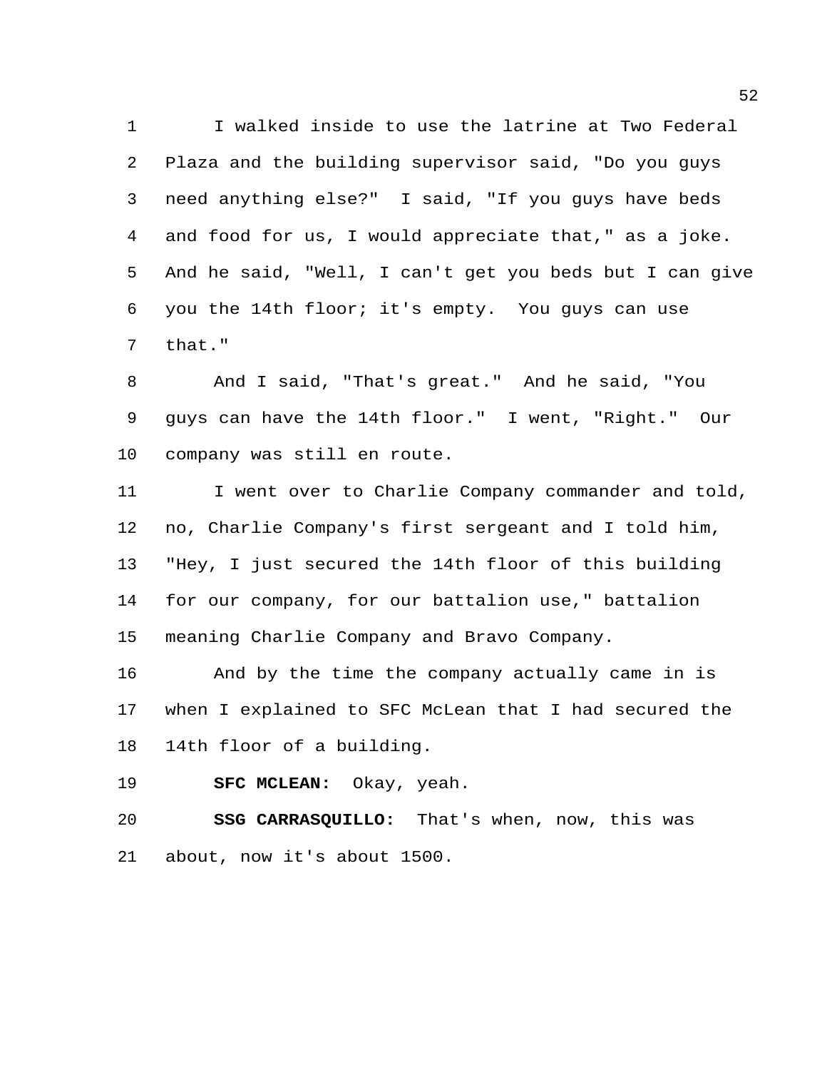I walked inside to use the latrine at Two Federal Plaza and the building supervisor said, "Do you guys need anything else?" I said, "If you guys have beds and food for us, I would appreciate that," as a joke. And he said, "Well, I can't get you beds but I can give you the 14th floor; it's empty. You guys can use that."

And I said, "That's great." And he said, "You guys can have the 14th floor." I went, "Right." Our company was still en route.

I went over to Charlie Company commander and told, no, Charlie Company's first sergeant and I told him, "Hey, I just secured the 14th floor of this building for our company, for our battalion use," battalion meaning Charlie Company and Bravo Company.

And by the time the company actually came in is when I explained to SFC McLean that I had secured the 14th floor of a building.

**SFC MCLEAN:** Okay, yeah.

**SSG CARRASQUILLO:** That's when, now, this was about, now it's about 1500.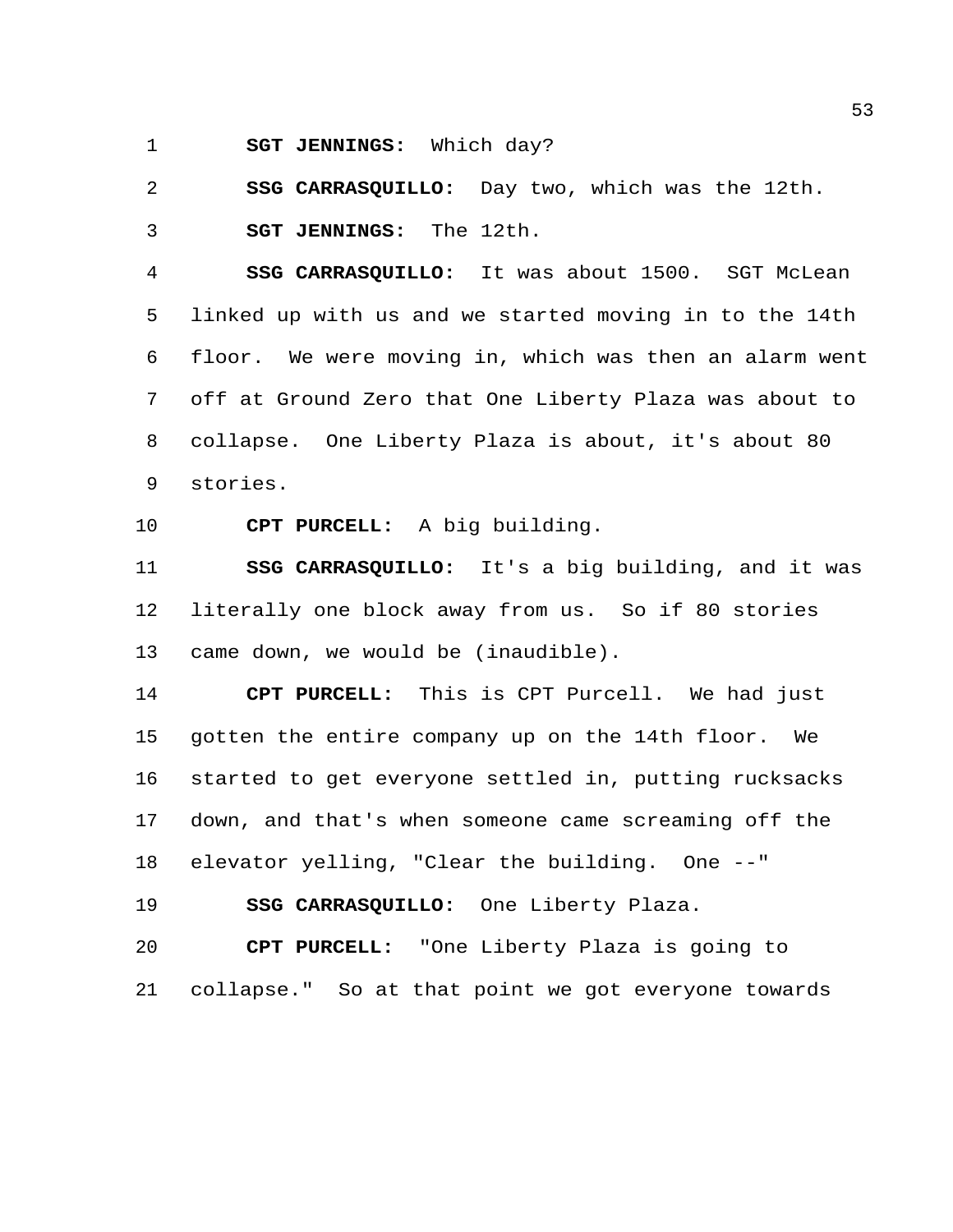**SGT JENNINGS:** Which day?

**SSG CARRASQUILLO:** Day two, which was the 12th.

**SGT JENNINGS:** The 12th.

**SSG CARRASQUILLO:** It was about 1500. SGT McLean linked up with us and we started moving in to the 14th floor. We were moving in, which was then an alarm went off at Ground Zero that One Liberty Plaza was about to collapse. One Liberty Plaza is about, it's about 80 stories.

**CPT PURCELL:** A big building.

**SSG CARRASQUILLO:** It's a big building, and it was literally one block away from us. So if 80 stories came down, we would be (inaudible).

**CPT PURCELL:** This is CPT Purcell. We had just gotten the entire company up on the 14th floor. We started to get everyone settled in, putting rucksacks down, and that's when someone came screaming off the elevator yelling, "Clear the building. One --"

**SSG CARRASQUILLO:** One Liberty Plaza.

**CPT PURCELL:** "One Liberty Plaza is going to collapse." So at that point we got everyone towards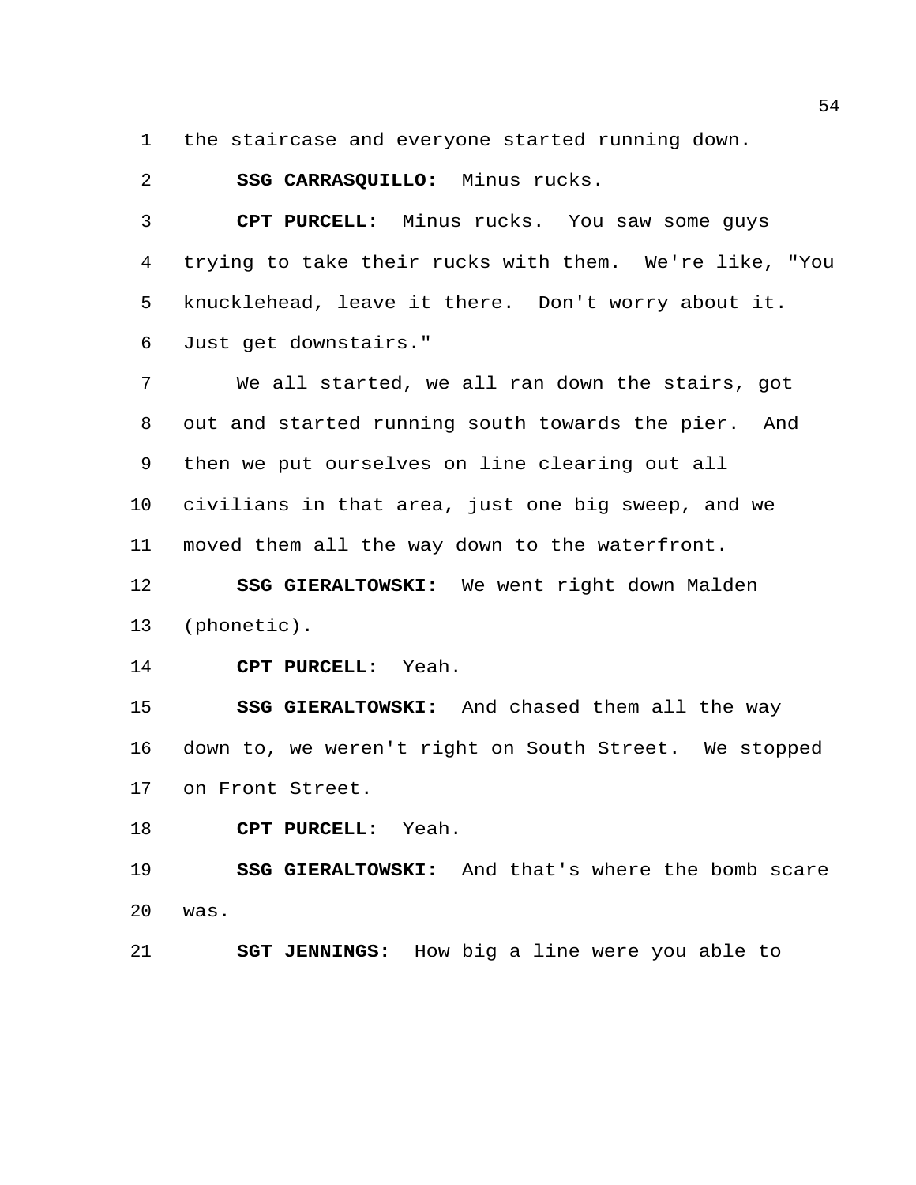the staircase and everyone started running down.

**SSG CARRASQUILLO:** Minus rucks.

**CPT PURCELL:** Minus rucks. You saw some guys trying to take their rucks with them. We're like, "You knucklehead, leave it there. Don't worry about it. Just get downstairs."

We all started, we all ran down the stairs, got out and started running south towards the pier. And then we put ourselves on line clearing out all civilians in that area, just one big sweep, and we moved them all the way down to the waterfront.

**SSG GIERALTOWSKI:** We went right down Malden (phonetic).

**CPT PURCELL:** Yeah.

**SSG GIERALTOWSKI:** And chased them all the way down to, we weren't right on South Street. We stopped on Front Street.

**CPT PURCELL:** Yeah.

**SSG GIERALTOWSKI:** And that's where the bomb scare was.

**SGT JENNINGS:** How big a line were you able to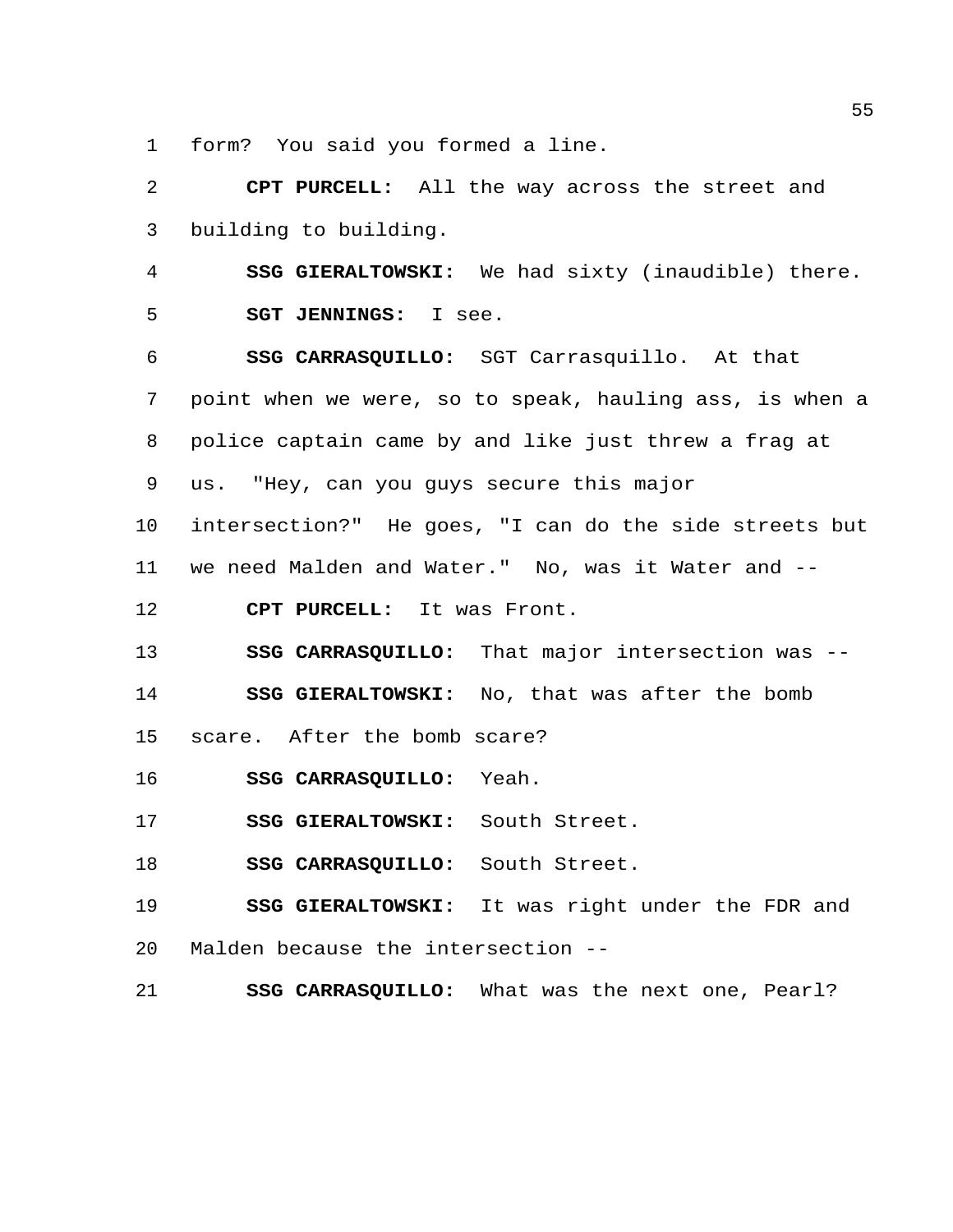form? You said you formed a line.

**CPT PURCELL:** All the way across the street and building to building.

**SSG GIERALTOWSKI:** We had sixty (inaudible) there.

**SGT JENNINGS:** I see.

**SSG CARRASQUILLO:** SGT Carrasquillo. At that point when we were, so to speak, hauling ass, is when a police captain came by and like just threw a frag at us. "Hey, can you guys secure this major intersection?" He goes, "I can do the side streets but we need Malden and Water." No, was it Water and --

**CPT PURCELL:** It was Front.

**SSG CARRASQUILLO:** That major intersection was --

**SSG GIERALTOWSKI:** No, that was after the bomb scare. After the bomb scare?

**SSG CARRASQUILLO:** Yeah.

**SSG GIERALTOWSKI:** South Street.

**SSG CARRASQUILLO:** South Street.

**SSG GIERALTOWSKI:** It was right under the FDR and Malden because the intersection --

**SSG CARRASQUILLO:** What was the next one, Pearl?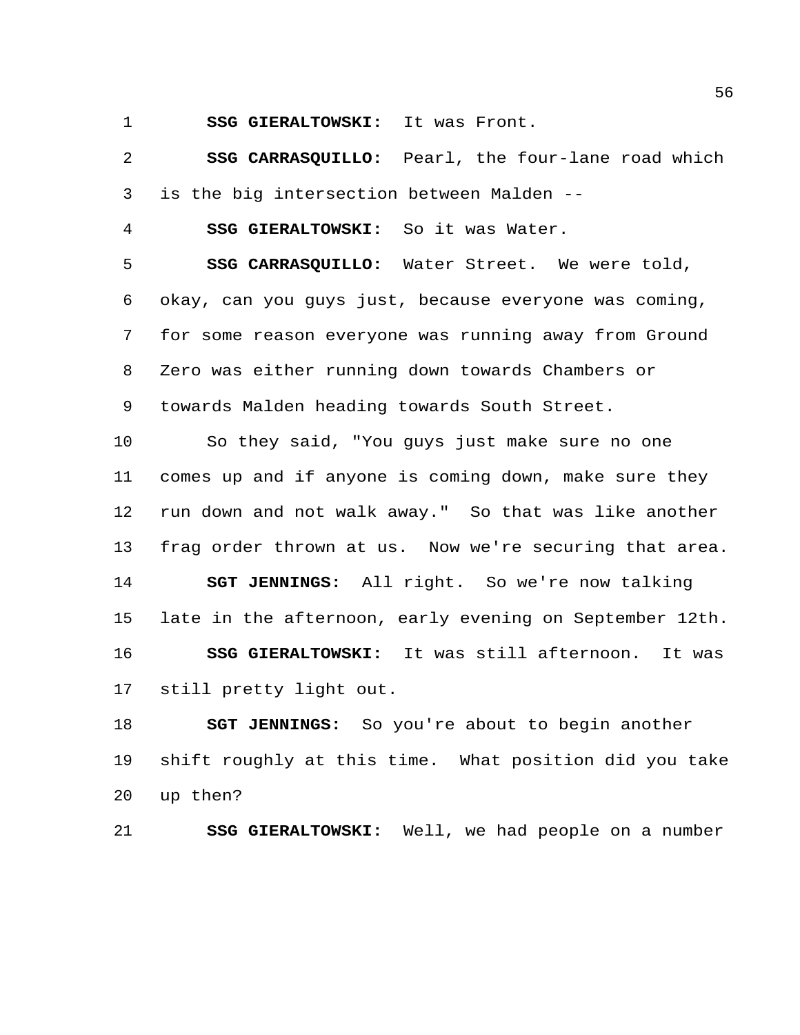**SSG GIERALTOWSKI:** It was Front.

**SSG CARRASQUILLO:** Pearl, the four-lane road which is the big intersection between Malden --

**SSG GIERALTOWSKI:** So it was Water.

**SSG CARRASQUILLO:** Water Street. We were told, okay, can you guys just, because everyone was coming, for some reason everyone was running away from Ground Zero was either running down towards Chambers or towards Malden heading towards South Street.

So they said, "You guys just make sure no one comes up and if anyone is coming down, make sure they run down and not walk away." So that was like another frag order thrown at us. Now we're securing that area.

**SGT JENNINGS:** All right. So we're now talking late in the afternoon, early evening on September 12th.

**SSG GIERALTOWSKI:** It was still afternoon. It was still pretty light out.

**SGT JENNINGS:** So you're about to begin another shift roughly at this time. What position did you take up then?

**SSG GIERALTOWSKI:** Well, we had people on a number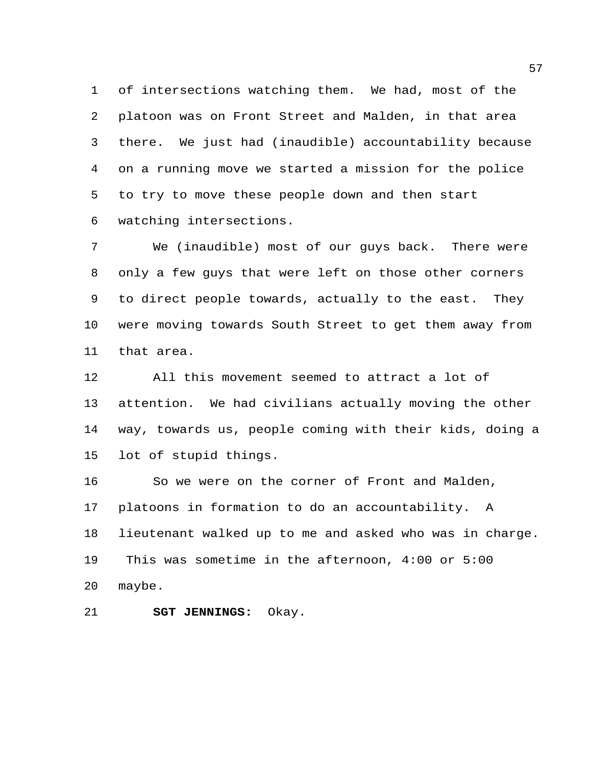of intersections watching them. We had, most of the platoon was on Front Street and Malden, in that area there. We just had (inaudible) accountability because on a running move we started a mission for the police to try to move these people down and then start watching intersections.

We (inaudible) most of our guys back. There were only a few guys that were left on those other corners to direct people towards, actually to the east. They were moving towards South Street to get them away from that area.

All this movement seemed to attract a lot of attention. We had civilians actually moving the other way, towards us, people coming with their kids, doing a lot of stupid things.

So we were on the corner of Front and Malden, platoons in formation to do an accountability. A lieutenant walked up to me and asked who was in charge. This was sometime in the afternoon, 4:00 or 5:00 maybe.

**SGT JENNINGS:** Okay.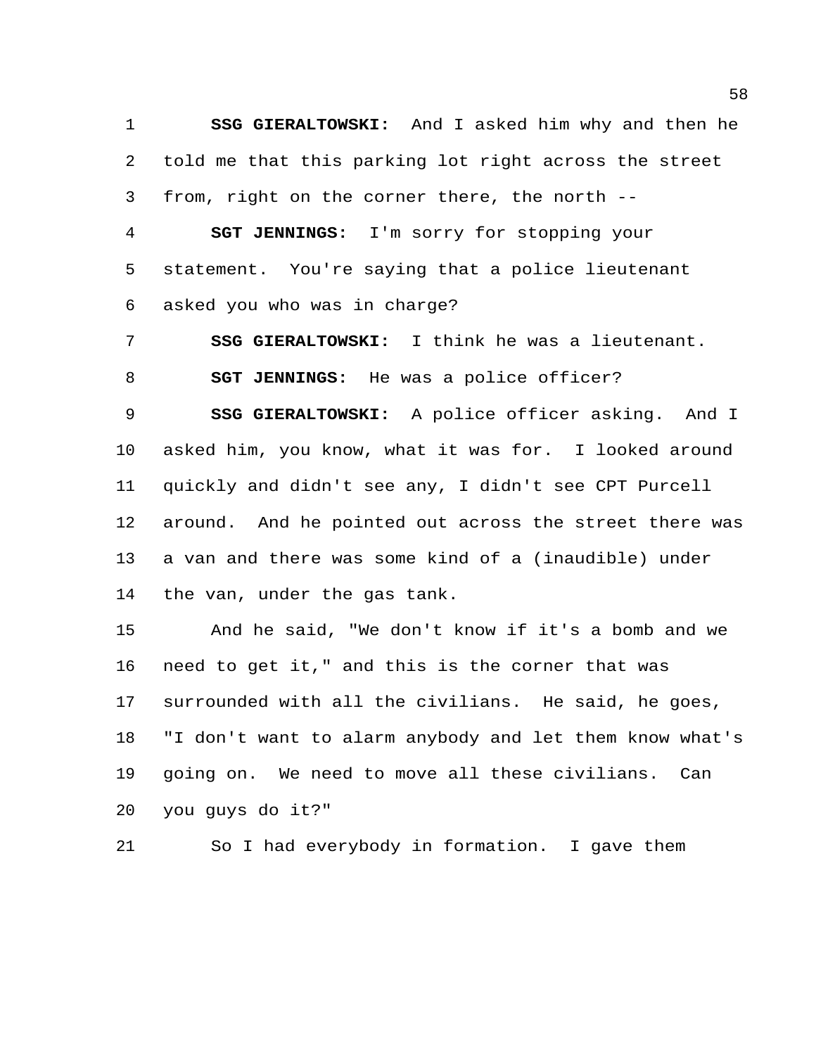**SSG GIERALTOWSKI:** And I asked him why and then he told me that this parking lot right across the street from, right on the corner there, the north --

**SGT JENNINGS:** I'm sorry for stopping your statement. You're saying that a police lieutenant asked you who was in charge?

**SSG GIERALTOWSKI:** I think he was a lieutenant.

**SGT JENNINGS:** He was a police officer?

**SSG GIERALTOWSKI:** A police officer asking. And I asked him, you know, what it was for. I looked around quickly and didn't see any, I didn't see CPT Purcell around. And he pointed out across the street there was a van and there was some kind of a (inaudible) under the van, under the gas tank.

And he said, "We don't know if it's a bomb and we need to get it," and this is the corner that was surrounded with all the civilians. He said, he goes, "I don't want to alarm anybody and let them know what's going on. We need to move all these civilians. Can you guys do it?"

So I had everybody in formation. I gave them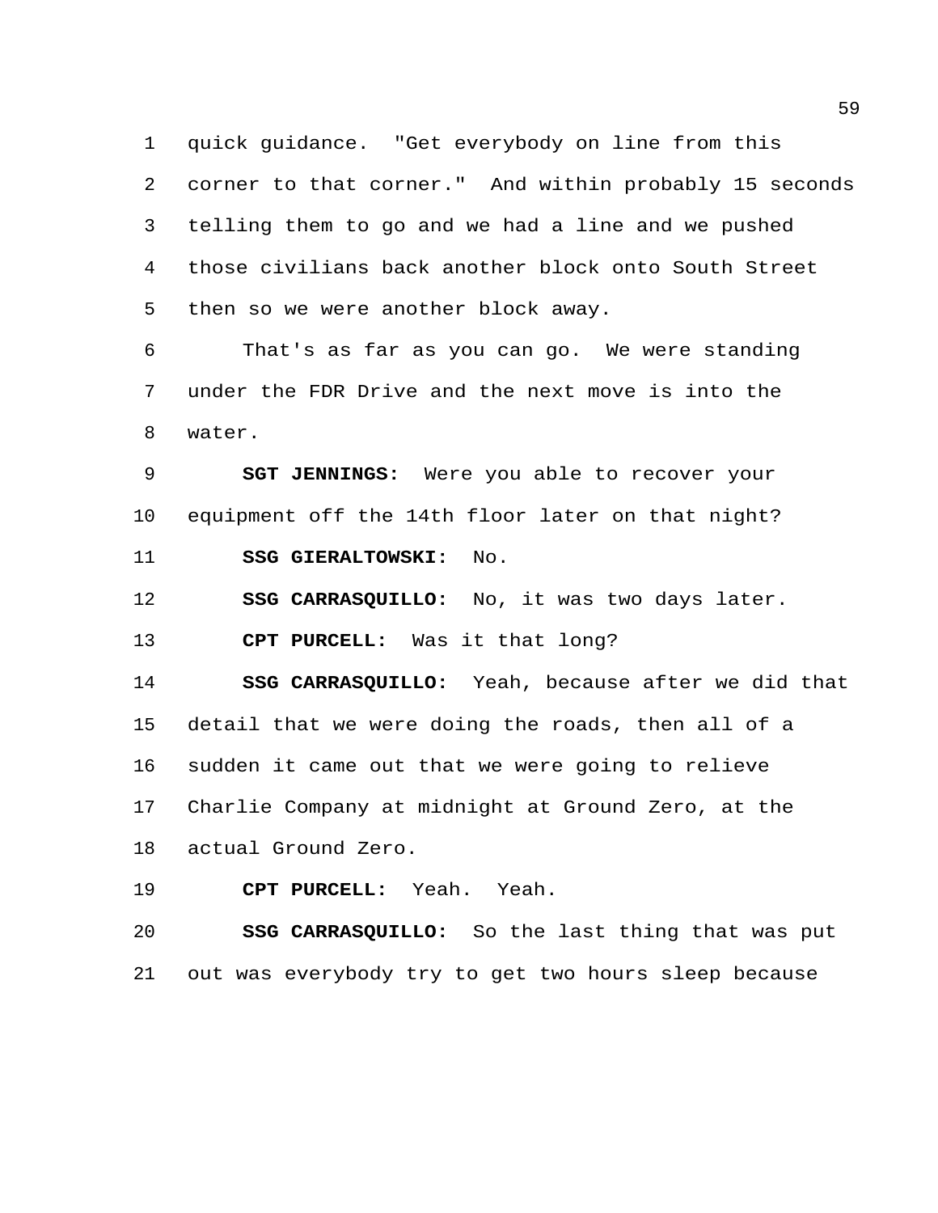quick guidance. "Get everybody on line from this corner to that corner." And within probably 15 seconds telling them to go and we had a line and we pushed those civilians back another block onto South Street then so we were another block away.

That's as far as you can go. We were standing under the FDR Drive and the next move is into the water.

**SGT JENNINGS:** Were you able to recover your equipment off the 14th floor later on that night?

**SSG GIERALTOWSKI:** No.

**SSG CARRASQUILLO:** No, it was two days later.

**CPT PURCELL:** Was it that long?

**SSG CARRASQUILLO:** Yeah, because after we did that detail that we were doing the roads, then all of a sudden it came out that we were going to relieve Charlie Company at midnight at Ground Zero, at the actual Ground Zero.

**CPT PURCELL:** Yeah. Yeah.

**SSG CARRASQUILLO:** So the last thing that was put out was everybody try to get two hours sleep because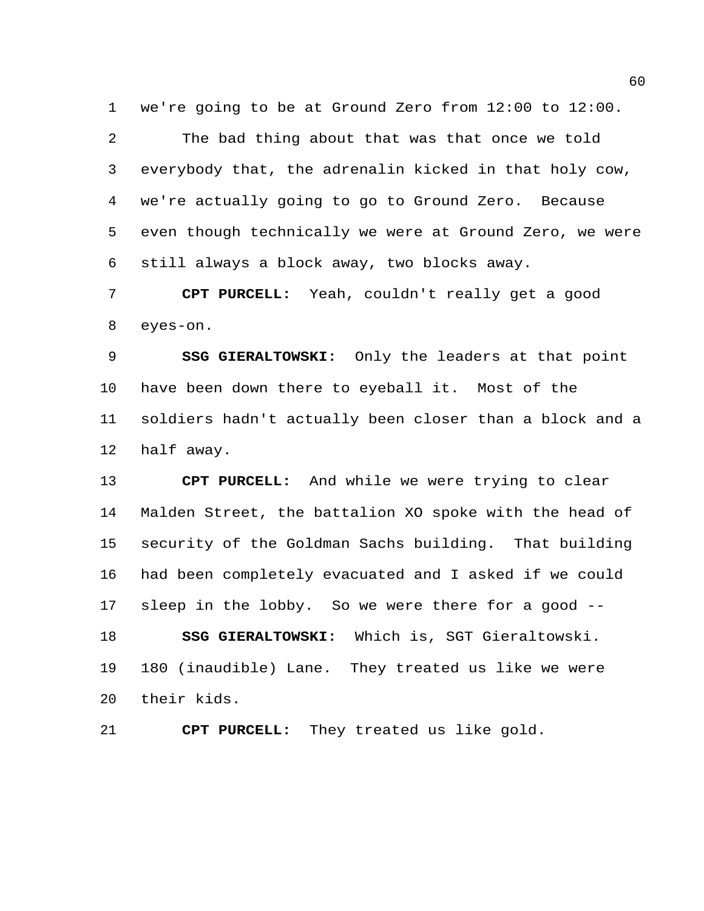we're going to be at Ground Zero from 12:00 to 12:00.

The bad thing about that was that once we told everybody that, the adrenalin kicked in that holy cow, we're actually going to go to Ground Zero. Because even though technically we were at Ground Zero, we were still always a block away, two blocks away.

**CPT PURCELL:** Yeah, couldn't really get a good eyes-on.

**SSG GIERALTOWSKI:** Only the leaders at that point have been down there to eyeball it. Most of the soldiers hadn't actually been closer than a block and a half away.

**CPT PURCELL:** And while we were trying to clear Malden Street, the battalion XO spoke with the head of security of the Goldman Sachs building. That building had been completely evacuated and I asked if we could sleep in the lobby. So we were there for a good --

**SSG GIERALTOWSKI:** Which is, SGT Gieraltowski. 180 (inaudible) Lane. They treated us like we were their kids.

**CPT PURCELL:** They treated us like gold.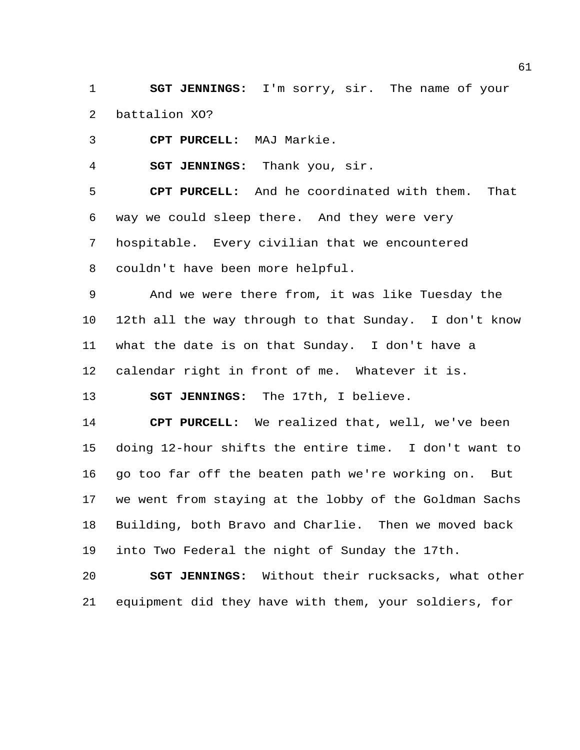**SGT JENNINGS:** I'm sorry, sir. The name of your battalion XO?

**CPT PURCELL:** MAJ Markie.

**SGT JENNINGS:** Thank you, sir.

**CPT PURCELL:** And he coordinated with them. That way we could sleep there. And they were very hospitable. Every civilian that we encountered couldn't have been more helpful.

And we were there from, it was like Tuesday the 12th all the way through to that Sunday. I don't know what the date is on that Sunday. I don't have a calendar right in front of me. Whatever it is.

**SGT JENNINGS:** The 17th, I believe.

**CPT PURCELL:** We realized that, well, we've been doing 12-hour shifts the entire time. I don't want to go too far off the beaten path we're working on. But we went from staying at the lobby of the Goldman Sachs Building, both Bravo and Charlie. Then we moved back into Two Federal the night of Sunday the 17th.

**SGT JENNINGS:** Without their rucksacks, what other equipment did they have with them, your soldiers, for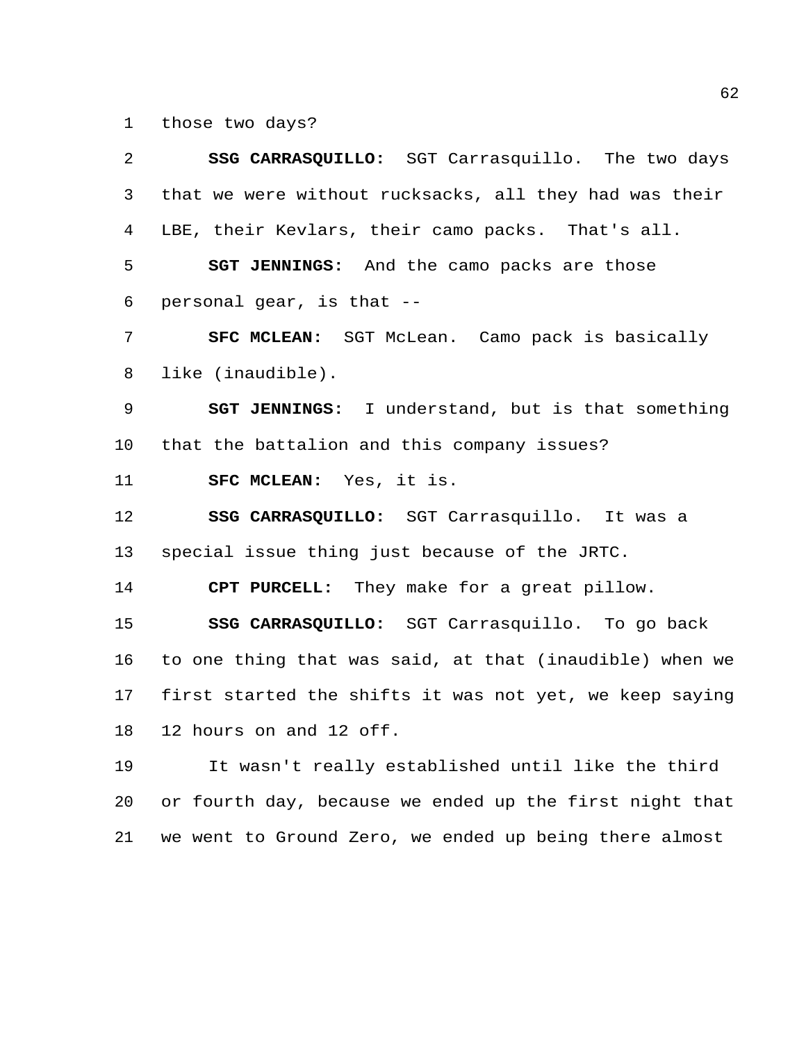those two days?

**SSG CARRASQUILLO:** SGT Carrasquillo. The two days that we were without rucksacks, all they had was their LBE, their Kevlars, their camo packs. That's all.

**SGT JENNINGS:** And the camo packs are those personal gear, is that --

**SFC MCLEAN:** SGT McLean. Camo pack is basically like (inaudible).

**SGT JENNINGS:** I understand, but is that something that the battalion and this company issues?

**SFC MCLEAN:** Yes, it is.

**SSG CARRASQUILLO:** SGT Carrasquillo. It was a special issue thing just because of the JRTC.

**CPT PURCELL:** They make for a great pillow.

**SSG CARRASQUILLO:** SGT Carrasquillo. To go back to one thing that was said, at that (inaudible) when we first started the shifts it was not yet, we keep saying 12 hours on and 12 off.

It wasn't really established until like the third or fourth day, because we ended up the first night that we went to Ground Zero, we ended up being there almost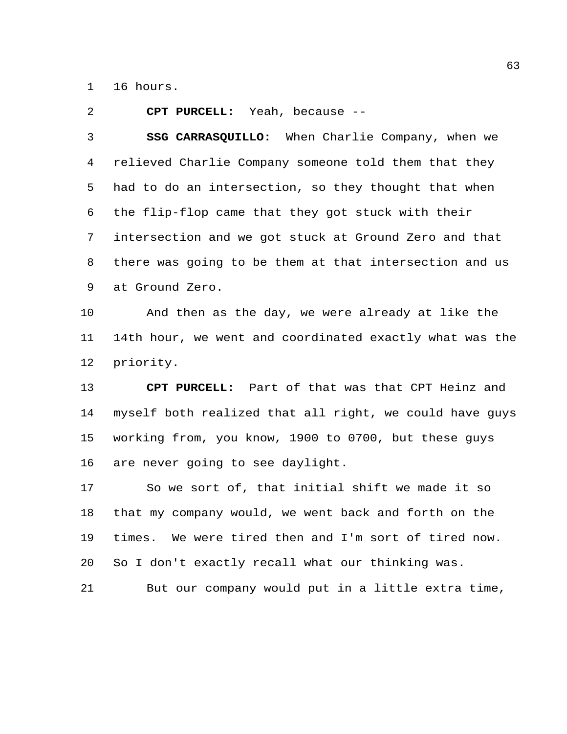16 hours.

**CPT PURCELL:** Yeah, because --

**SSG CARRASQUILLO:** When Charlie Company, when we relieved Charlie Company someone told them that they had to do an intersection, so they thought that when the flip-flop came that they got stuck with their intersection and we got stuck at Ground Zero and that there was going to be them at that intersection and us at Ground Zero.

And then as the day, we were already at like the 14th hour, we went and coordinated exactly what was the priority.

**CPT PURCELL:** Part of that was that CPT Heinz and myself both realized that all right, we could have guys working from, you know, 1900 to 0700, but these guys are never going to see daylight.

So we sort of, that initial shift we made it so that my company would, we went back and forth on the times. We were tired then and I'm sort of tired now. So I don't exactly recall what our thinking was.

But our company would put in a little extra time,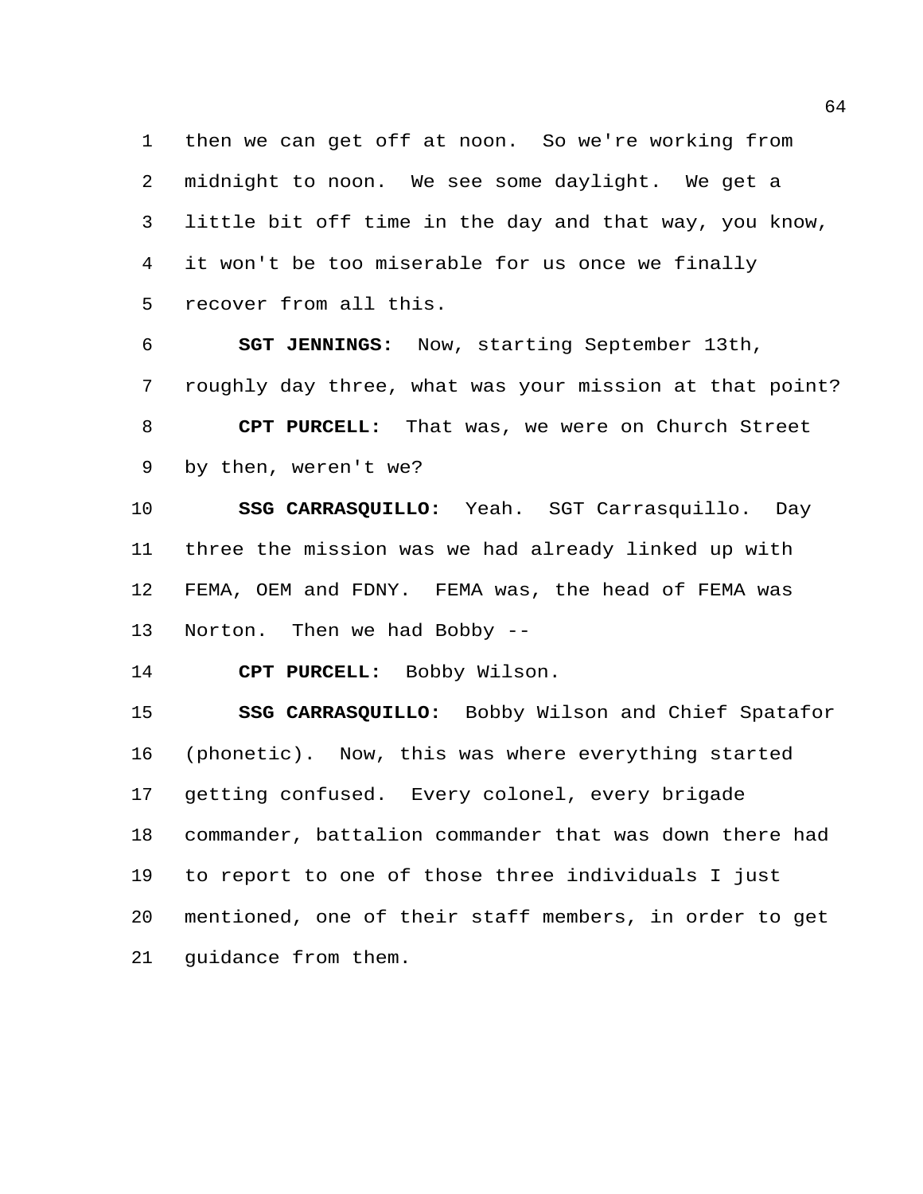then we can get off at noon. So we're working from midnight to noon. We see some daylight. We get a little bit off time in the day and that way, you know, it won't be too miserable for us once we finally recover from all this.

**SGT JENNINGS:** Now, starting September 13th, roughly day three, what was your mission at that point?

**CPT PURCELL:** That was, we were on Church Street by then, weren't we?

**SSG CARRASQUILLO:** Yeah. SGT Carrasquillo. Day three the mission was we had already linked up with FEMA, OEM and FDNY. FEMA was, the head of FEMA was Norton. Then we had Bobby --

**CPT PURCELL:** Bobby Wilson.

**SSG CARRASQUILLO:** Bobby Wilson and Chief Spatafor (phonetic). Now, this was where everything started getting confused. Every colonel, every brigade commander, battalion commander that was down there had to report to one of those three individuals I just mentioned, one of their staff members, in order to get guidance from them.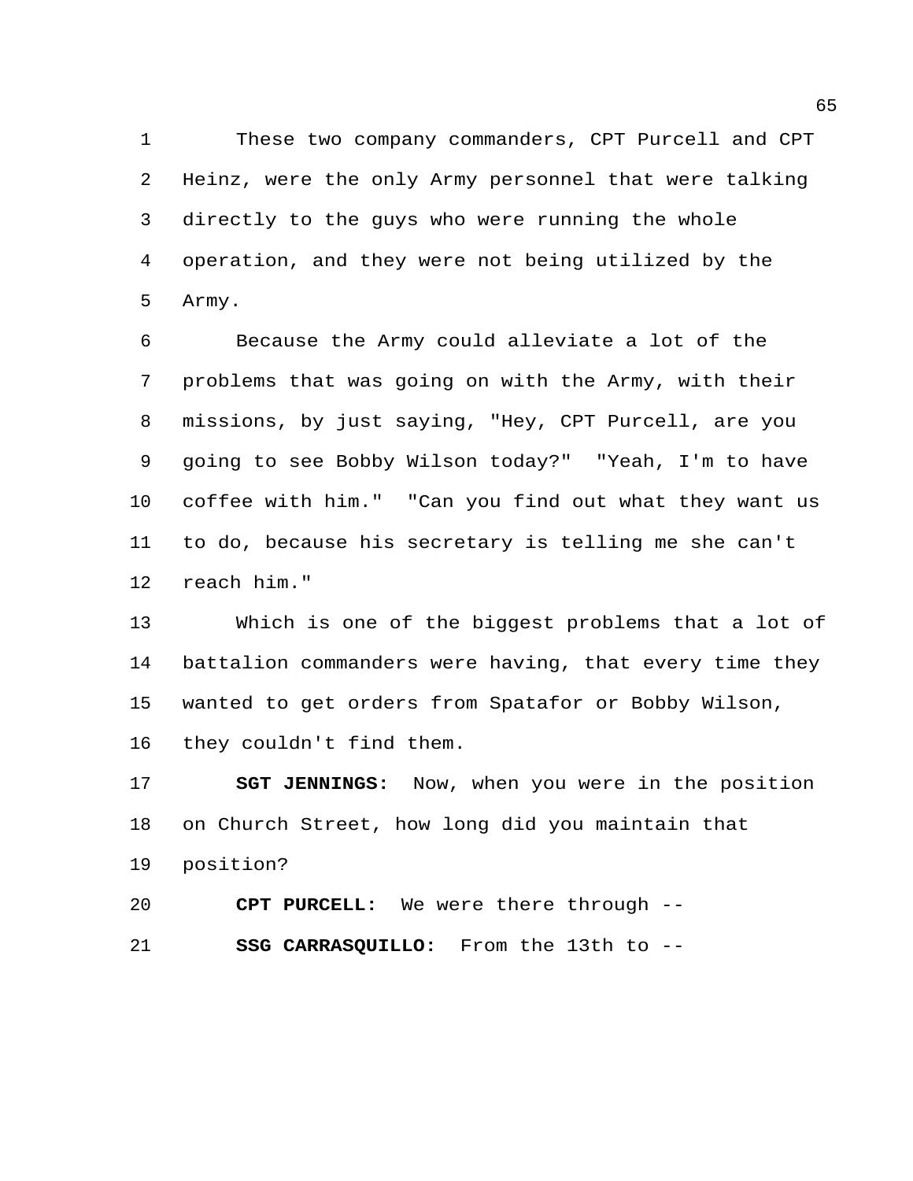These two company commanders, CPT Purcell and CPT Heinz, were the only Army personnel that were talking directly to the guys who were running the whole operation, and they were not being utilized by the Army.

Because the Army could alleviate a lot of the problems that was going on with the Army, with their missions, by just saying, "Hey, CPT Purcell, are you going to see Bobby Wilson today?" "Yeah, I'm to have coffee with him." "Can you find out what they want us to do, because his secretary is telling me she can't reach him."

Which is one of the biggest problems that a lot of battalion commanders were having, that every time they wanted to get orders from Spatafor or Bobby Wilson, they couldn't find them.

**SGT JENNINGS:** Now, when you were in the position on Church Street, how long did you maintain that position?

**CPT PURCELL:** We were there through --

**SSG CARRASQUILLO:** From the 13th to --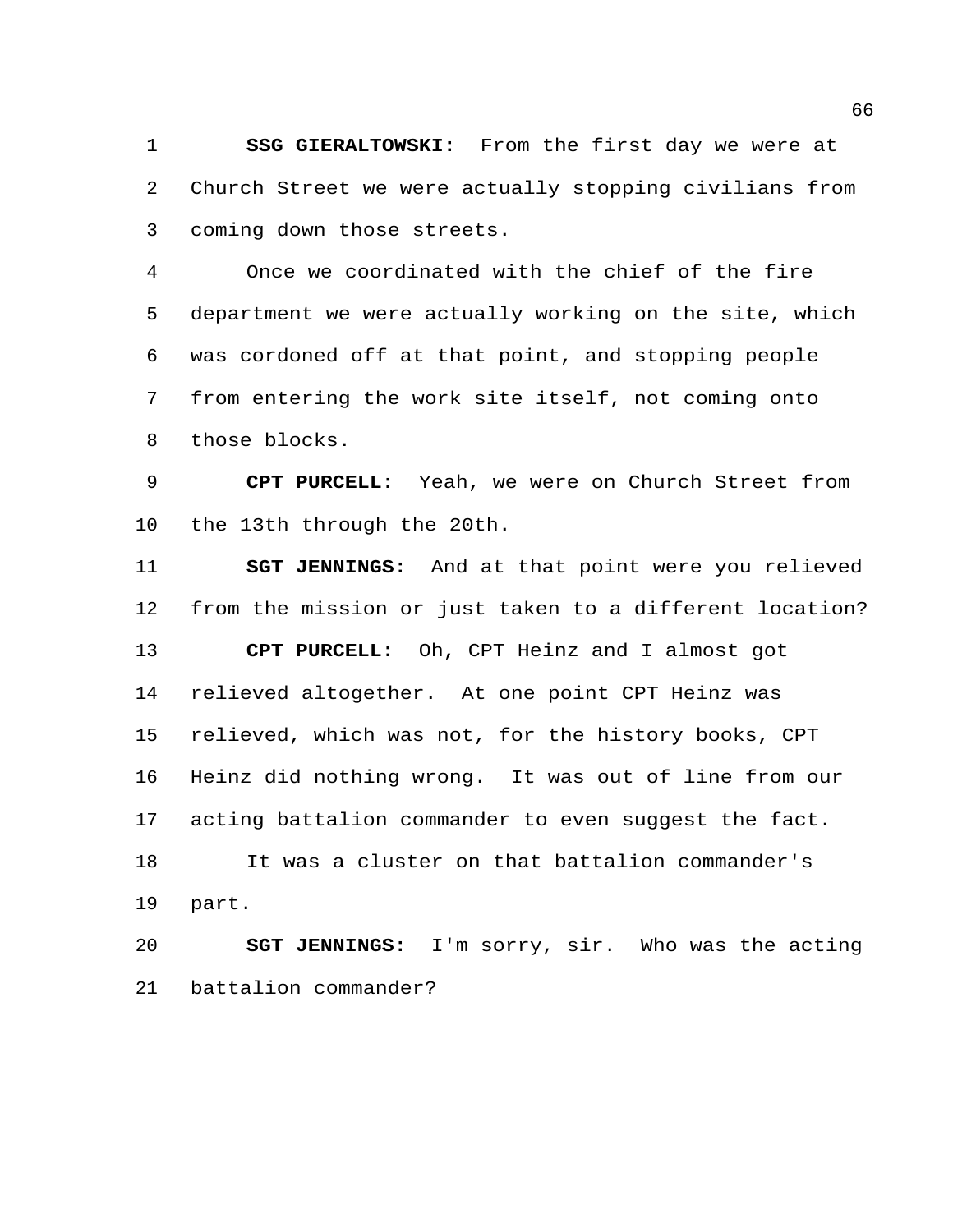**SSG GIERALTOWSKI:** From the first day we were at Church Street we were actually stopping civilians from coming down those streets.

Once we coordinated with the chief of the fire department we were actually working on the site, which was cordoned off at that point, and stopping people from entering the work site itself, not coming onto those blocks.

**CPT PURCELL:** Yeah, we were on Church Street from the 13th through the 20th.

**SGT JENNINGS:** And at that point were you relieved from the mission or just taken to a different location?

**CPT PURCELL:** Oh, CPT Heinz and I almost got relieved altogether. At one point CPT Heinz was relieved, which was not, for the history books, CPT Heinz did nothing wrong. It was out of line from our acting battalion commander to even suggest the fact.

It was a cluster on that battalion commander's part.

**SGT JENNINGS:** I'm sorry, sir. Who was the acting battalion commander?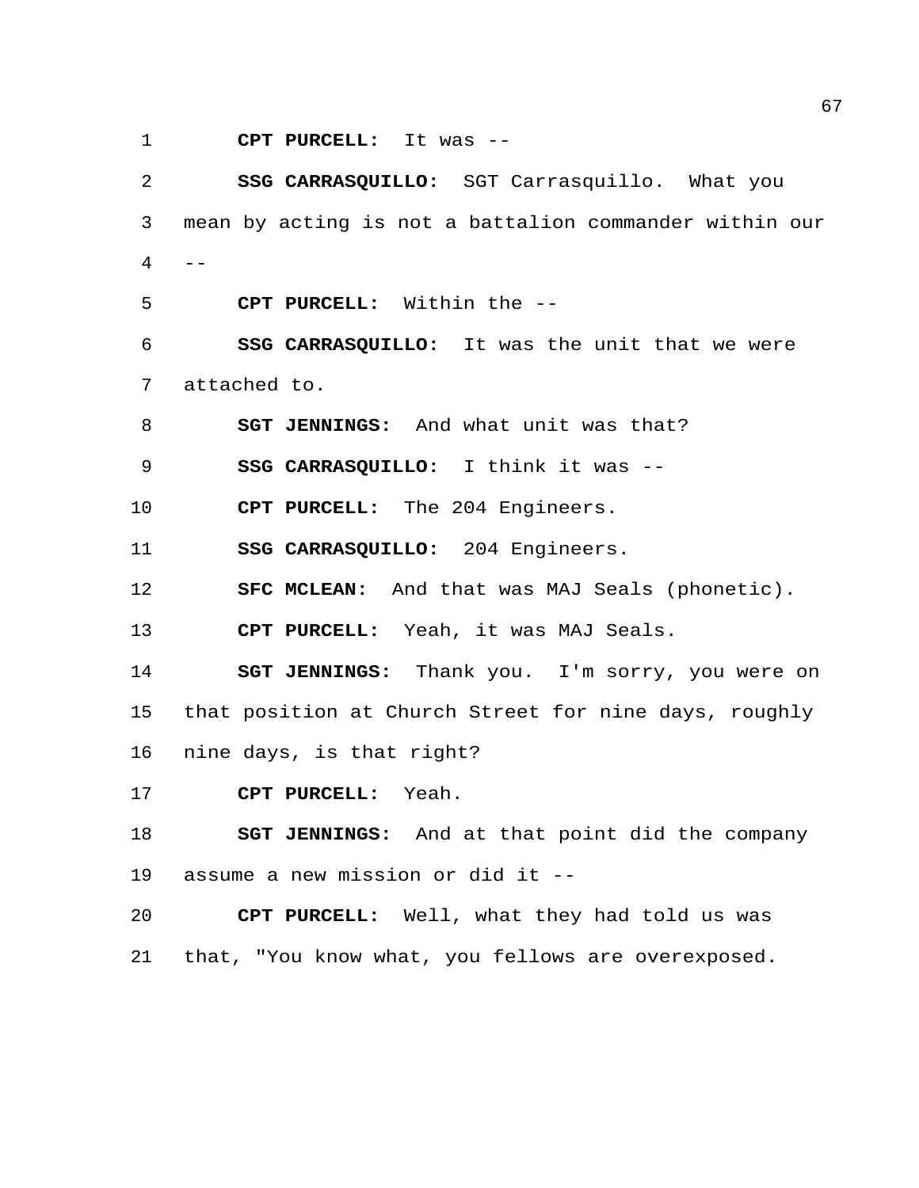**CPT PURCELL:** It was --

**SSG CARRASQUILLO:** SGT Carrasquillo. What you mean by acting is not a battalion commander within our --

**CPT PURCELL:** Within the --

**SSG CARRASQUILLO:** It was the unit that we were attached to.

**SGT JENNINGS:** And what unit was that?

**SSG CARRASQUILLO:** I think it was --

**CPT PURCELL:** The 204 Engineers.

**SSG CARRASQUILLO:** 204 Engineers.

**SFC MCLEAN:** And that was MAJ Seals (phonetic).

**CPT PURCELL:** Yeah, it was MAJ Seals.

**SGT JENNINGS:** Thank you. I'm sorry, you were on that position at Church Street for nine days, roughly nine days, is that right?

**CPT PURCELL:** Yeah.

**SGT JENNINGS:** And at that point did the company assume a new mission or did it --

**CPT PURCELL:** Well, what they had told us was that, "You know what, you fellows are overexposed.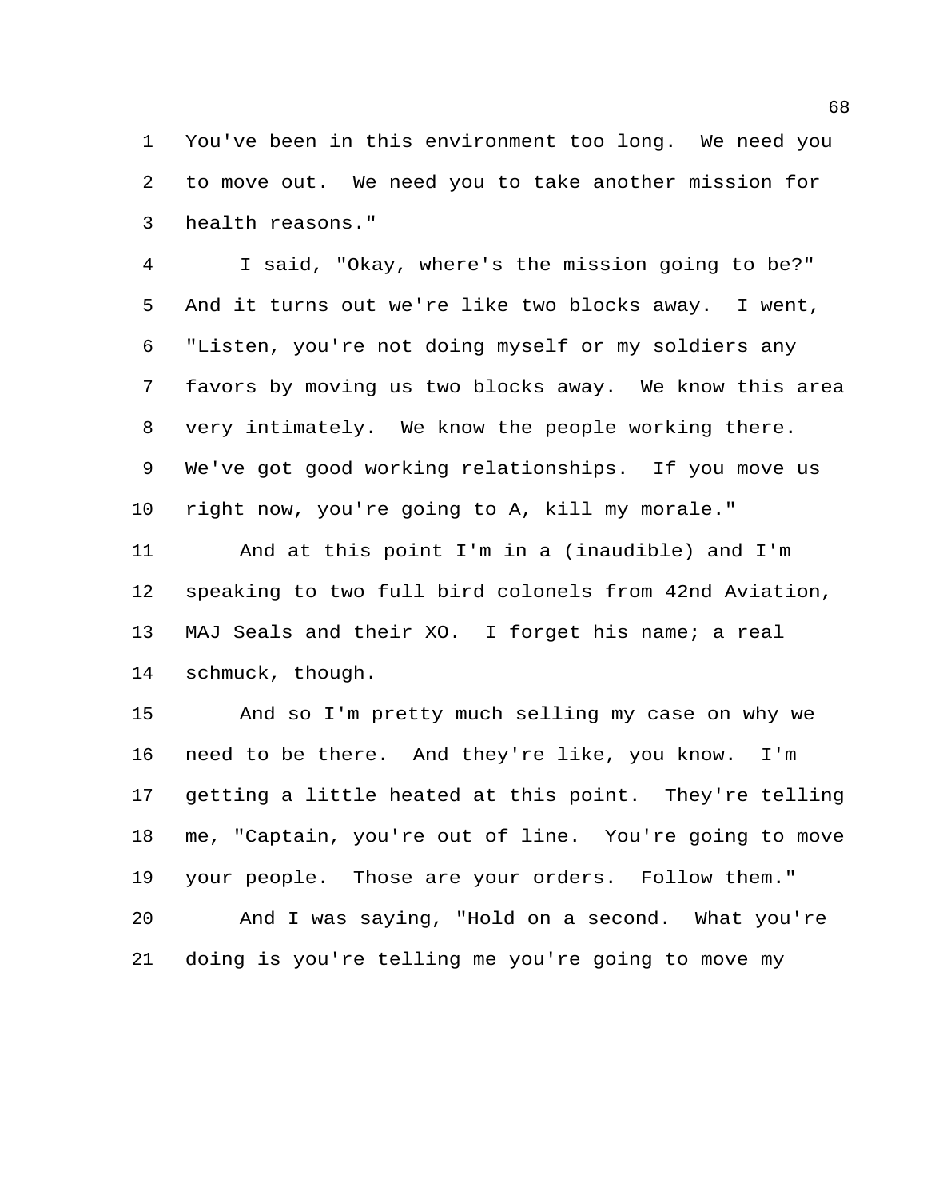You've been in this environment too long. We need you to move out. We need you to take another mission for health reasons."

I said, "Okay, where's the mission going to be?" And it turns out we're like two blocks away. I went, "Listen, you're not doing myself or my soldiers any favors by moving us two blocks away. We know this area very intimately. We know the people working there. We've got good working relationships. If you move us right now, you're going to A, kill my morale."

And at this point I'm in a (inaudible) and I'm speaking to two full bird colonels from 42nd Aviation, MAJ Seals and their XO. I forget his name; a real schmuck, though.

And so I'm pretty much selling my case on why we need to be there. And they're like, you know. I'm getting a little heated at this point. They're telling me, "Captain, you're out of line. You're going to move your people. Those are your orders. Follow them."

And I was saying, "Hold on a second. What you're doing is you're telling me you're going to move my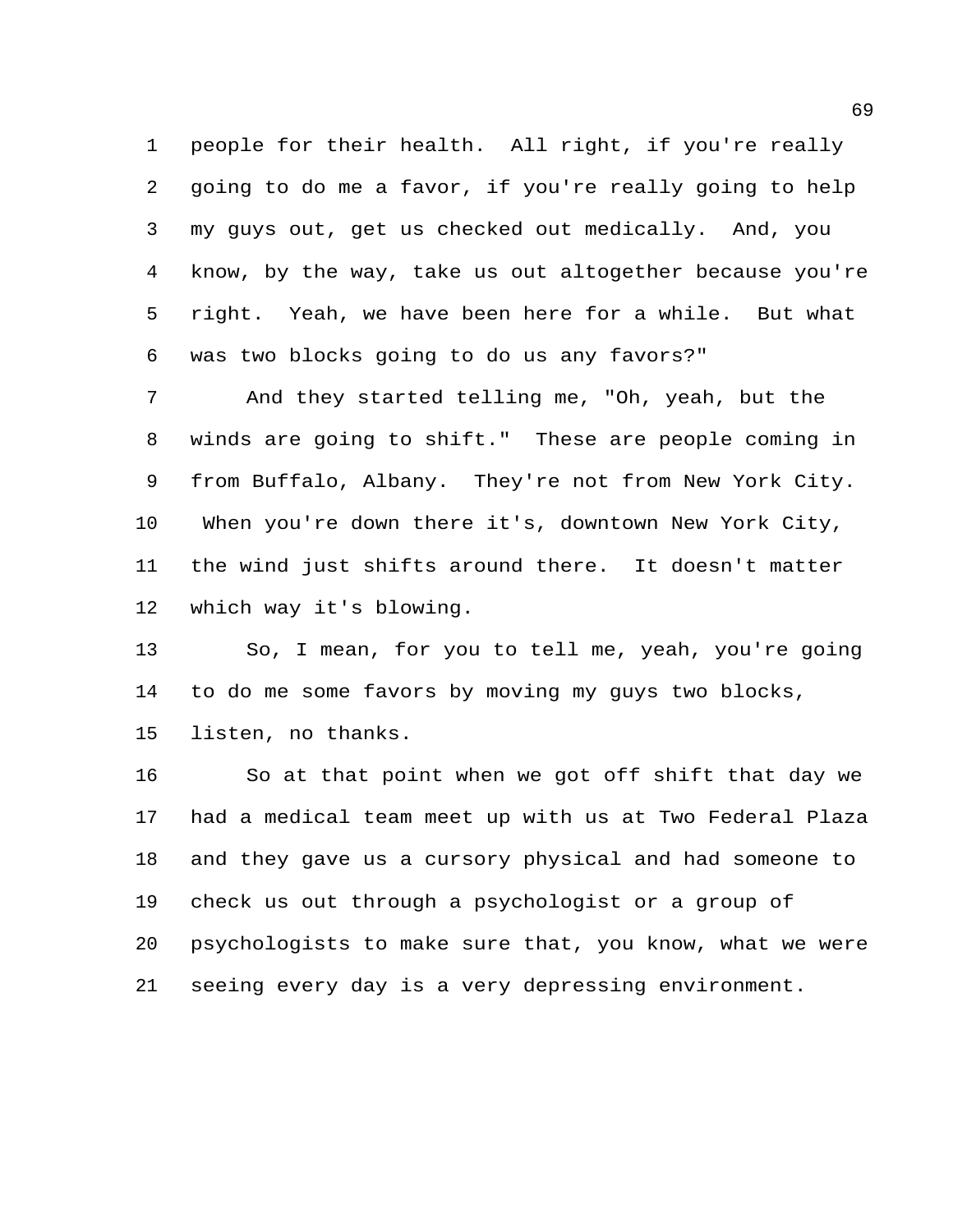people for their health. All right, if you're really going to do me a favor, if you're really going to help my guys out, get us checked out medically. And, you know, by the way, take us out altogether because you're right. Yeah, we have been here for a while. But what was two blocks going to do us any favors?"

And they started telling me, "Oh, yeah, but the winds are going to shift." These are people coming in from Buffalo, Albany. They're not from New York City. When you're down there it's, downtown New York City, the wind just shifts around there. It doesn't matter which way it's blowing.

So, I mean, for you to tell me, yeah, you're going to do me some favors by moving my guys two blocks, listen, no thanks.

So at that point when we got off shift that day we had a medical team meet up with us at Two Federal Plaza and they gave us a cursory physical and had someone to check us out through a psychologist or a group of psychologists to make sure that, you know, what we were seeing every day is a very depressing environment.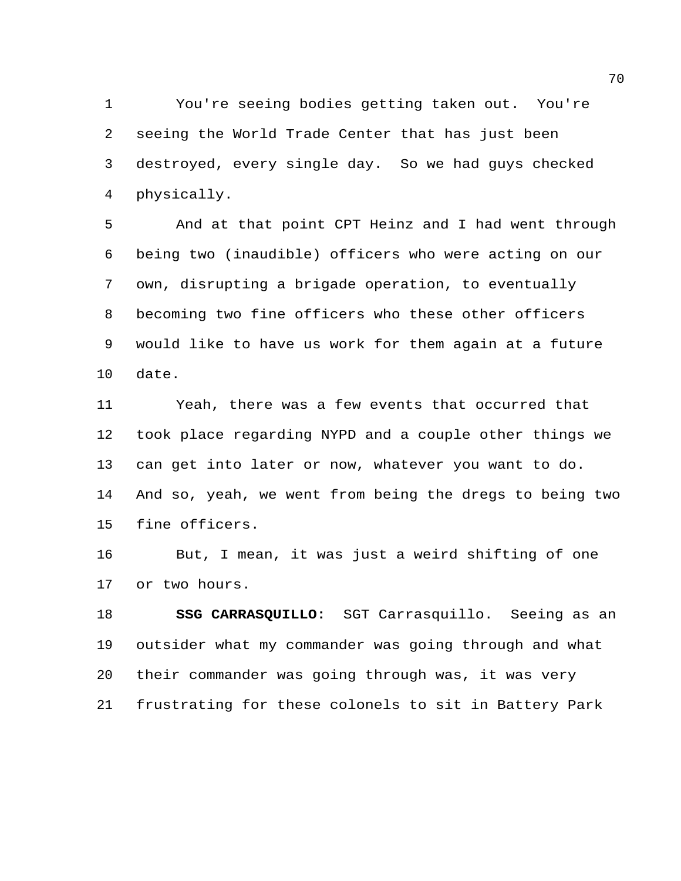You're seeing bodies getting taken out. You're seeing the World Trade Center that has just been destroyed, every single day. So we had guys checked physically.

And at that point CPT Heinz and I had went through being two (inaudible) officers who were acting on our own, disrupting a brigade operation, to eventually becoming two fine officers who these other officers would like to have us work for them again at a future date.

Yeah, there was a few events that occurred that took place regarding NYPD and a couple other things we can get into later or now, whatever you want to do. And so, yeah, we went from being the dregs to being two fine officers.

But, I mean, it was just a weird shifting of one or two hours.

**SSG CARRASQUILLO:** SGT Carrasquillo. Seeing as an outsider what my commander was going through and what their commander was going through was, it was very frustrating for these colonels to sit in Battery Park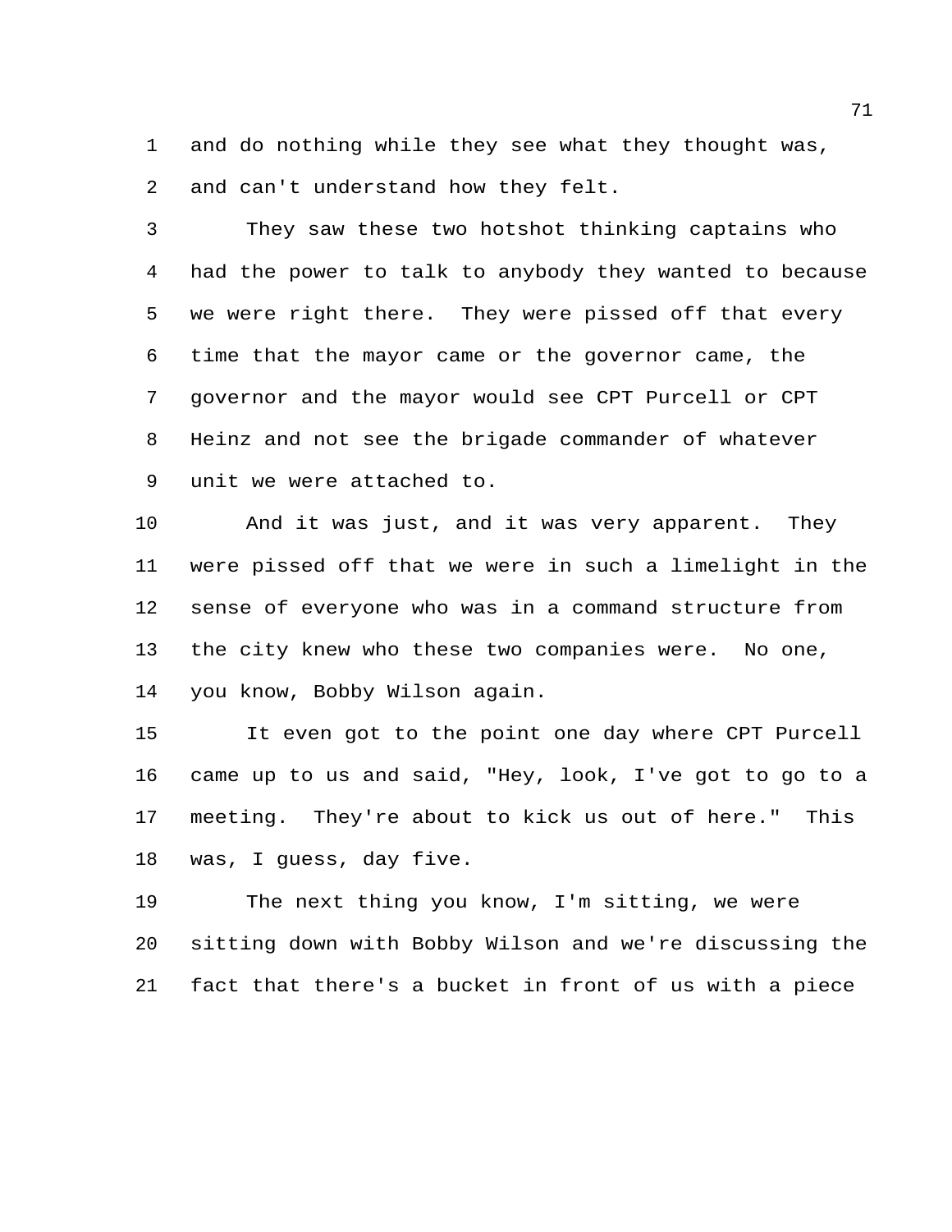and do nothing while they see what they thought was, and can't understand how they felt.

They saw these two hotshot thinking captains who had the power to talk to anybody they wanted to because we were right there. They were pissed off that every time that the mayor came or the governor came, the governor and the mayor would see CPT Purcell or CPT Heinz and not see the brigade commander of whatever unit we were attached to.

And it was just, and it was very apparent. They were pissed off that we were in such a limelight in the sense of everyone who was in a command structure from the city knew who these two companies were. No one, you know, Bobby Wilson again.

It even got to the point one day where CPT Purcell came up to us and said, "Hey, look, I've got to go to a meeting. They're about to kick us out of here." This was, I guess, day five.

The next thing you know, I'm sitting, we were sitting down with Bobby Wilson and we're discussing the fact that there's a bucket in front of us with a piece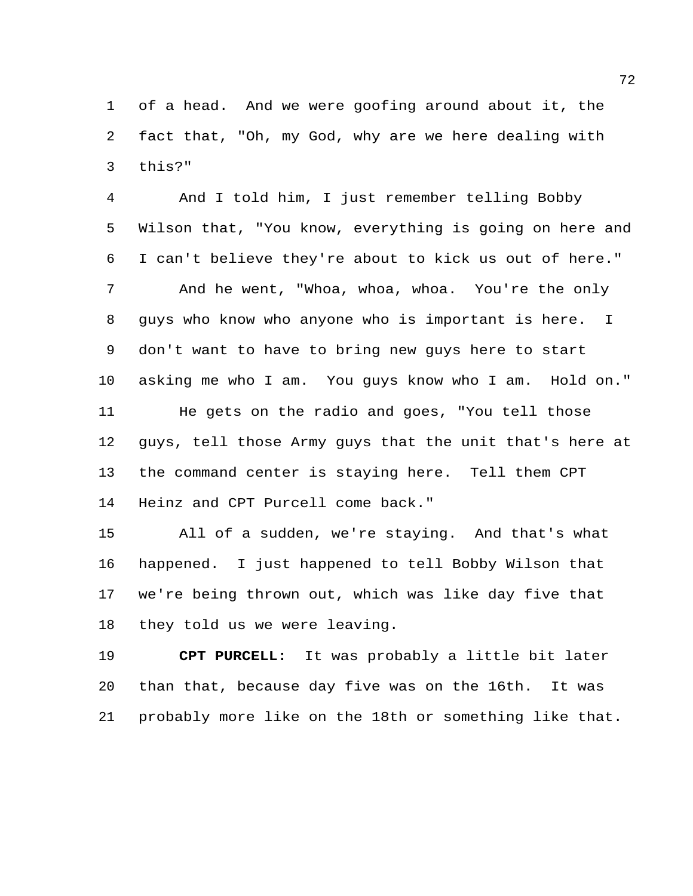of a head. And we were goofing around about it, the fact that, "Oh, my God, why are we here dealing with this?"

And I told him, I just remember telling Bobby Wilson that, "You know, everything is going on here and I can't believe they're about to kick us out of here."

And he went, "Whoa, whoa, whoa. You're the only guys who know who anyone who is important is here. I don't want to have to bring new guys here to start asking me who I am. You guys know who I am. Hold on."

He gets on the radio and goes, "You tell those guys, tell those Army guys that the unit that's here at the command center is staying here. Tell them CPT Heinz and CPT Purcell come back."

All of a sudden, we're staying. And that's what happened. I just happened to tell Bobby Wilson that we're being thrown out, which was like day five that they told us we were leaving.

**CPT PURCELL:** It was probably a little bit later than that, because day five was on the 16th. It was probably more like on the 18th or something like that.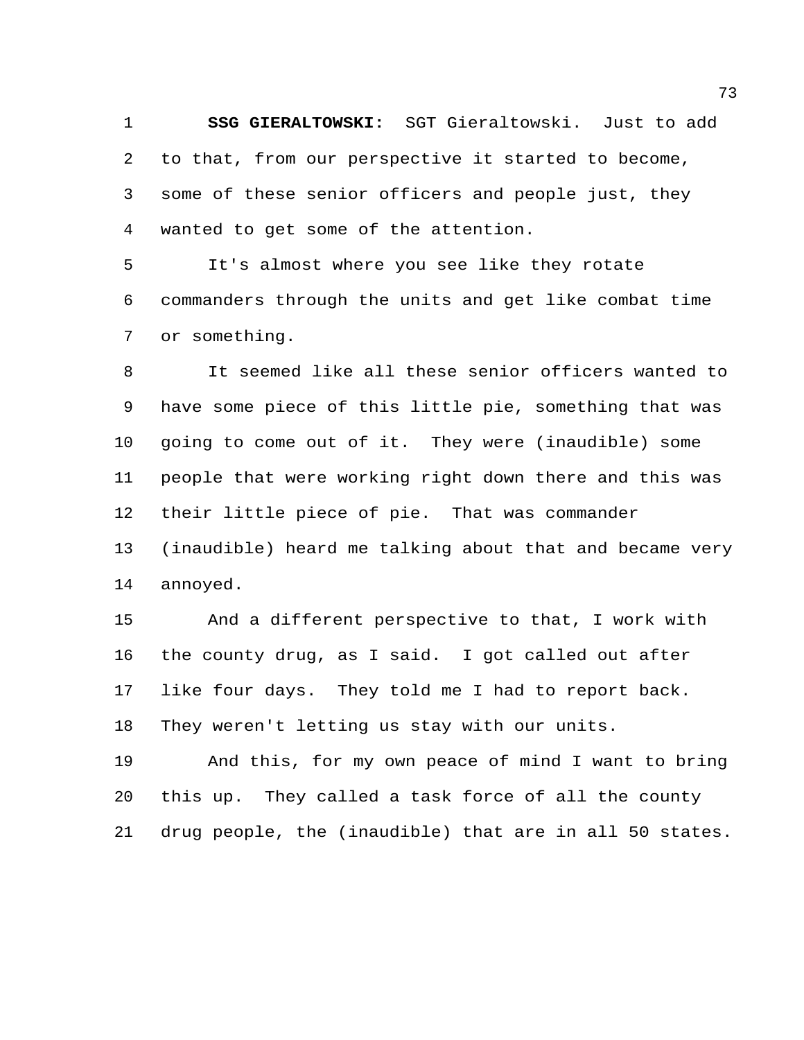**SSG GIERALTOWSKI:** SGT Gieraltowski. Just to add to that, from our perspective it started to become, some of these senior officers and people just, they wanted to get some of the attention.

It's almost where you see like they rotate commanders through the units and get like combat time or something.

It seemed like all these senior officers wanted to have some piece of this little pie, something that was going to come out of it. They were (inaudible) some people that were working right down there and this was their little piece of pie. That was commander (inaudible) heard me talking about that and became very annoyed.

And a different perspective to that, I work with the county drug, as I said. I got called out after like four days. They told me I had to report back. They weren't letting us stay with our units.

And this, for my own peace of mind I want to bring this up. They called a task force of all the county drug people, the (inaudible) that are in all 50 states.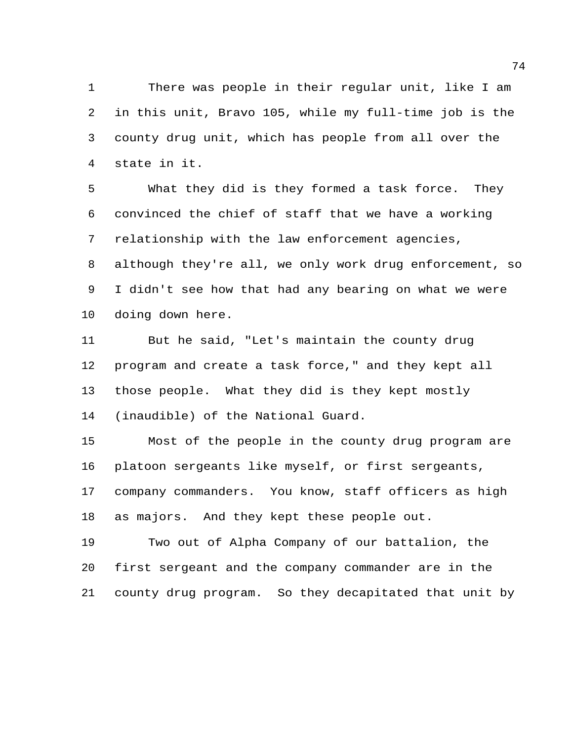There was people in their regular unit, like I am in this unit, Bravo 105, while my full-time job is the county drug unit, which has people from all over the state in it.

What they did is they formed a task force. They convinced the chief of staff that we have a working relationship with the law enforcement agencies, although they're all, we only work drug enforcement, so I didn't see how that had any bearing on what we were doing down here.

But he said, "Let's maintain the county drug program and create a task force," and they kept all those people. What they did is they kept mostly (inaudible) of the National Guard.

Most of the people in the county drug program are platoon sergeants like myself, or first sergeants, company commanders. You know, staff officers as high as majors. And they kept these people out.

Two out of Alpha Company of our battalion, the first sergeant and the company commander are in the county drug program. So they decapitated that unit by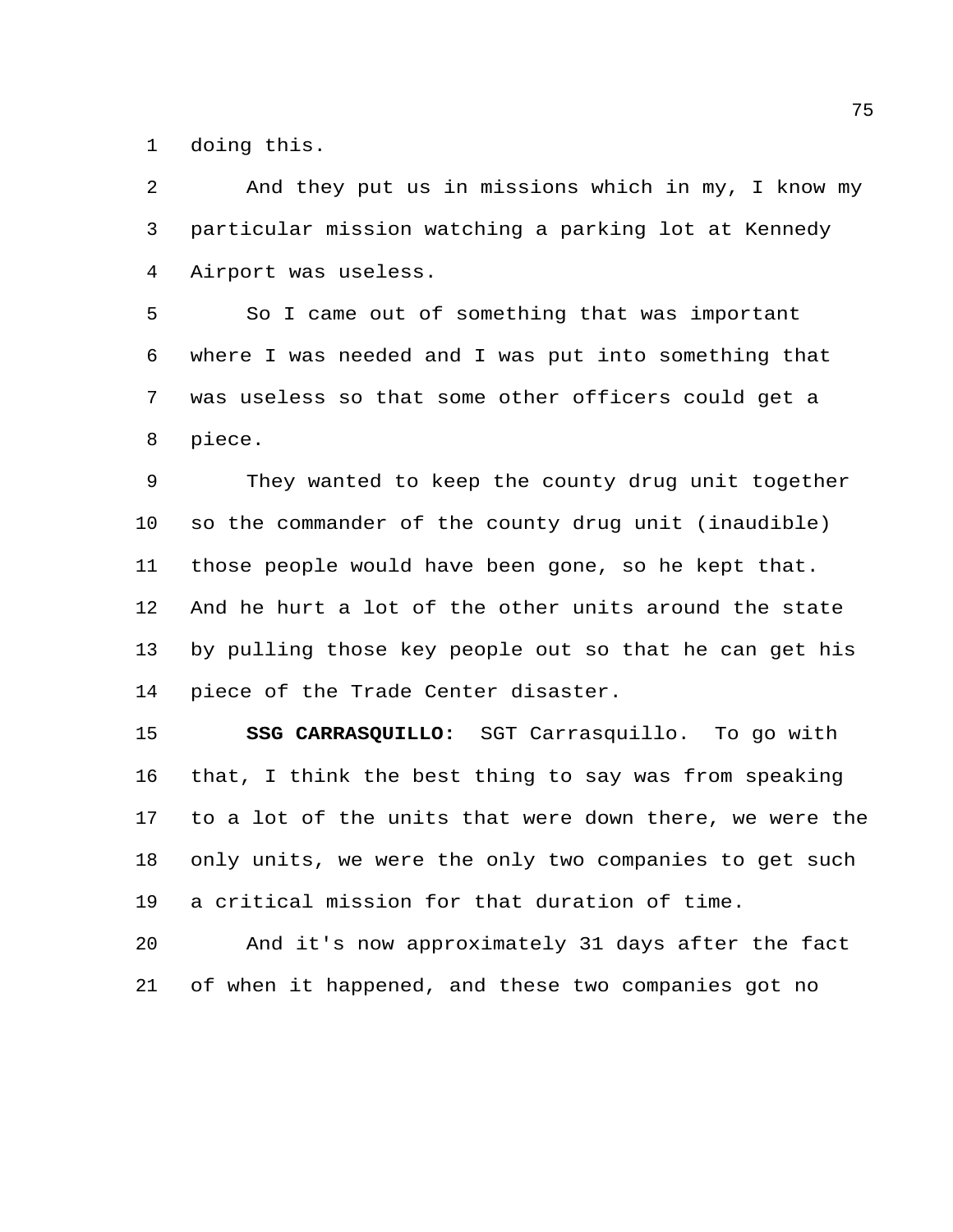doing this.

And they put us in missions which in my, I know my particular mission watching a parking lot at Kennedy Airport was useless.

So I came out of something that was important where I was needed and I was put into something that was useless so that some other officers could get a piece.

They wanted to keep the county drug unit together so the commander of the county drug unit (inaudible) those people would have been gone, so he kept that. And he hurt a lot of the other units around the state by pulling those key people out so that he can get his piece of the Trade Center disaster.

**SSG CARRASQUILLO:** SGT Carrasquillo. To go with that, I think the best thing to say was from speaking to a lot of the units that were down there, we were the only units, we were the only two companies to get such a critical mission for that duration of time.

And it's now approximately 31 days after the fact of when it happened, and these two companies got no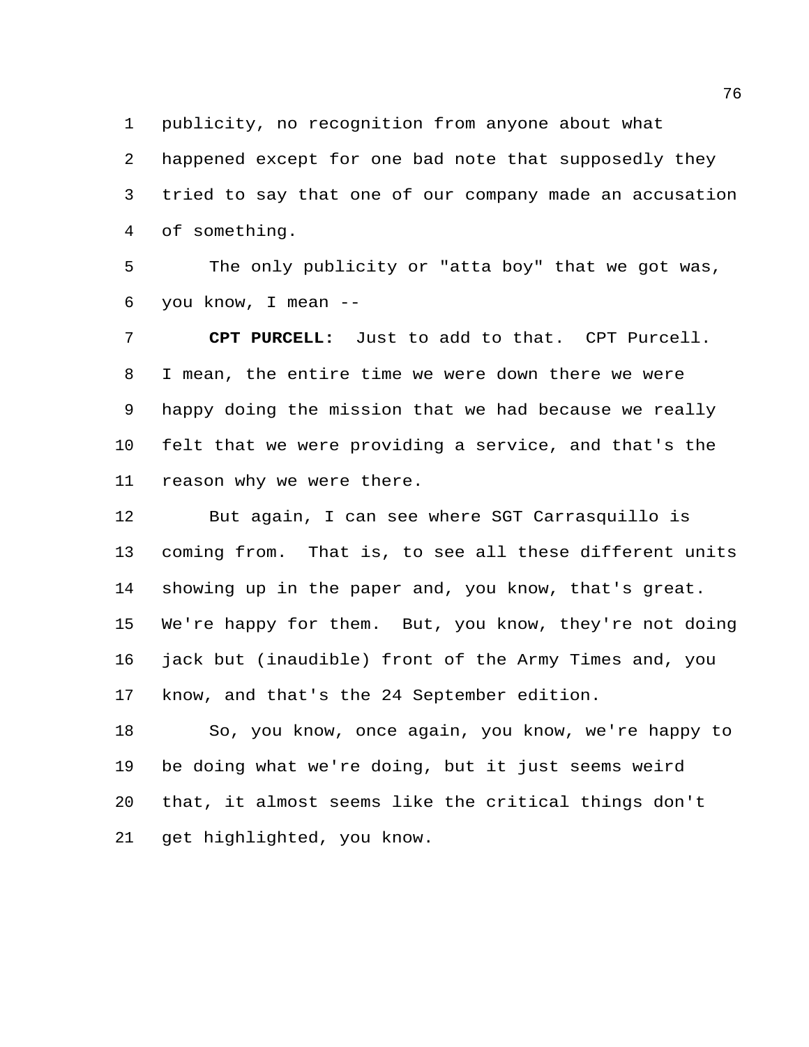publicity, no recognition from anyone about what happened except for one bad note that supposedly they tried to say that one of our company made an accusation of something.

The only publicity or "atta boy" that we got was, you know, I mean --

**CPT PURCELL:** Just to add to that. CPT Purcell. I mean, the entire time we were down there we were happy doing the mission that we had because we really felt that we were providing a service, and that's the reason why we were there.

But again, I can see where SGT Carrasquillo is coming from. That is, to see all these different units showing up in the paper and, you know, that's great. We're happy for them. But, you know, they're not doing jack but (inaudible) front of the Army Times and, you know, and that's the 24 September edition.

So, you know, once again, you know, we're happy to be doing what we're doing, but it just seems weird that, it almost seems like the critical things don't get highlighted, you know.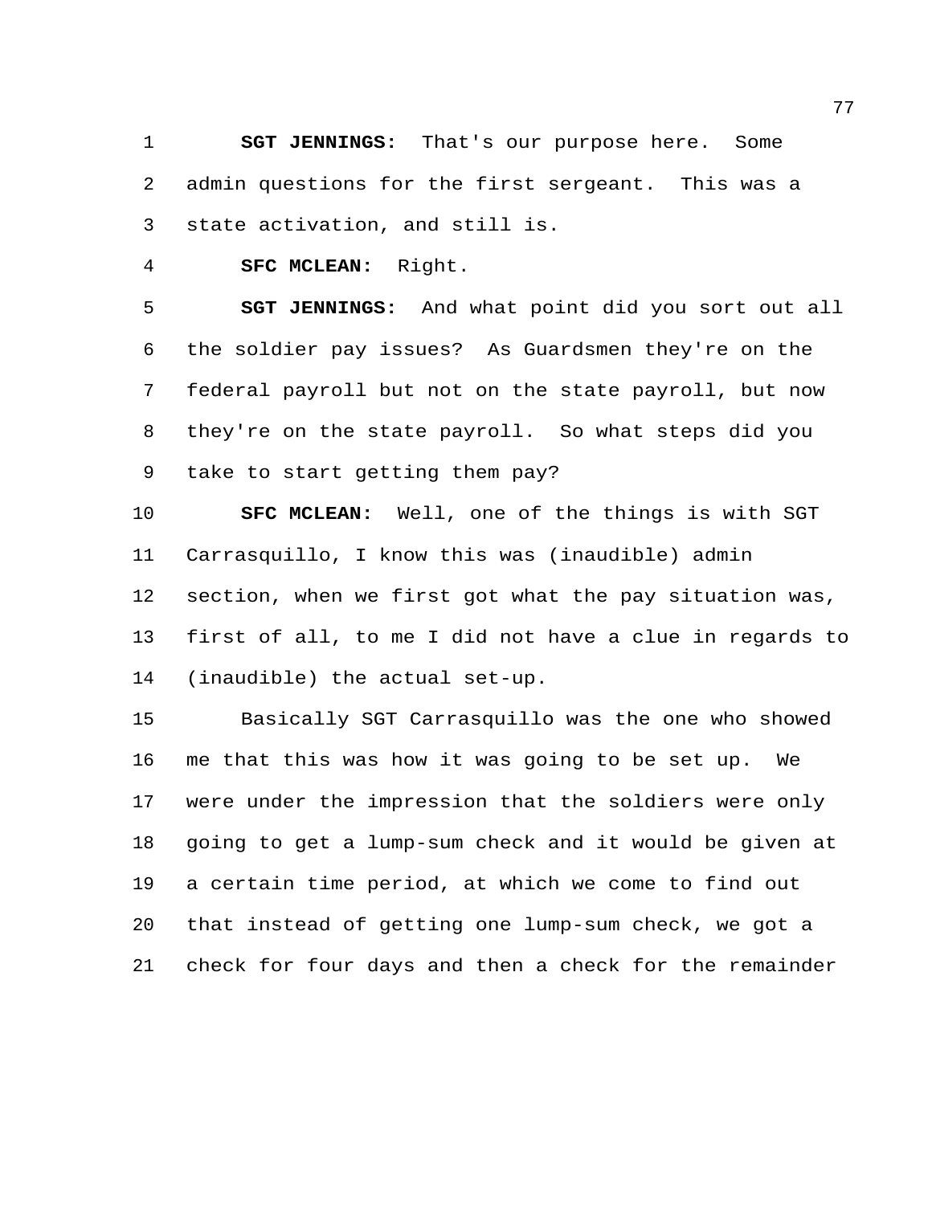**SGT JENNINGS:** That's our purpose here. Some admin questions for the first sergeant. This was a state activation, and still is.

**SFC MCLEAN:** Right.

**SGT JENNINGS:** And what point did you sort out all the soldier pay issues? As Guardsmen they're on the federal payroll but not on the state payroll, but now they're on the state payroll. So what steps did you take to start getting them pay?

**SFC MCLEAN:** Well, one of the things is with SGT Carrasquillo, I know this was (inaudible) admin section, when we first got what the pay situation was, first of all, to me I did not have a clue in regards to (inaudible) the actual set-up.

Basically SGT Carrasquillo was the one who showed me that this was how it was going to be set up. We were under the impression that the soldiers were only going to get a lump-sum check and it would be given at a certain time period, at which we come to find out that instead of getting one lump-sum check, we got a check for four days and then a check for the remainder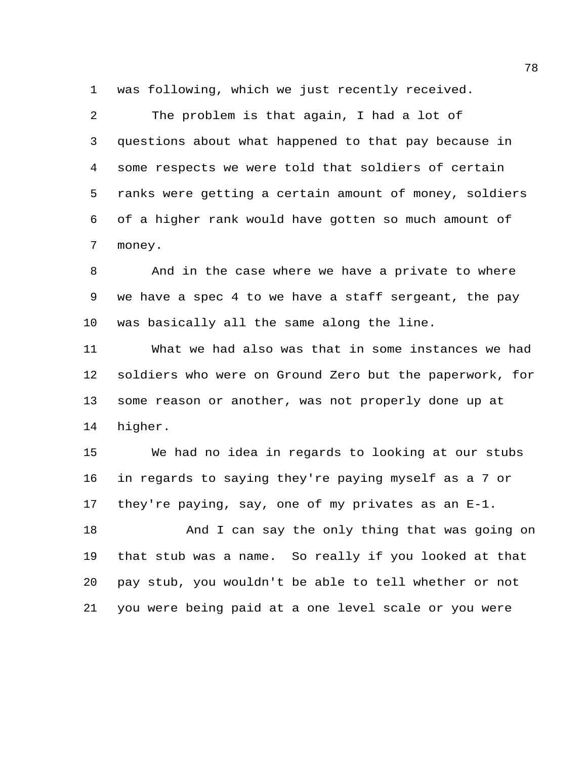was following, which we just recently received.

The problem is that again, I had a lot of questions about what happened to that pay because in some respects we were told that soldiers of certain ranks were getting a certain amount of money, soldiers of a higher rank would have gotten so much amount of money.

And in the case where we have a private to where we have a spec 4 to we have a staff sergeant, the pay was basically all the same along the line.

What we had also was that in some instances we had soldiers who were on Ground Zero but the paperwork, for some reason or another, was not properly done up at higher.

We had no idea in regards to looking at our stubs in regards to saying they're paying myself as a 7 or they're paying, say, one of my privates as an E-1.

And I can say the only thing that was going on that stub was a name. So really if you looked at that pay stub, you wouldn't be able to tell whether or not you were being paid at a one level scale or you were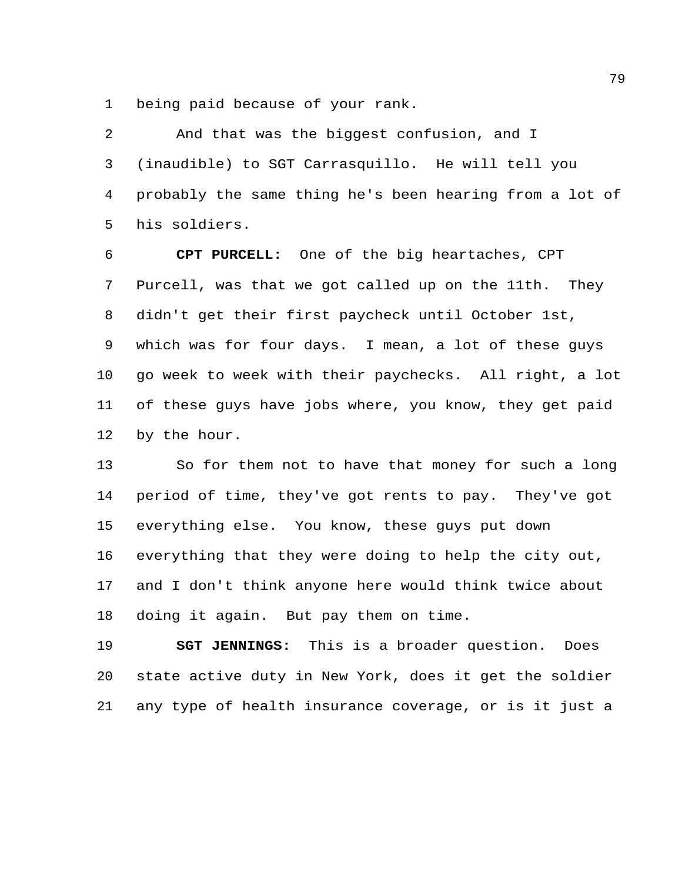being paid because of your rank.

And that was the biggest confusion, and I (inaudible) to SGT Carrasquillo. He will tell you probably the same thing he's been hearing from a lot of his soldiers.

**CPT PURCELL:** One of the big heartaches, CPT Purcell, was that we got called up on the 11th. They didn't get their first paycheck until October 1st, which was for four days. I mean, a lot of these guys go week to week with their paychecks. All right, a lot of these guys have jobs where, you know, they get paid by the hour.

So for them not to have that money for such a long period of time, they've got rents to pay. They've got everything else. You know, these guys put down everything that they were doing to help the city out, and I don't think anyone here would think twice about doing it again. But pay them on time.

**SGT JENNINGS:** This is a broader question. Does state active duty in New York, does it get the soldier any type of health insurance coverage, or is it just a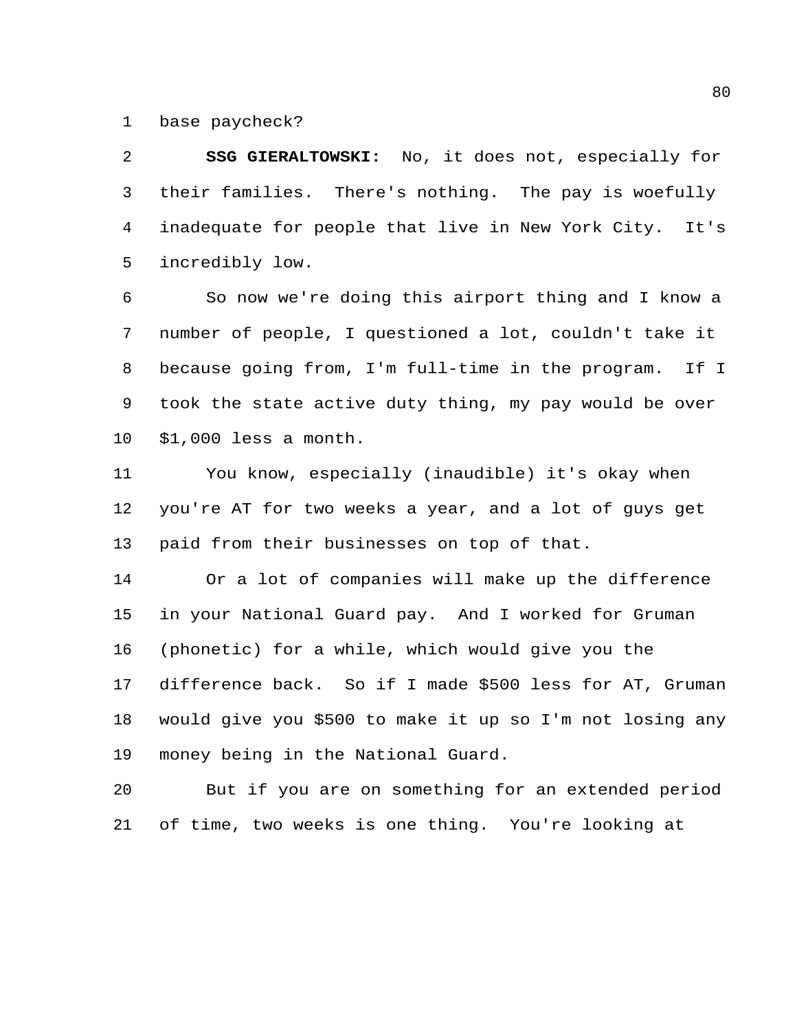base paycheck?

**SSG GIERALTOWSKI:** No, it does not, especially for their families. There's nothing. The pay is woefully inadequate for people that live in New York City. It's incredibly low.

So now we're doing this airport thing and I know a number of people, I questioned a lot, couldn't take it because going from, I'm full-time in the program. If I took the state active duty thing, my pay would be over $1,000 less a month.

You know, especially (inaudible) it's okay when you're AT for two weeks a year, and a lot of guys get paid from their businesses on top of that.

Or a lot of companies will make up the difference in your National Guard pay. And I worked for Gruman (phonetic) for a while, which would give you the difference back. So if I made $500 less for AT, Gruman would give you $500 to make it up so I'm not losing any money being in the National Guard.

But if you are on something for an extended period of time, two weeks is one thing. You're looking at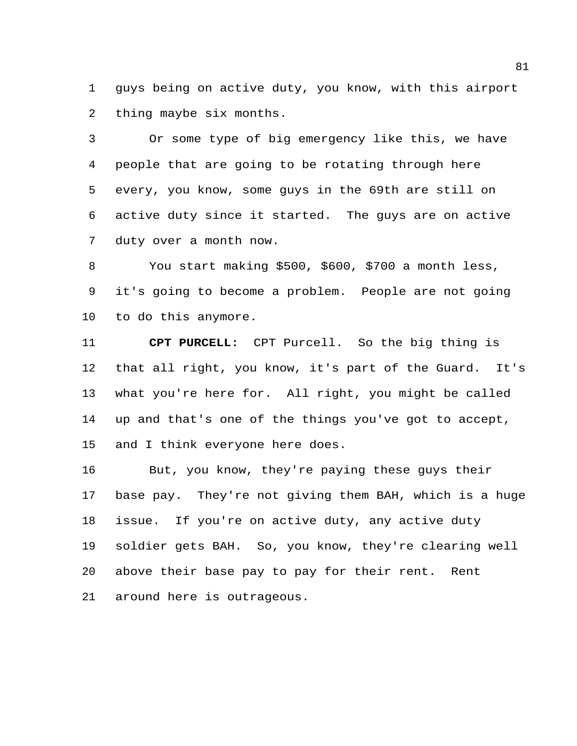guys being on active duty, you know, with this airport thing maybe six months.

Or some type of big emergency like this, we have people that are going to be rotating through here every, you know, some guys in the 69th are still on active duty since it started. The guys are on active duty over a month now.

You start making $500, $600, $700 a month less, it's going to become a problem. People are not going to do this anymore.

**CPT PURCELL:** CPT Purcell. So the big thing is that all right, you know, it's part of the Guard. It's what you're here for. All right, you might be called up and that's one of the things you've got to accept, and I think everyone here does.

But, you know, they're paying these guys their base pay. They're not giving them BAH, which is a huge issue. If you're on active duty, any active duty soldier gets BAH. So, you know, they're clearing well above their base pay to pay for their rent. Rent around here is outrageous.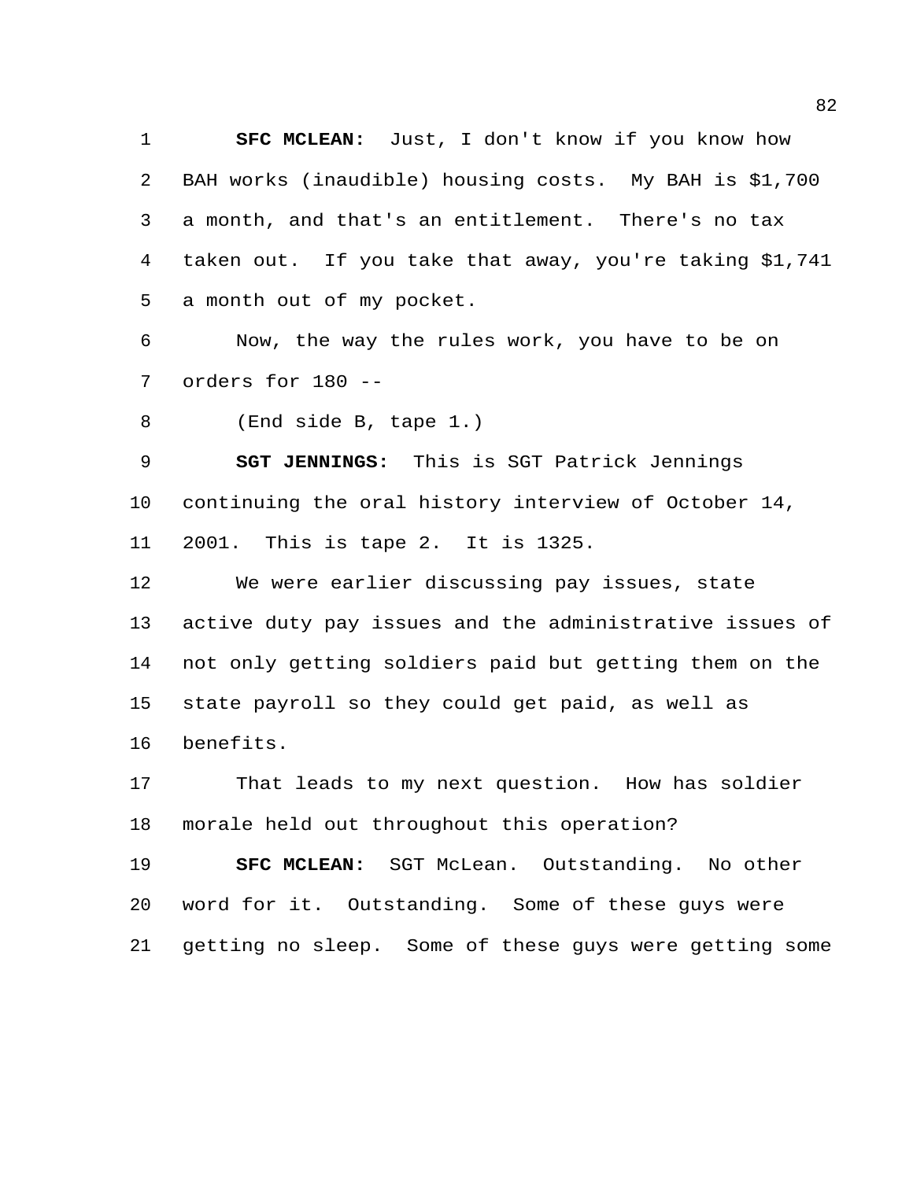**SFC MCLEAN:** Just, I don't know if you know how BAH works (inaudible) housing costs. My BAH is $1,700 a month, and that's an entitlement. There's no tax taken out. If you take that away, you're taking $1,741 a month out of my pocket.

Now, the way the rules work, you have to be on orders for 180 --

(End side B, tape 1.)

**SGT JENNINGS:** This is SGT Patrick Jennings continuing the oral history interview of October 14, 2001. This is tape 2. It is 1325.

We were earlier discussing pay issues, state active duty pay issues and the administrative issues of not only getting soldiers paid but getting them on the state payroll so they could get paid, as well as benefits.

That leads to my next question. How has soldier morale held out throughout this operation?

**SFC MCLEAN:** SGT McLean. Outstanding. No other word for it. Outstanding. Some of these guys were getting no sleep. Some of these guys were getting some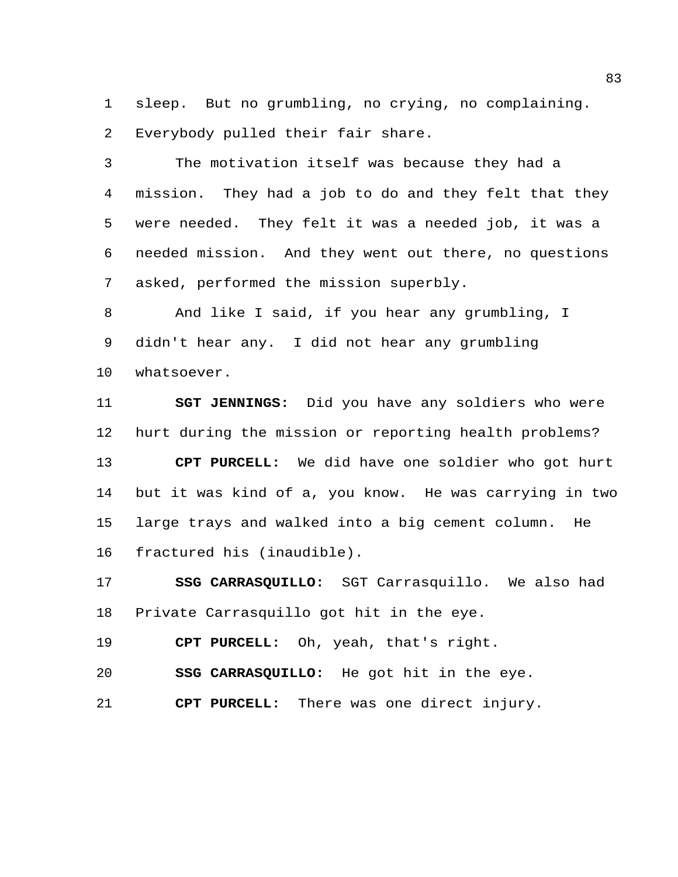sleep. But no grumbling, no crying, no complaining. Everybody pulled their fair share.

The motivation itself was because they had a mission. They had a job to do and they felt that they were needed. They felt it was a needed job, it was a needed mission. And they went out there, no questions asked, performed the mission superbly.

And like I said, if you hear any grumbling, I didn't hear any. I did not hear any grumbling whatsoever.

**SGT JENNINGS:** Did you have any soldiers who were hurt during the mission or reporting health problems?

**CPT PURCELL:** We did have one soldier who got hurt but it was kind of a, you know. He was carrying in two large trays and walked into a big cement column. He fractured his (inaudible).

**SSG CARRASQUILLO:** SGT Carrasquillo. We also had Private Carrasquillo got hit in the eye.

**CPT PURCELL:** Oh, yeah, that's right.

**SSG CARRASQUILLO:** He got hit in the eye.

**CPT PURCELL:** There was one direct injury.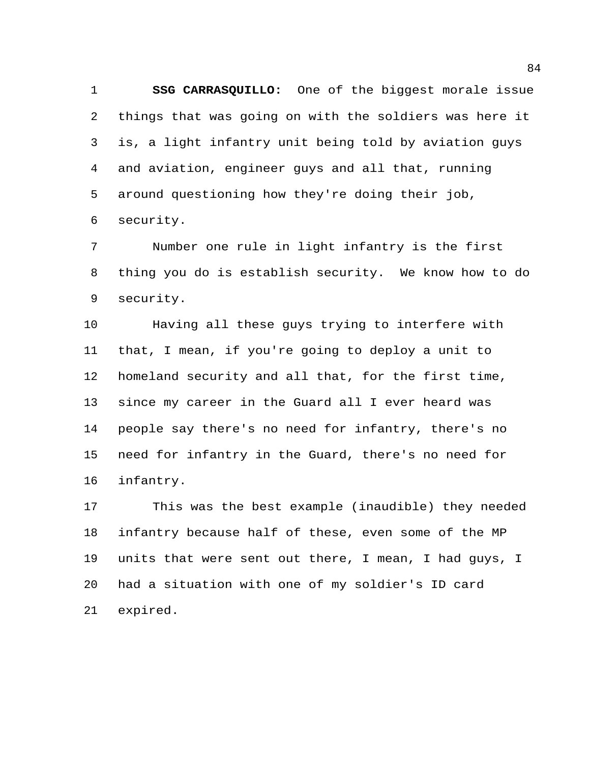**SSG CARRASQUILLO:** One of the biggest morale issue things that was going on with the soldiers was here it is, a light infantry unit being told by aviation guys and aviation, engineer guys and all that, running around questioning how they're doing their job, security.

Number one rule in light infantry is the first thing you do is establish security. We know how to do security.

Having all these guys trying to interfere with that, I mean, if you're going to deploy a unit to homeland security and all that, for the first time, since my career in the Guard all I ever heard was people say there's no need for infantry, there's no need for infantry in the Guard, there's no need for infantry.

This was the best example (inaudible) they needed infantry because half of these, even some of the MP units that were sent out there, I mean, I had guys, I had a situation with one of my soldier's ID card expired.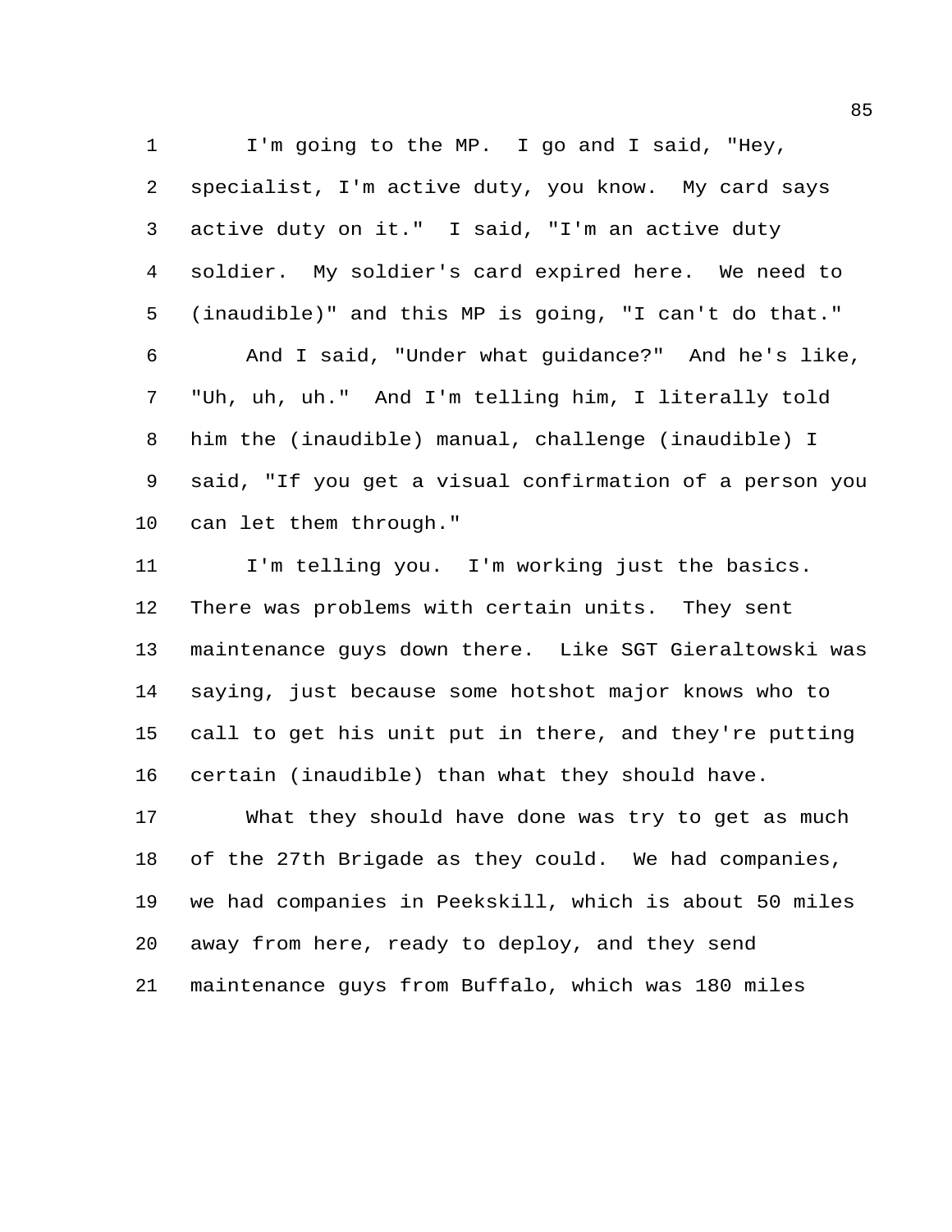I'm going to the MP. I go and I said, "Hey, specialist, I'm active duty, you know. My card says active duty on it." I said, "I'm an active duty soldier. My soldier's card expired here. We need to (inaudible)" and this MP is going, "I can't do that."

And I said, "Under what guidance?" And he's like, "Uh, uh, uh." And I'm telling him, I literally told him the (inaudible) manual, challenge (inaudible) I said, "If you get a visual confirmation of a person you can let them through."

I'm telling you. I'm working just the basics. There was problems with certain units. They sent maintenance guys down there. Like SGT Gieraltowski was saying, just because some hotshot major knows who to call to get his unit put in there, and they're putting certain (inaudible) than what they should have.

What they should have done was try to get as much of the 27th Brigade as they could. We had companies, we had companies in Peekskill, which is about 50 miles away from here, ready to deploy, and they send maintenance guys from Buffalo, which was 180 miles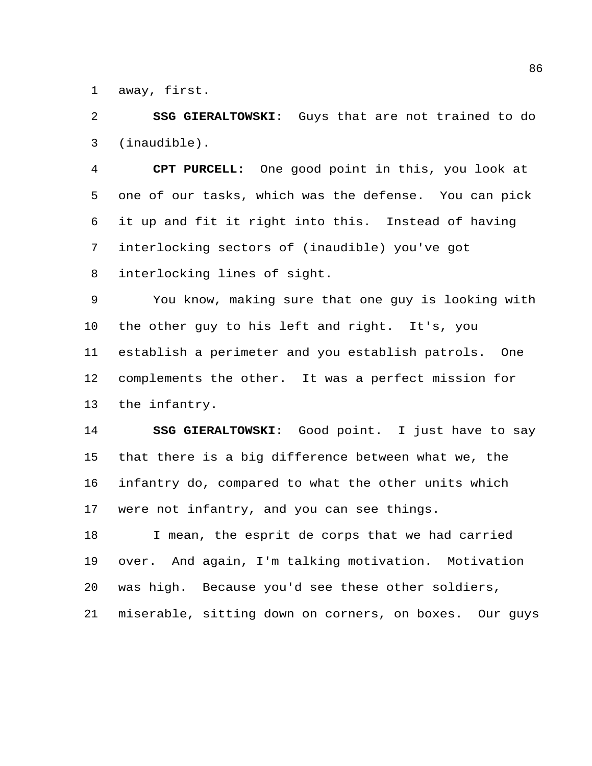away, first.

**SSG GIERALTOWSKI:** Guys that are not trained to do (inaudible).

**CPT PURCELL:** One good point in this, you look at one of our tasks, which was the defense. You can pick it up and fit it right into this. Instead of having interlocking sectors of (inaudible) you've got interlocking lines of sight.

You know, making sure that one guy is looking with the other guy to his left and right. It's, you establish a perimeter and you establish patrols. One complements the other. It was a perfect mission for the infantry.

**SSG GIERALTOWSKI:** Good point. I just have to say that there is a big difference between what we, the infantry do, compared to what the other units which were not infantry, and you can see things.

I mean, the esprit de corps that we had carried over. And again, I'm talking motivation. Motivation was high. Because you'd see these other soldiers, miserable, sitting down on corners, on boxes. Our guys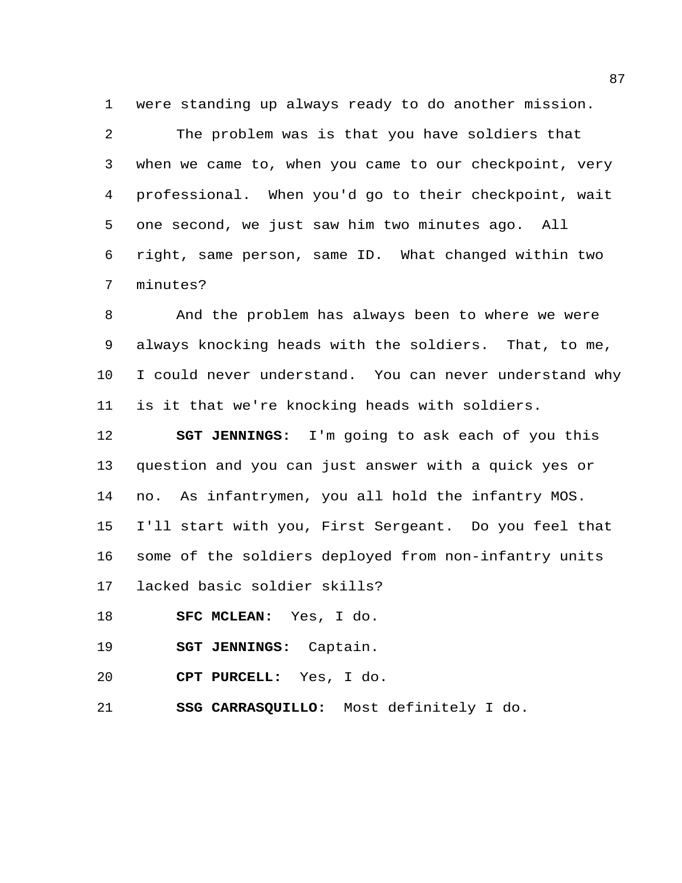were standing up always ready to do another mission.

The problem was is that you have soldiers that when we came to, when you came to our checkpoint, very professional. When you'd go to their checkpoint, wait one second, we just saw him two minutes ago. All right, same person, same ID. What changed within two minutes?

And the problem has always been to where we were always knocking heads with the soldiers. That, to me, I could never understand. You can never understand why is it that we're knocking heads with soldiers.

**SGT JENNINGS:** I'm going to ask each of you this question and you can just answer with a quick yes or no. As infantrymen, you all hold the infantry MOS. I'll start with you, First Sergeant. Do you feel that some of the soldiers deployed from non-infantry units lacked basic soldier skills?

**SFC MCLEAN:** Yes, I do.

**SGT JENNINGS:** Captain.

**CPT PURCELL:** Yes, I do.

**SSG CARRASQUILLO:** Most definitely I do.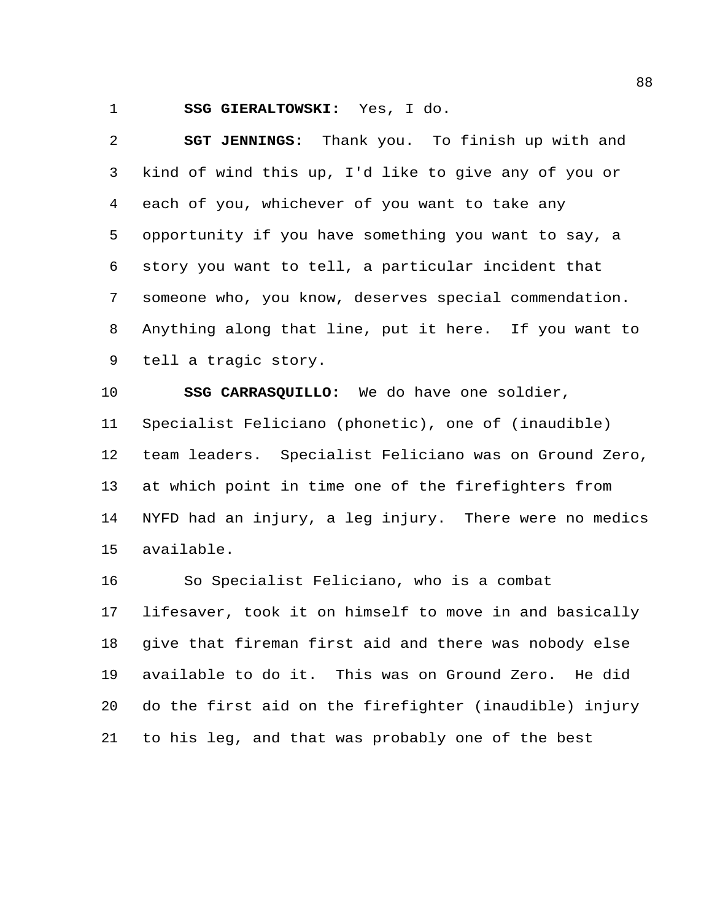**SSG GIERALTOWSKI:** Yes, I do.

**SGT JENNINGS:** Thank you. To finish up with and kind of wind this up, I'd like to give any of you or each of you, whichever of you want to take any opportunity if you have something you want to say, a story you want to tell, a particular incident that someone who, you know, deserves special commendation. Anything along that line, put it here. If you want to tell a tragic story.

**SSG CARRASQUILLO:** We do have one soldier, Specialist Feliciano (phonetic), one of (inaudible) team leaders. Specialist Feliciano was on Ground Zero, at which point in time one of the firefighters from NYFD had an injury, a leg injury. There were no medics available.

So Specialist Feliciano, who is a combat lifesaver, took it on himself to move in and basically give that fireman first aid and there was nobody else available to do it. This was on Ground Zero. He did do the first aid on the firefighter (inaudible) injury to his leg, and that was probably one of the best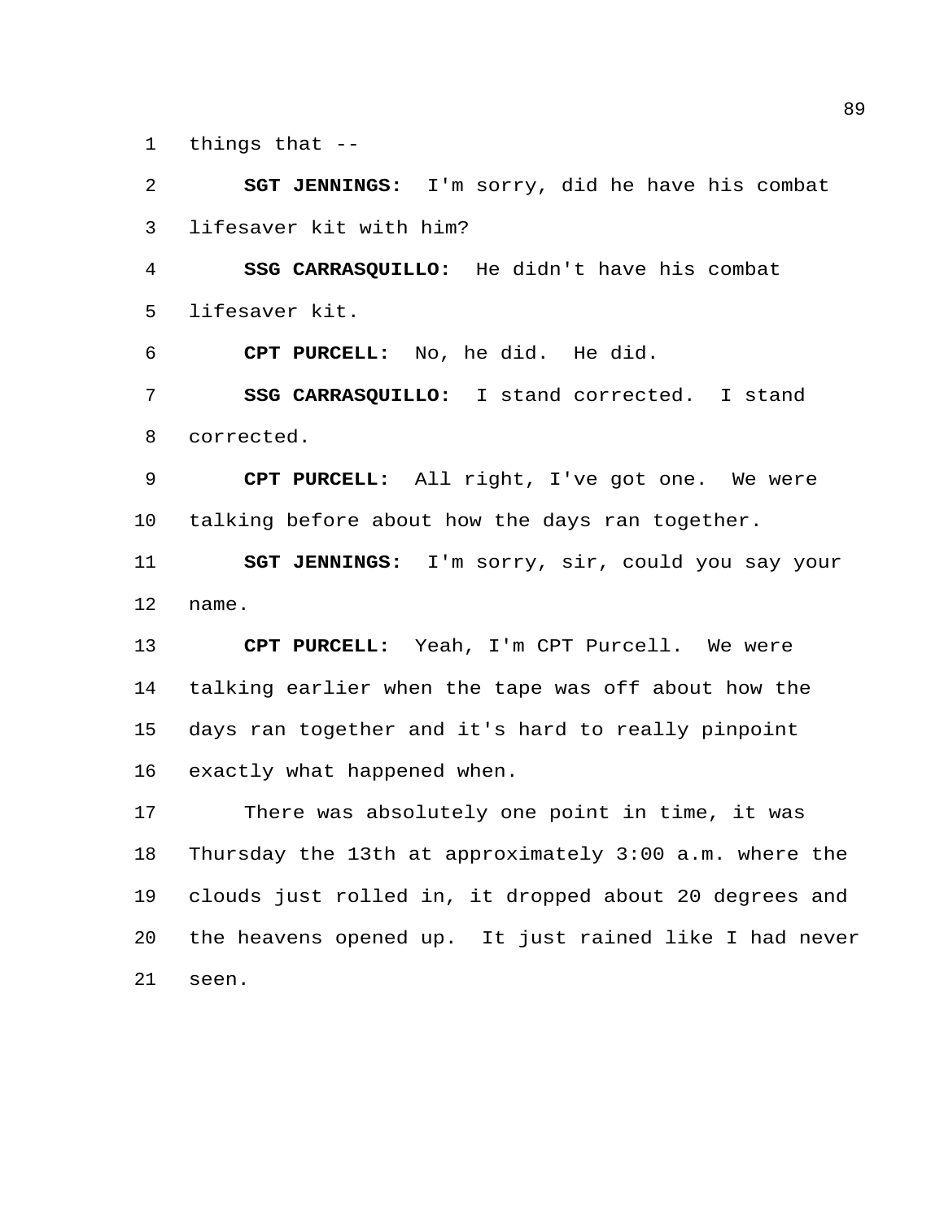things that --

**SGT JENNINGS:** I'm sorry, did he have his combat lifesaver kit with him?

**SSG CARRASQUILLO:** He didn't have his combat lifesaver kit.

**CPT PURCELL:** No, he did. He did.

**SSG CARRASQUILLO:** I stand corrected. I stand corrected.

**CPT PURCELL:** All right, I've got one. We were talking before about how the days ran together.

**SGT JENNINGS:** I'm sorry, sir, could you say your name.

**CPT PURCELL:** Yeah, I'm CPT Purcell. We were talking earlier when the tape was off about how the days ran together and it's hard to really pinpoint exactly what happened when.

There was absolutely one point in time, it was Thursday the 13th at approximately 3:00 a.m. where the clouds just rolled in, it dropped about 20 degrees and the heavens opened up. It just rained like I had never seen.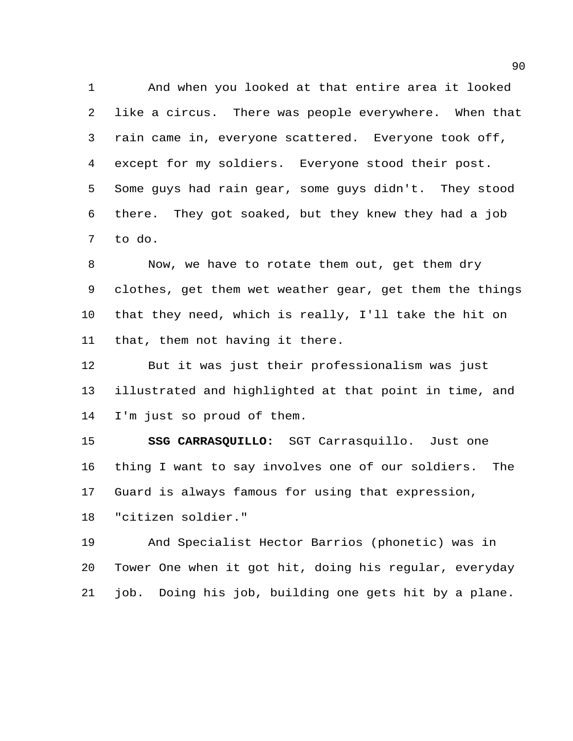And when you looked at that entire area it looked like a circus. There was people everywhere. When that rain came in, everyone scattered. Everyone took off, except for my soldiers. Everyone stood their post. Some guys had rain gear, some guys didn't. They stood there. They got soaked, but they knew they had a job to do.

Now, we have to rotate them out, get them dry clothes, get them wet weather gear, get them the things that they need, which is really, I'll take the hit on that, them not having it there.

But it was just their professionalism was just illustrated and highlighted at that point in time, and I'm just so proud of them.

**SSG CARRASQUILLO:** SGT Carrasquillo. Just one thing I want to say involves one of our soldiers. The Guard is always famous for using that expression, "citizen soldier."

And Specialist Hector Barrios (phonetic) was in Tower One when it got hit, doing his regular, everyday job. Doing his job, building one gets hit by a plane.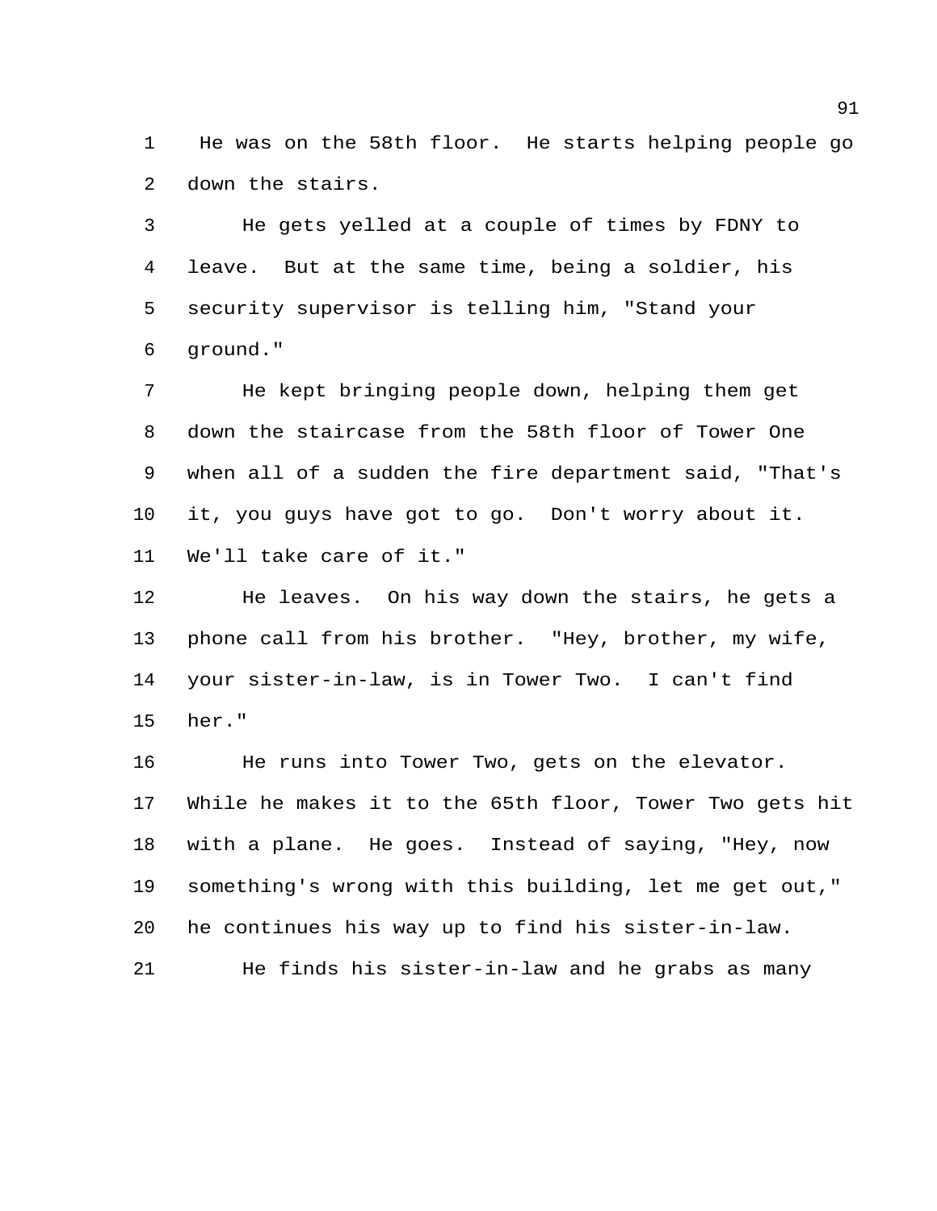He was on the 58th floor. He starts helping people go down the stairs.

He gets yelled at a couple of times by FDNY to leave. But at the same time, being a soldier, his security supervisor is telling him, "Stand your ground."

He kept bringing people down, helping them get down the staircase from the 58th floor of Tower One when all of a sudden the fire department said, "That's it, you guys have got to go. Don't worry about it. We'll take care of it."

He leaves. On his way down the stairs, he gets a phone call from his brother. "Hey, brother, my wife, your sister-in-law, is in Tower Two. I can't find her."

He runs into Tower Two, gets on the elevator. While he makes it to the 65th floor, Tower Two gets hit with a plane. He goes. Instead of saying, "Hey, now something's wrong with this building, let me get out," he continues his way up to find his sister-in-law.

He finds his sister-in-law and he grabs as many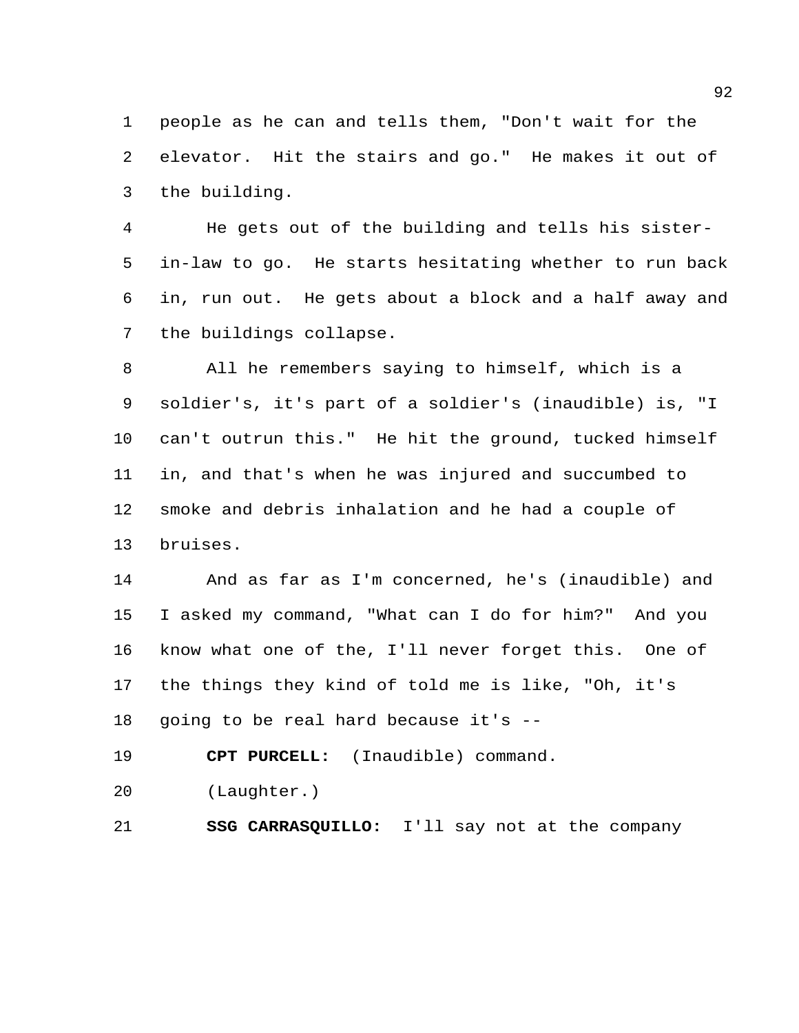people as he can and tells them, "Don't wait for the elevator. Hit the stairs and go." He makes it out of the building.

He gets out of the building and tells his sister-in-law to go. He starts hesitating whether to run back in, run out. He gets about a block and a half away and the buildings collapse.

All he remembers saying to himself, which is a soldier's, it's part of a soldier's (inaudible) is, "I can't outrun this." He hit the ground, tucked himself in, and that's when he was injured and succumbed to smoke and debris inhalation and he had a couple of bruises.

And as far as I'm concerned, he's (inaudible) and I asked my command, "What can I do for him?" And you know what one of the, I'll never forget this. One of the things they kind of told me is like, "Oh, it's going to be real hard because it's --

**CPT PURCELL:** (Inaudible) command.

(Laughter.)

**SSG CARRASQUILLO:** I'll say not at the company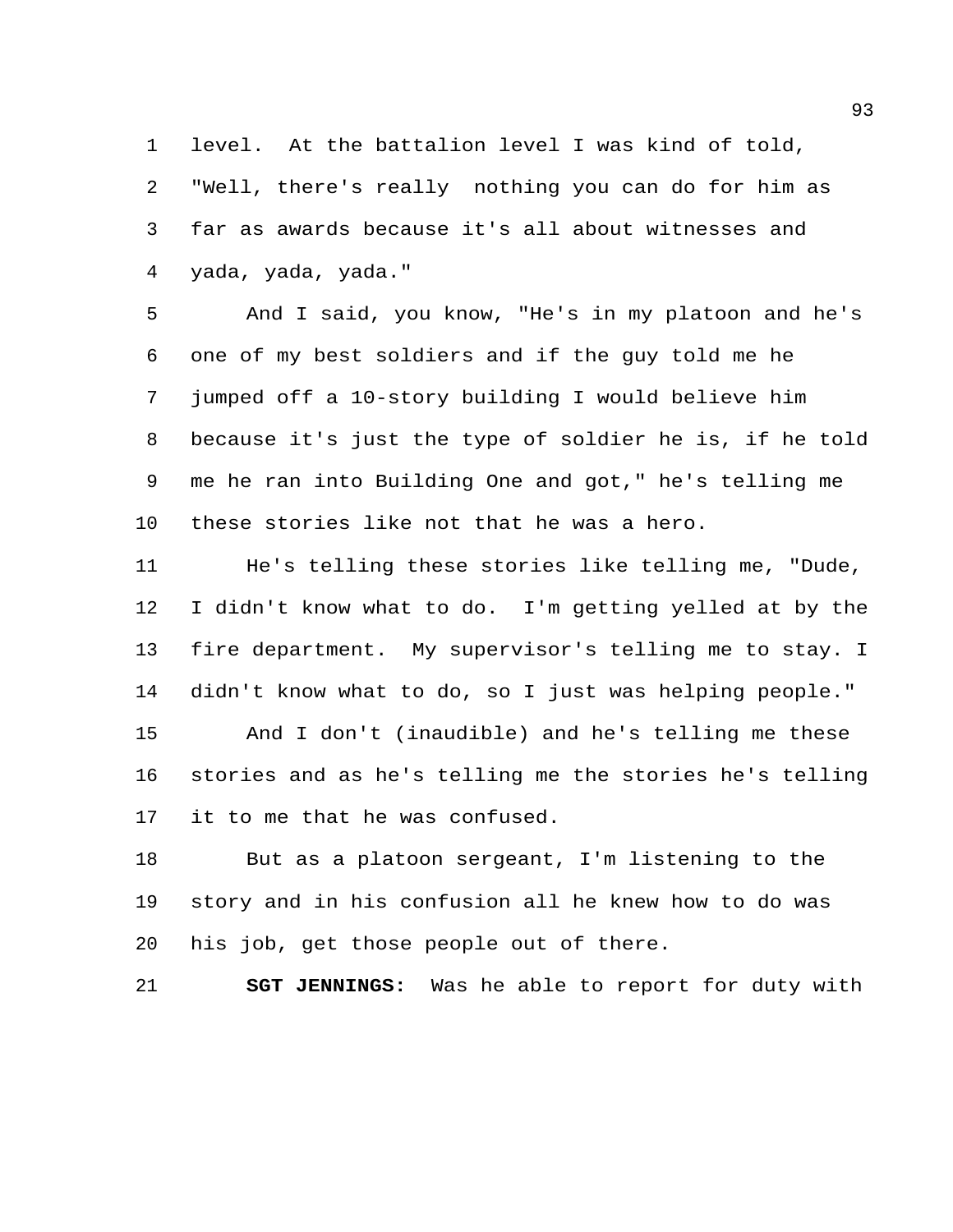level. At the battalion level I was kind of told, "Well, there's really nothing you can do for him as far as awards because it's all about witnesses and yada, yada, yada."

And I said, you know, "He's in my platoon and he's one of my best soldiers and if the guy told me he jumped off a 10-story building I would believe him because it's just the type of soldier he is, if he told me he ran into Building One and got," he's telling me these stories like not that he was a hero.

He's telling these stories like telling me, "Dude, I didn't know what to do. I'm getting yelled at by the fire department. My supervisor's telling me to stay. I didn't know what to do, so I just was helping people."

And I don't (inaudible) and he's telling me these stories and as he's telling me the stories he's telling it to me that he was confused.

But as a platoon sergeant, I'm listening to the story and in his confusion all he knew how to do was his job, get those people out of there.

**SGT JENNINGS:** Was he able to report for duty with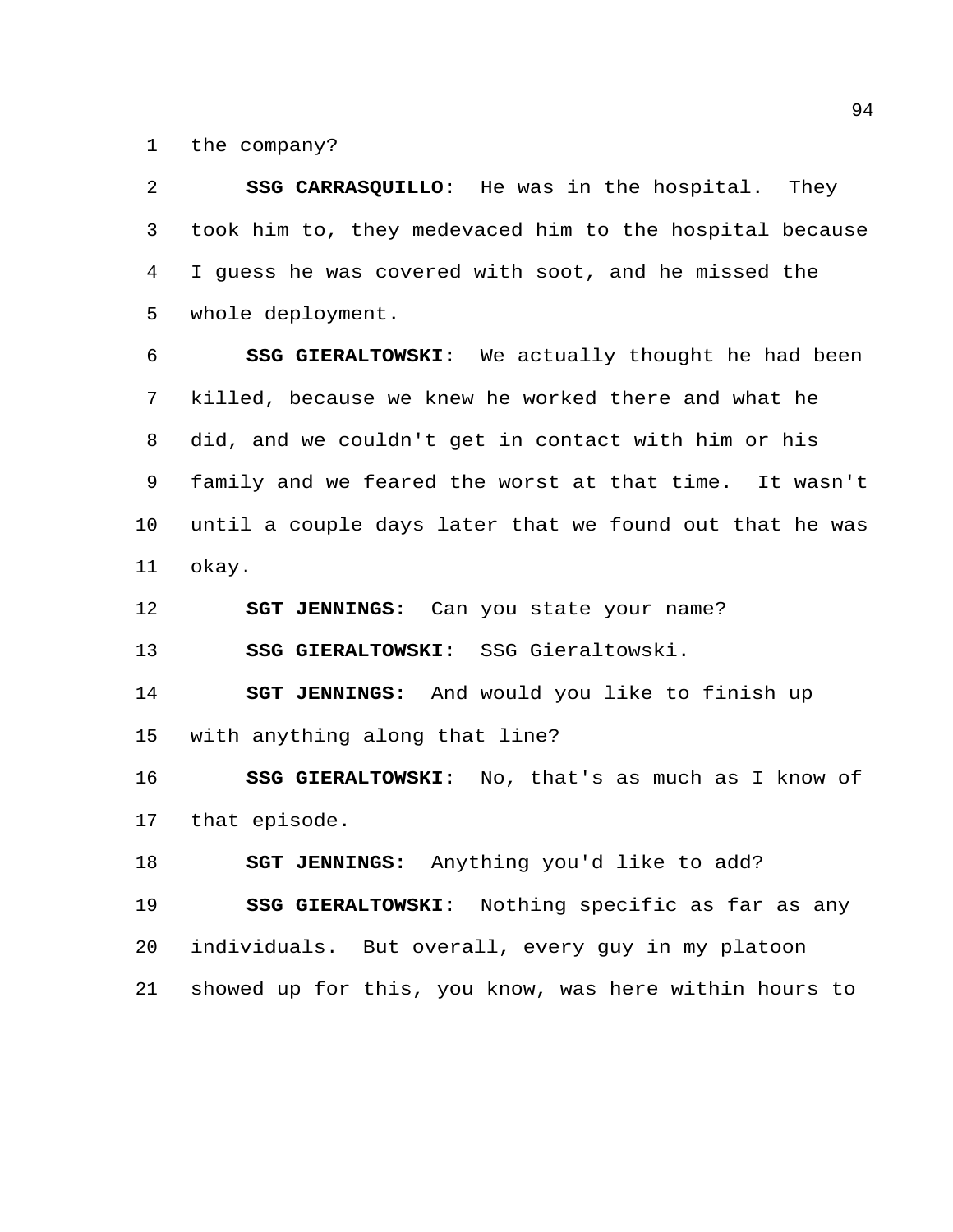the company?

**SSG CARRASQUILLO:** He was in the hospital. They took him to, they medevaced him to the hospital because I guess he was covered with soot, and he missed the whole deployment.

**SSG GIERALTOWSKI:** We actually thought he had been killed, because we knew he worked there and what he did, and we couldn't get in contact with him or his family and we feared the worst at that time. It wasn't until a couple days later that we found out that he was okay.

**SGT JENNINGS:** Can you state your name?

**SSG GIERALTOWSKI:** SSG Gieraltowski.

**SGT JENNINGS:** And would you like to finish up with anything along that line?

**SSG GIERALTOWSKI:** No, that's as much as I know of that episode.

**SGT JENNINGS:** Anything you'd like to add?

**SSG GIERALTOWSKI:** Nothing specific as far as any individuals. But overall, every guy in my platoon showed up for this, you know, was here within hours to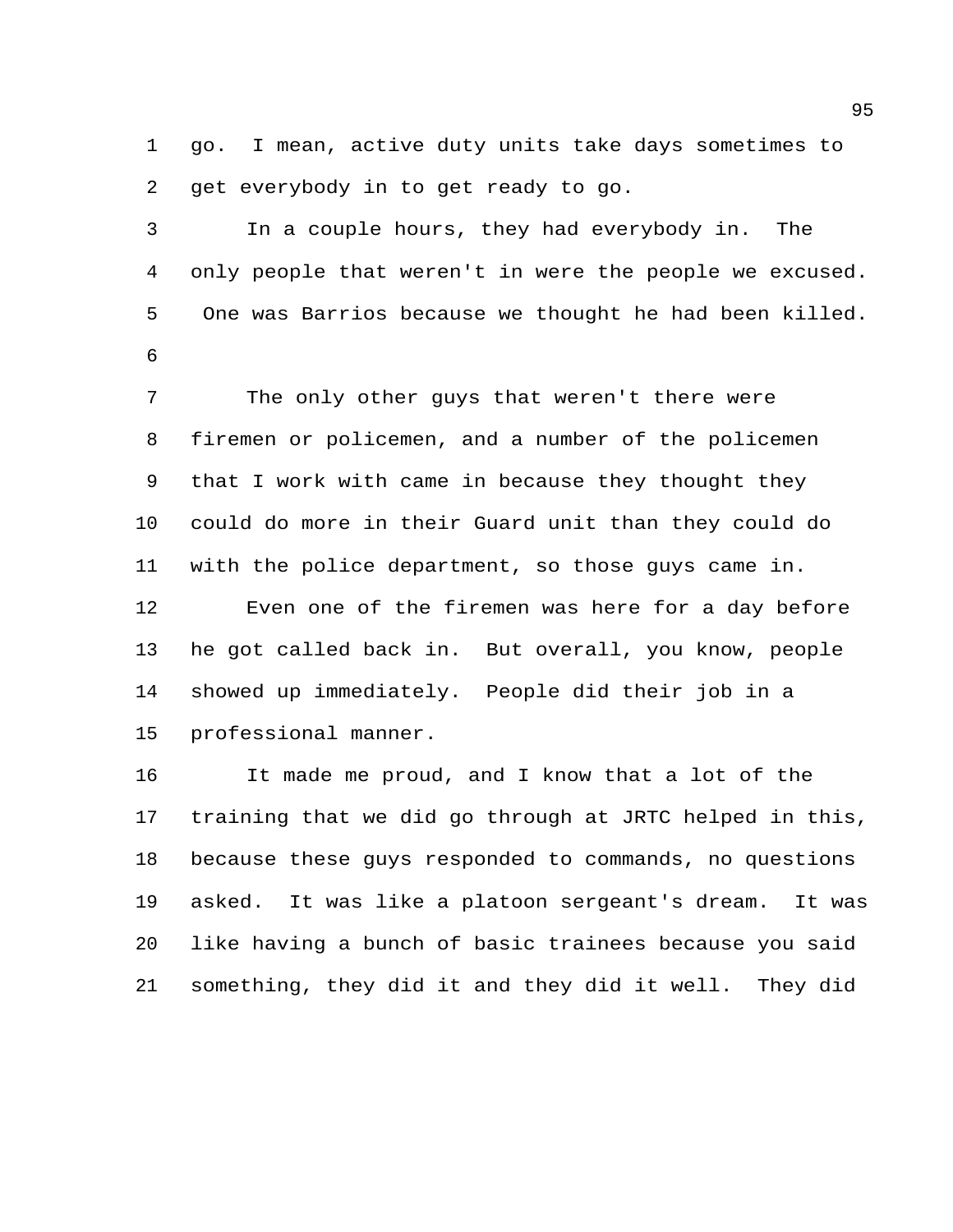go. I mean, active duty units take days sometimes to get everybody in to get ready to go.

In a couple hours, they had everybody in. The only people that weren't in were the people we excused. One was Barrios because we thought he had been killed.

The only other guys that weren't there were firemen or policemen, and a number of the policemen that I work with came in because they thought they could do more in their Guard unit than they could do with the police department, so those guys came in.

Even one of the firemen was here for a day before he got called back in. But overall, you know, people showed up immediately. People did their job in a professional manner.

It made me proud, and I know that a lot of the training that we did go through at JRTC helped in this, because these guys responded to commands, no questions asked. It was like a platoon sergeant's dream. It was like having a bunch of basic trainees because you said something, they did it and they did it well. They did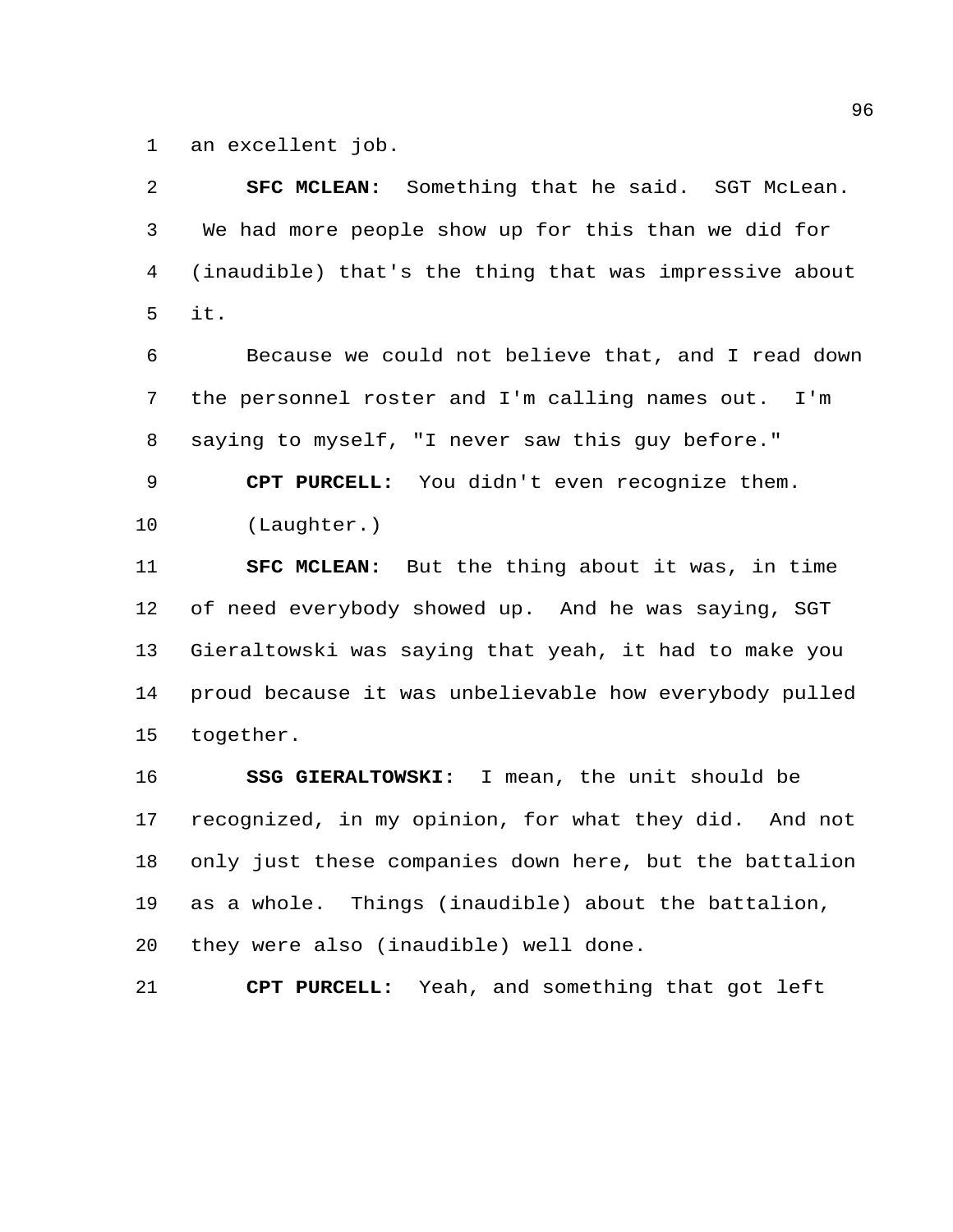an excellent job.

**SFC MCLEAN:** Something that he said. SGT McLean. We had more people show up for this than we did for (inaudible) that's the thing that was impressive about it.

Because we could not believe that, and I read down the personnel roster and I'm calling names out. I'm saying to myself, "I never saw this guy before."

**CPT PURCELL:** You didn't even recognize them.

(Laughter.)

**SFC MCLEAN:** But the thing about it was, in time of need everybody showed up. And he was saying, SGT Gieraltowski was saying that yeah, it had to make you proud because it was unbelievable how everybody pulled together.

**SSG GIERALTOWSKI:** I mean, the unit should be recognized, in my opinion, for what they did. And not only just these companies down here, but the battalion as a whole. Things (inaudible) about the battalion, they were also (inaudible) well done.

**CPT PURCELL:** Yeah, and something that got left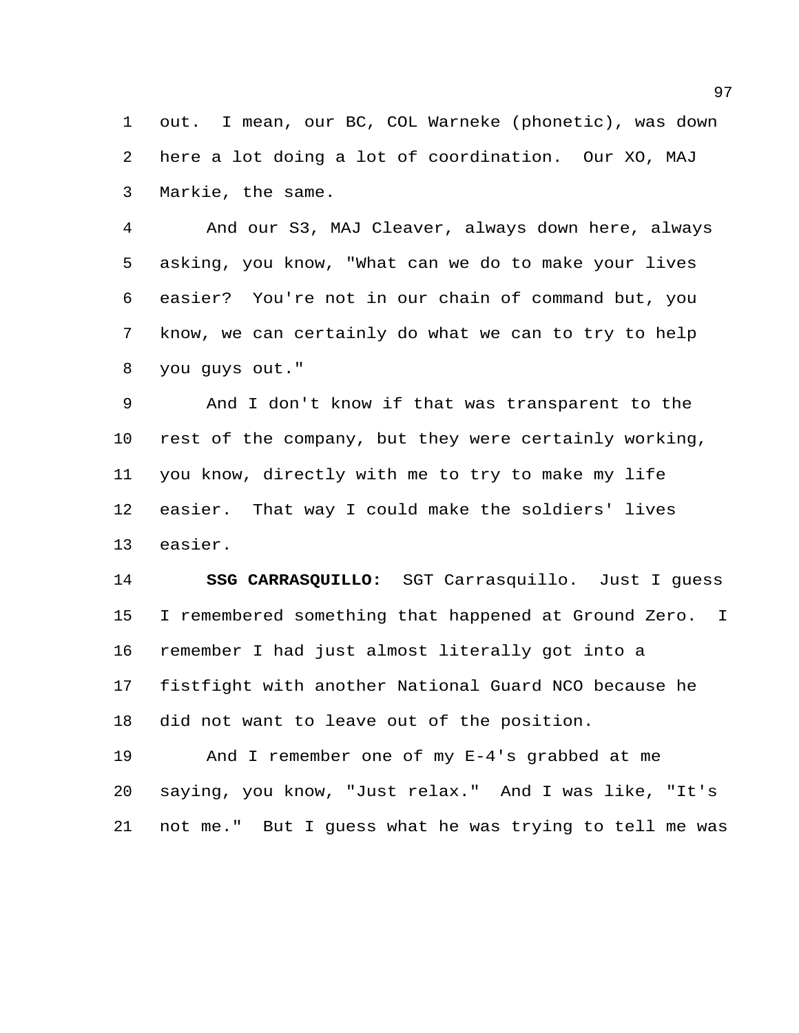out. I mean, our BC, COL Warneke (phonetic), was down here a lot doing a lot of coordination. Our XO, MAJ Markie, the same.

And our S3, MAJ Cleaver, always down here, always asking, you know, "What can we do to make your lives easier? You're not in our chain of command but, you know, we can certainly do what we can to try to help you guys out."

And I don't know if that was transparent to the rest of the company, but they were certainly working, you know, directly with me to try to make my life easier. That way I could make the soldiers' lives easier.

**SSG CARRASQUILLO:** SGT Carrasquillo. Just I guess I remembered something that happened at Ground Zero. I remember I had just almost literally got into a fistfight with another National Guard NCO because he did not want to leave out of the position.

And I remember one of my E-4's grabbed at me saying, you know, "Just relax." And I was like, "It's not me." But I guess what he was trying to tell me was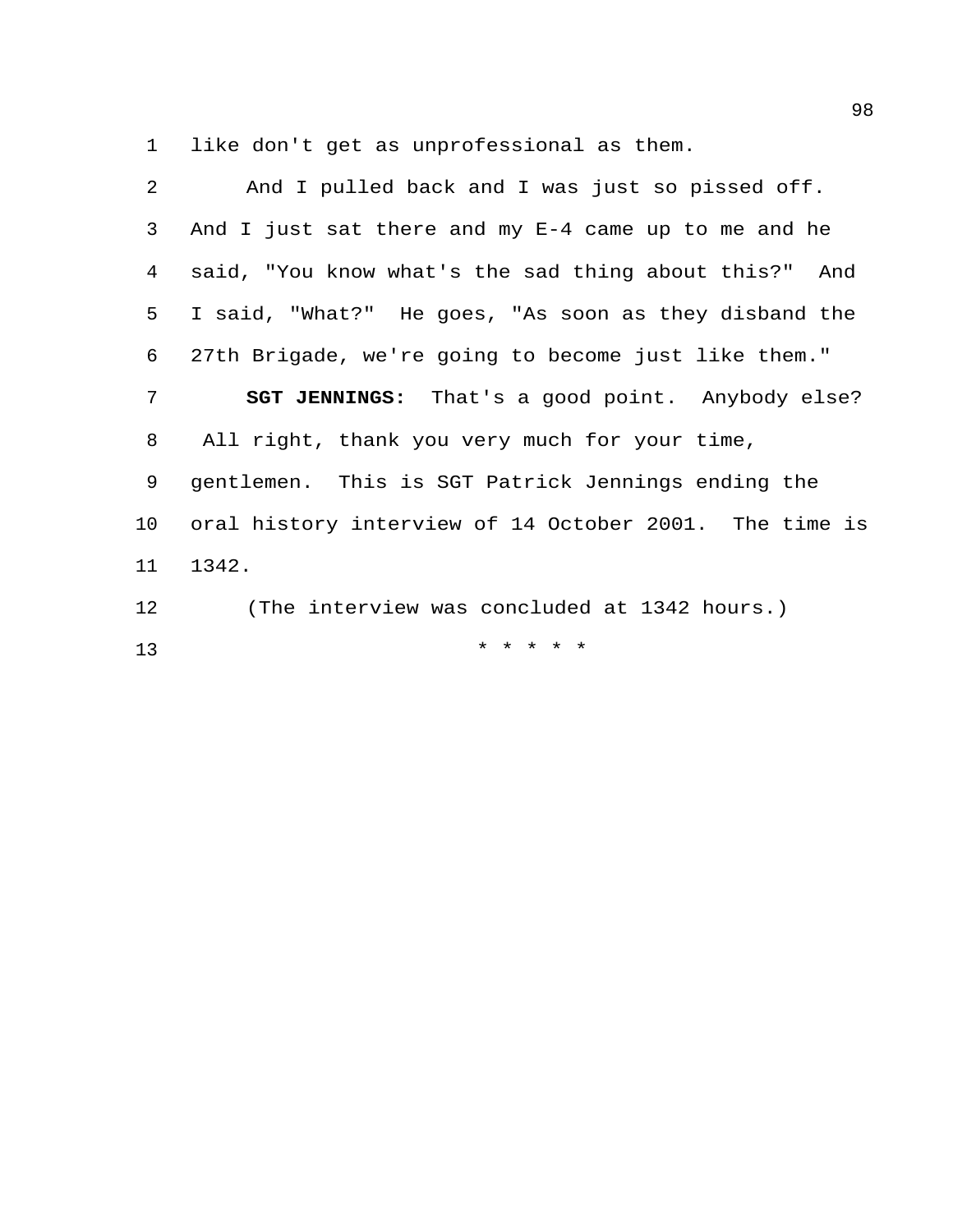like don't get as unprofessional as them.

And I pulled back and I was just so pissed off. And I just sat there and my E-4 came up to me and he said, "You know what's the sad thing about this?" And I said, "What?" He goes, "As soon as they disband the 27th Brigade, we're going to become just like them."

**SGT JENNINGS:** That's a good point. Anybody else? All right, thank you very much for your time, gentlemen. This is SGT Patrick Jennings ending the oral history interview of 14 October 2001. The time is 1342.

(The interview was concluded at 1342 hours.)

* * * * *